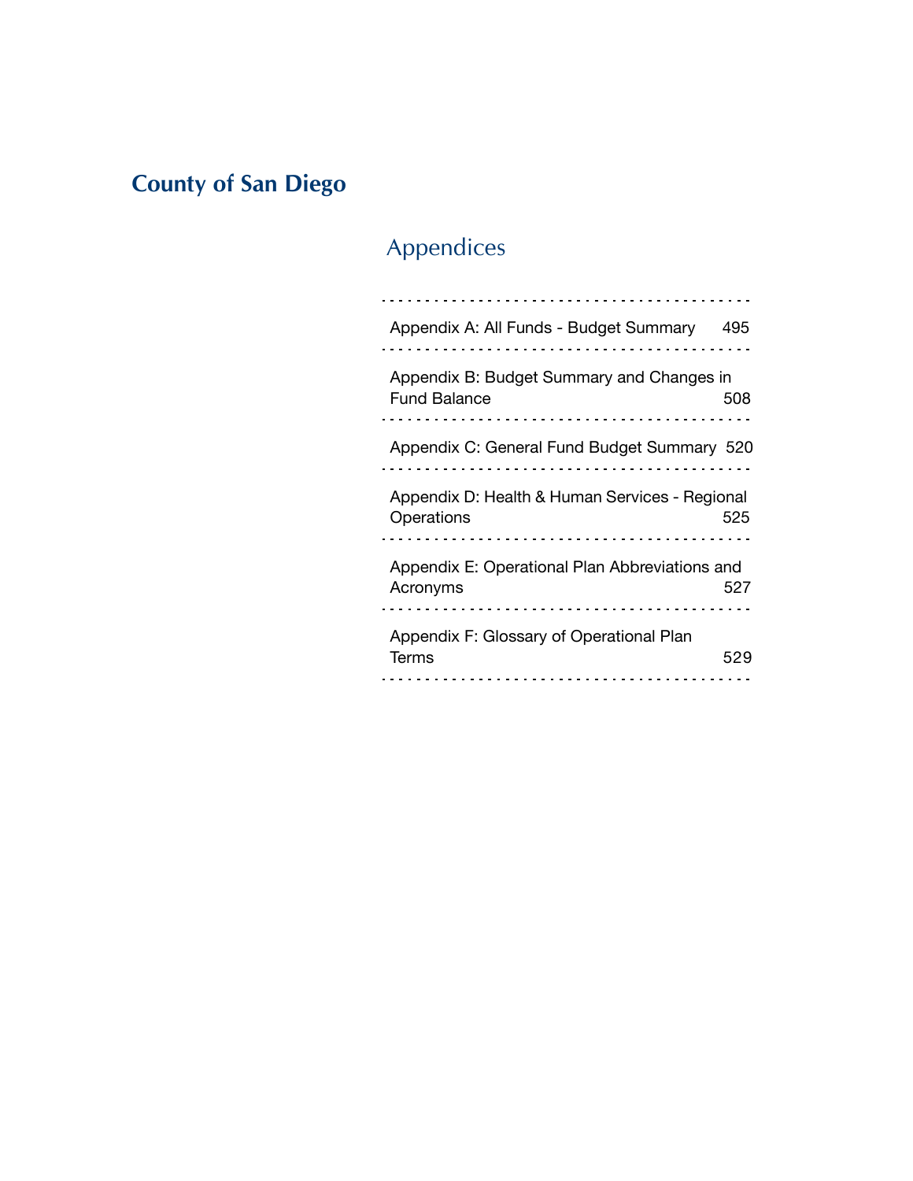# County of San Diego

## Appendices

| | |
|---|---|
| Appendix A: All Funds - Budget Summary | 495 |
| Appendix B: Budget Summary and Changes in Fund Balance | 508 |
| Appendix C: General Fund Budget Summary | 520 |
| Appendix D: Health & Human Services - Regional Operations | 525 |
| Appendix E: Operational Plan Abbreviations and Acronyms | 527 |
| Appendix F: Glossary of Operational Plan Terms | 529 |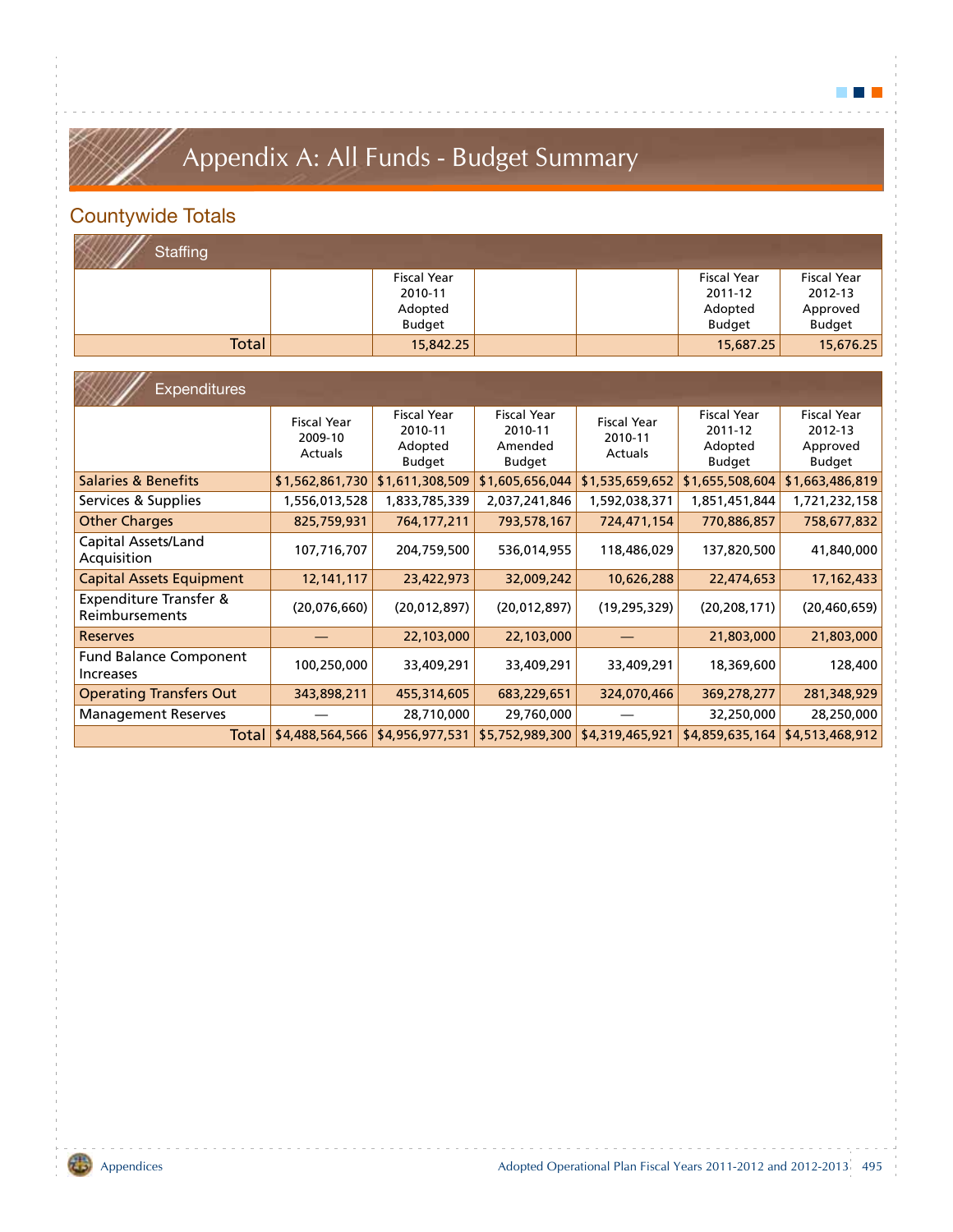# Appendix A: All Funds - Budget Summary

## Countywide Totals

### Staffing

| | | Fiscal Year 2010-11 Adopted Budget | | | Fiscal Year 2011-12 Adopted Budget | Fiscal Year 2012-13 Approved Budget |
|---|---|---|---|---|---|---|
| Total | | 15,842.25 | | | 15,687.25 | 15,676.25 |

### Expenditures

| | Fiscal Year 2009-10 Actuals | Fiscal Year 2010-11 Adopted Budget | Fiscal Year 2010-11 Amended Budget | Fiscal Year 2010-11 Actuals | Fiscal Year 2011-12 Adopted Budget | Fiscal Year 2012-13 Approved Budget |
|---|---|---|---|---|---|---|
| Salaries & Benefits | $1,562,861,730 | $1,611,308,509 | $1,605,656,044 | $1,535,659,652 | $1,655,508,604 | $1,663,486,819 |
| Services & Supplies | 1,556,013,528 | 1,833,785,339 | 2,037,241,846 | 1,592,038,371 | 1,851,451,844 | 1,721,232,158 |
| Other Charges | 825,759,931 | 764,177,211 | 793,578,167 | 724,471,154 | 770,886,857 | 758,677,832 |
| Capital Assets/Land Acquisition | 107,716,707 | 204,759,500 | 536,014,955 | 118,486,029 | 137,820,500 | 41,840,000 |
| Capital Assets Equipment | 12,141,117 | 23,422,973 | 32,009,242 | 10,626,288 | 22,474,653 | 17,162,433 |
| Expenditure Transfer & Reimbursements | (20,076,660) | (20,012,897) | (20,012,897) | (19,295,329) | (20,208,171) | (20,460,659) |
| Reserves | — | 22,103,000 | 22,103,000 | — | 21,803,000 | 21,803,000 |
| Fund Balance Component Increases | 100,250,000 | 33,409,291 | 33,409,291 | 33,409,291 | 18,369,600 | 128,400 |
| Operating Transfers Out | 343,898,211 | 455,314,605 | 683,229,651 | 324,070,466 | 369,278,277 | 281,348,929 |
| Management Reserves | — | 28,710,000 | 29,760,000 | — | 32,250,000 | 28,250,000 |
| Total | $4,488,564,566 | $4,956,977,531 | $5,752,989,300 | $4,319,465,921 | $4,859,635,164 | $4,513,468,912 |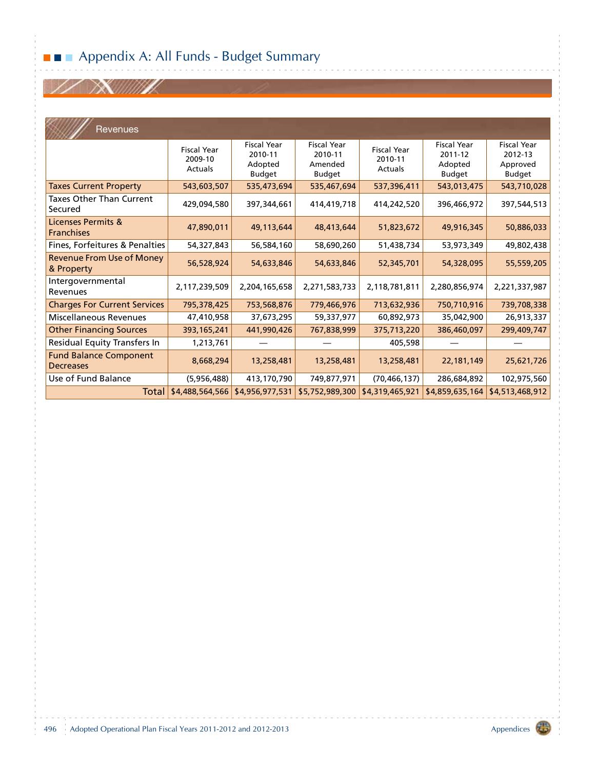# Appendix A: All Funds - Budget Summary

## Revenues

| | Fiscal Year 2009-10 Actuals | Fiscal Year 2010-11 Adopted Budget | Fiscal Year 2010-11 Amended Budget | Fiscal Year 2010-11 Actuals | Fiscal Year 2011-12 Adopted Budget | Fiscal Year 2012-13 Approved Budget |
|---|---|---|---|---|---|---|
| Taxes Current Property | 543,603,507 | 535,473,694 | 535,467,694 | 537,396,411 | 543,013,475 | 543,710,028 |
| Taxes Other Than Current Secured | 429,094,580 | 397,344,661 | 414,419,718 | 414,242,520 | 396,466,972 | 397,544,513 |
| Licenses Permits & Franchises | 47,890,011 | 49,113,644 | 48,413,644 | 51,823,672 | 49,916,345 | 50,886,033 |
| Fines, Forfeitures & Penalties | 54,327,843 | 56,584,160 | 58,690,260 | 51,438,734 | 53,973,349 | 49,802,438 |
| Revenue From Use of Money & Property | 56,528,924 | 54,633,846 | 54,633,846 | 52,345,701 | 54,328,095 | 55,559,205 |
| Intergovernmental Revenues | 2,117,239,509 | 2,204,165,658 | 2,271,583,733 | 2,118,781,811 | 2,280,856,974 | 2,221,337,987 |
| Charges For Current Services | 795,378,425 | 753,568,876 | 779,466,976 | 713,632,936 | 750,710,916 | 739,708,338 |
| Miscellaneous Revenues | 47,410,958 | 37,673,295 | 59,337,977 | 60,892,973 | 35,042,900 | 26,913,337 |
| Other Financing Sources | 393,165,241 | 441,990,426 | 767,838,999 | 375,713,220 | 386,460,097 | 299,409,747 |
| Residual Equity Transfers In | 1,213,761 | — | — | 405,598 | — | — |
| Fund Balance Component Decreases | 8,668,294 | 13,258,481 | 13,258,481 | 13,258,481 | 22,181,149 | 25,621,726 |
| Use of Fund Balance | (5,956,488) | 413,170,790 | 749,877,971 | (70,466,137) | 286,684,892 | 102,975,560 |
| Total | $4,488,564,566 | $4,956,977,531 | $5,752,989,300 | $4,319,465,921 | $4,859,635,164 | $4,513,468,912 |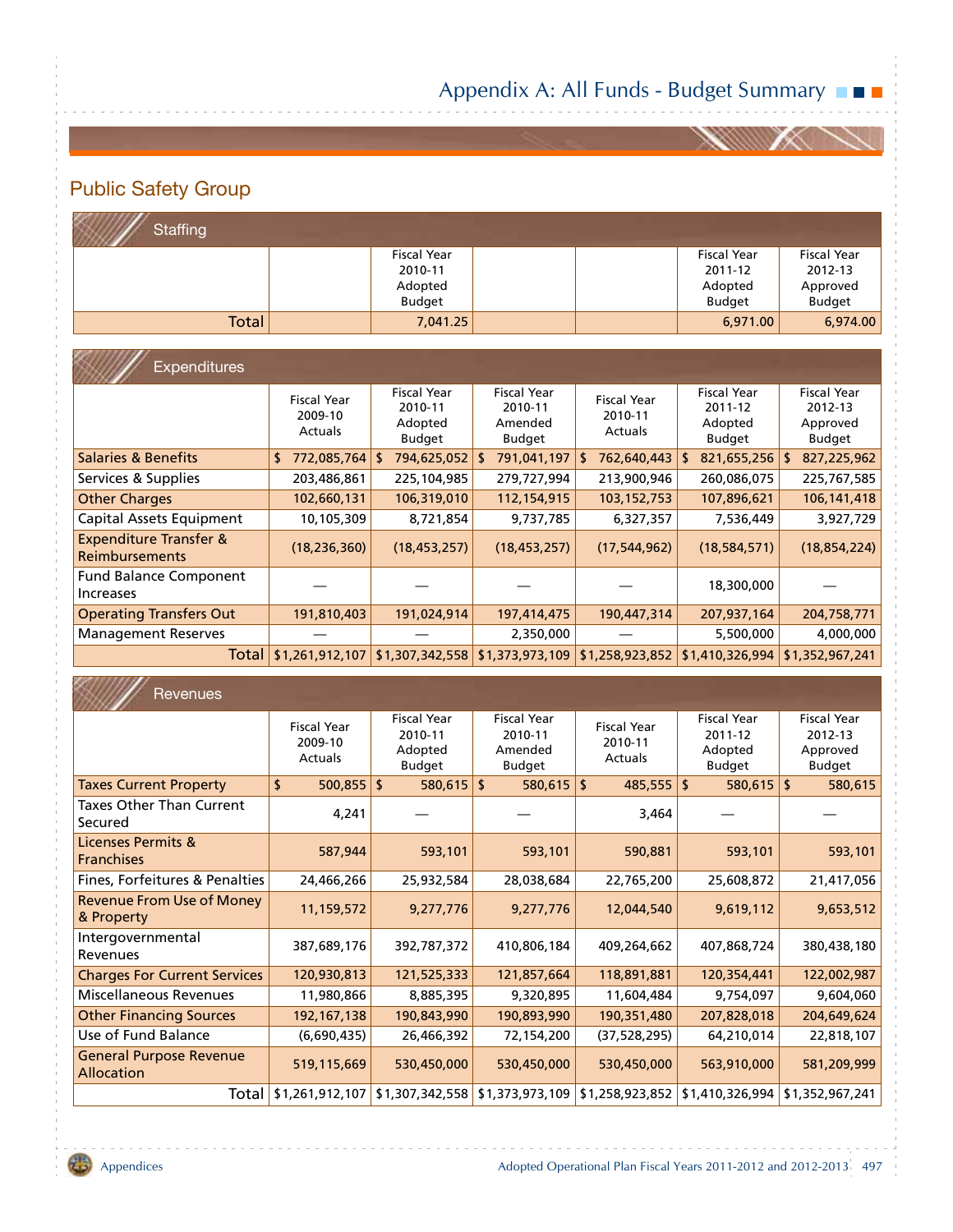## Public Safety Group

### Staffing

| | | Fiscal Year 2010-11 Adopted Budget | | | Fiscal Year 2011-12 Adopted Budget | Fiscal Year 2012-13 Approved Budget |
|---|---|---|---|---|---|---|
| Total | | 7,041.25 | | | 6,971.00 | 6,974.00 |

### Expenditures

| | Fiscal Year 2009-10 Actuals | Fiscal Year 2010-11 Adopted Budget | Fiscal Year 2010-11 Amended Budget | Fiscal Year 2010-11 Actuals | Fiscal Year 2011-12 Adopted Budget | Fiscal Year 2012-13 Approved Budget |
|---|---|---|---|---|---|---|
| Salaries & Benefits | $ 772,085,764 | $ 794,625,052 | $ 791,041,197 | $ 762,640,443 | $ 821,655,256 | $ 827,225,962 |
| Services & Supplies | 203,486,861 | 225,104,985 | 279,727,994 | 213,900,946 | 260,086,075 | 225,767,585 |
| Other Charges | 102,660,131 | 106,319,010 | 112,154,915 | 103,152,753 | 107,896,621 | 106,141,418 |
| Capital Assets Equipment | 10,105,309 | 8,721,854 | 9,737,785 | 6,327,357 | 7,536,449 | 3,927,729 |
| Expenditure Transfer & Reimbursements | (18,236,360) | (18,453,257) | (18,453,257) | (17,544,962) | (18,584,571) | (18,854,224) |
| Fund Balance Component Increases | — | — | — | — | 18,300,000 | — |
| Operating Transfers Out | 191,810,403 | 191,024,914 | 197,414,475 | 190,447,314 | 207,937,164 | 204,758,771 |
| Management Reserves | — | — | 2,350,000 | — | 5,500,000 | 4,000,000 |
| Total | $1,261,912,107 | $1,307,342,558 | $1,373,973,109 | $1,258,923,852 | $1,410,326,994 | $1,352,967,241 |

### Revenues

| | Fiscal Year 2009-10 Actuals | Fiscal Year 2010-11 Adopted Budget | Fiscal Year 2010-11 Amended Budget | Fiscal Year 2010-11 Actuals | Fiscal Year 2011-12 Adopted Budget | Fiscal Year 2012-13 Approved Budget |
|---|---|---|---|---|---|---|
| Taxes Current Property | $ 500,855 | $ 580,615 | $ 580,615 | $ 485,555 | $ 580,615 | $ 580,615 |
| Taxes Other Than Current Secured | 4,241 | — | — | 3,464 | — | — |
| Licenses Permits & Franchises | 587,944 | 593,101 | 593,101 | 590,881 | 593,101 | 593,101 |
| Fines, Forfeitures & Penalties | 24,466,266 | 25,932,584 | 28,038,684 | 22,765,200 | 25,608,872 | 21,417,056 |
| Revenue From Use of Money & Property | 11,159,572 | 9,277,776 | 9,277,776 | 12,044,540 | 9,619,112 | 9,653,512 |
| Intergovernmental Revenues | 387,689,176 | 392,787,372 | 410,806,184 | 409,264,662 | 407,868,724 | 380,438,180 |
| Charges For Current Services | 120,930,813 | 121,525,333 | 121,857,664 | 118,891,881 | 120,354,441 | 122,002,987 |
| Miscellaneous Revenues | 11,980,866 | 8,885,395 | 9,320,895 | 11,604,484 | 9,754,097 | 9,604,060 |
| Other Financing Sources | 192,167,138 | 190,843,990 | 190,893,990 | 190,351,480 | 207,828,018 | 204,649,624 |
| Use of Fund Balance | (6,690,435) | 26,466,392 | 72,154,200 | (37,528,295) | 64,210,014 | 22,818,107 |
| General Purpose Revenue Allocation | 519,115,669 | 530,450,000 | 530,450,000 | 530,450,000 | 563,910,000 | 581,209,999 |
| Total | $1,261,912,107 | $1,307,342,558 | $1,373,973,109 | $1,258,923,852 | $1,410,326,994 | $1,352,967,241 |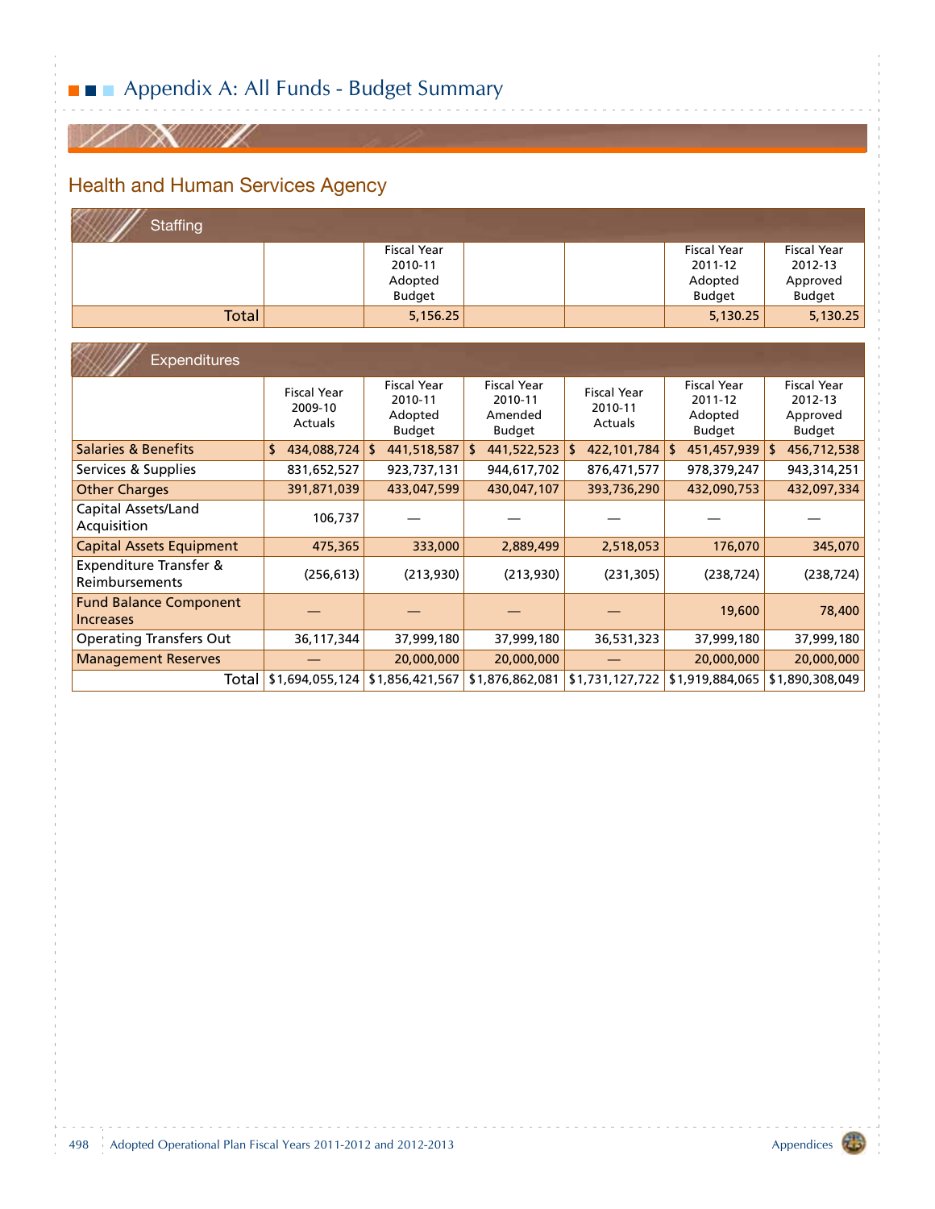# Appendix A: All Funds - Budget Summary

## Health and Human Services Agency

### Staffing

| | | Fiscal Year 2010-11 Adopted Budget | | | Fiscal Year 2011-12 Adopted Budget | Fiscal Year 2012-13 Approved Budget |
|---|---|---|---|---|---|---|
| Total | | 5,156.25 | | | 5,130.25 | 5,130.25 |

### Expenditures

| | Fiscal Year 2009-10 Actuals | Fiscal Year 2010-11 Adopted Budget | Fiscal Year 2010-11 Amended Budget | Fiscal Year 2010-11 Actuals | Fiscal Year 2011-12 Adopted Budget | Fiscal Year 2012-13 Approved Budget |
|---|---|---|---|---|---|---|
| Salaries & Benefits | $ 434,088,724 | $ 441,518,587 | $ 441,522,523 | $ 422,101,784 | $ 451,457,939 | $ 456,712,538 |
| Services & Supplies | 831,652,527 | 923,737,131 | 944,617,702 | 876,471,577 | 978,379,247 | 943,314,251 |
| Other Charges | 391,871,039 | 433,047,599 | 430,047,107 | 393,736,290 | 432,090,753 | 432,097,334 |
| Capital Assets/Land Acquisition | 106,737 | — | — | — | — | — |
| Capital Assets Equipment | 475,365 | 333,000 | 2,889,499 | 2,518,053 | 176,070 | 345,070 |
| Expenditure Transfer & Reimbursements | (256,613) | (213,930) | (213,930) | (231,305) | (238,724) | (238,724) |
| Fund Balance Component Increases | — | — | — | — | 19,600 | 78,400 |
| Operating Transfers Out | 36,117,344 | 37,999,180 | 37,999,180 | 36,531,323 | 37,999,180 | 37,999,180 |
| Management Reserves | — | 20,000,000 | 20,000,000 | — | 20,000,000 | 20,000,000 |
| Total | $1,694,055,124 | $1,856,421,567 | $1,876,862,081 | $1,731,127,722 | $1,919,884,065 | $1,890,308,049 |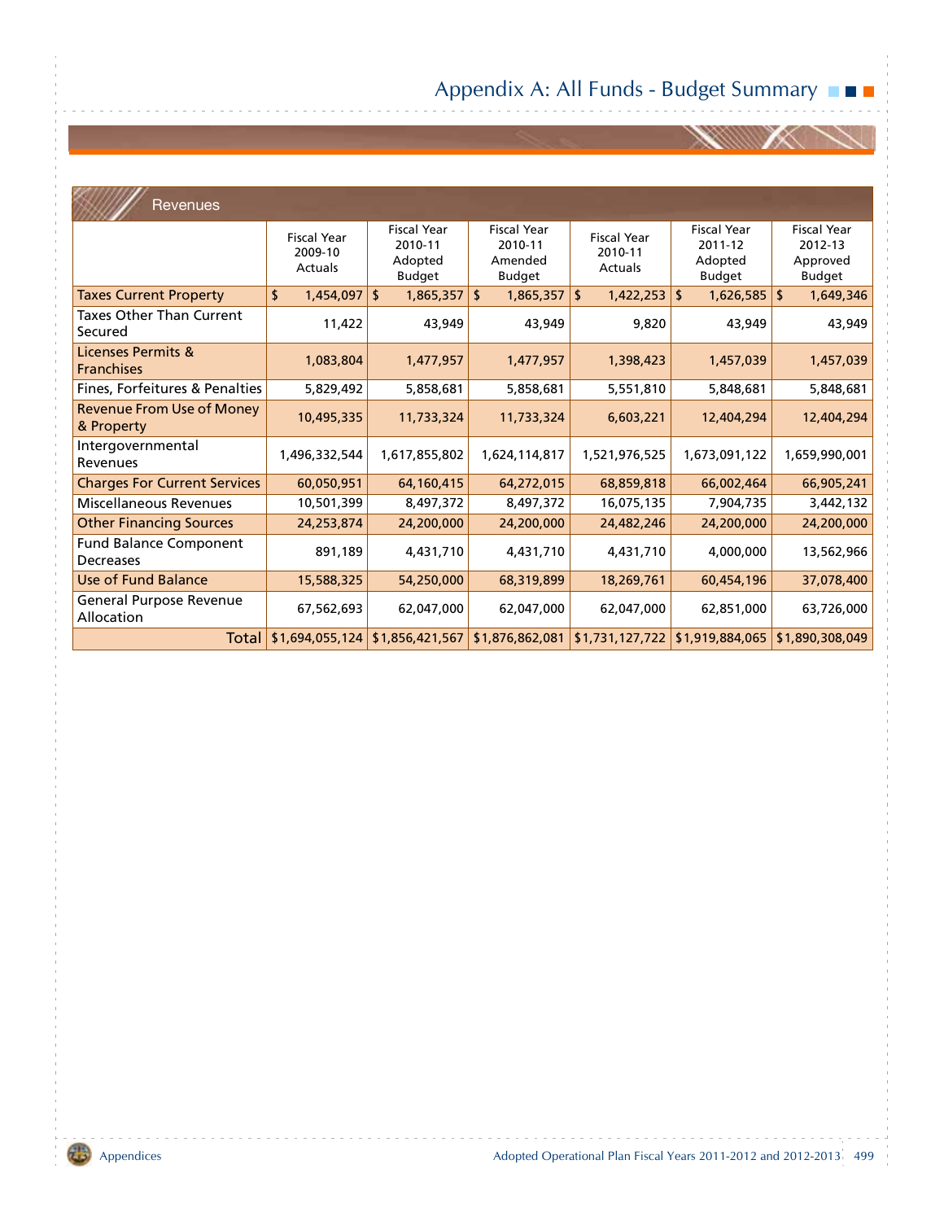# Appendix A: All Funds - Budget Summary

## Revenues

| | Fiscal Year 2009-10 Actuals | Fiscal Year 2010-11 Adopted Budget | Fiscal Year 2010-11 Amended Budget | Fiscal Year 2010-11 Actuals | Fiscal Year 2011-12 Adopted Budget | Fiscal Year 2012-13 Approved Budget |
|---|---|---|---|---|---|---|
| Taxes Current Property | $ 1,454,097 | $ 1,865,357 | $ 1,865,357 | $ 1,422,253 | $ 1,626,585 | $ 1,649,346 |
| Taxes Other Than Current Secured | 11,422 | 43,949 | 43,949 | 9,820 | 43,949 | 43,949 |
| Licenses Permits & Franchises | 1,083,804 | 1,477,957 | 1,477,957 | 1,398,423 | 1,457,039 | 1,457,039 |
| Fines, Forfeitures & Penalties | 5,829,492 | 5,858,681 | 5,858,681 | 5,551,810 | 5,848,681 | 5,848,681 |
| Revenue From Use of Money & Property | 10,495,335 | 11,733,324 | 11,733,324 | 6,603,221 | 12,404,294 | 12,404,294 |
| Intergovernmental Revenues | 1,496,332,544 | 1,617,855,802 | 1,624,114,817 | 1,521,976,525 | 1,673,091,122 | 1,659,990,001 |
| Charges For Current Services | 60,050,951 | 64,160,415 | 64,272,015 | 68,859,818 | 66,002,464 | 66,905,241 |
| Miscellaneous Revenues | 10,501,399 | 8,497,372 | 8,497,372 | 16,075,135 | 7,904,735 | 3,442,132 |
| Other Financing Sources | 24,253,874 | 24,200,000 | 24,200,000 | 24,482,246 | 24,200,000 | 24,200,000 |
| Fund Balance Component Decreases | 891,189 | 4,431,710 | 4,431,710 | 4,431,710 | 4,000,000 | 13,562,966 |
| Use of Fund Balance | 15,588,325 | 54,250,000 | 68,319,899 | 18,269,761 | 60,454,196 | 37,078,400 |
| General Purpose Revenue Allocation | 67,562,693 | 62,047,000 | 62,047,000 | 62,047,000 | 62,851,000 | 63,726,000 |
| Total | $1,694,055,124 | $1,856,421,567 | $1,876,862,081 | $1,731,127,722 | $1,919,884,065 | $1,890,308,049 |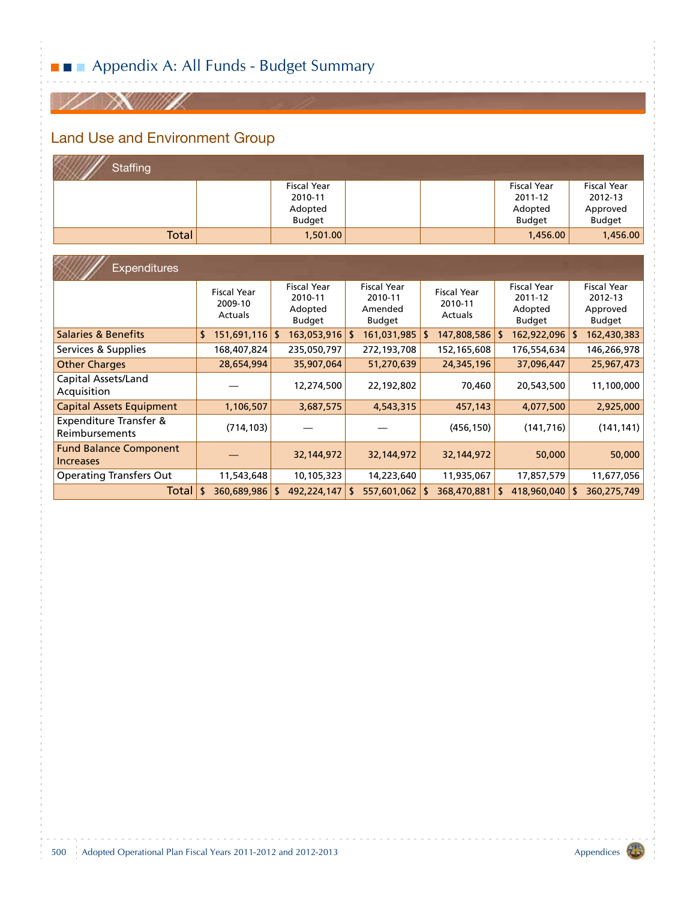# Appendix A: All Funds - Budget Summary

## Land Use and Environment Group

### Staffing

| | | Fiscal Year 2010-11 Adopted Budget | | | Fiscal Year 2011-12 Adopted Budget | Fiscal Year 2012-13 Approved Budget |
|---|---|---|---|---|---|---|
| Total | | 1,501.00 | | | 1,456.00 | 1,456.00 |

### Expenditures

| | Fiscal Year 2009-10 Actuals | Fiscal Year 2010-11 Adopted Budget | Fiscal Year 2010-11 Amended Budget | Fiscal Year 2010-11 Actuals | Fiscal Year 2011-12 Adopted Budget | Fiscal Year 2012-13 Approved Budget |
|---|---|---|---|---|---|---|
| Salaries & Benefits | $ 151,691,116 | $ 163,053,916 | $ 161,031,985 | $ 147,808,586 | $ 162,922,096 | $ 162,430,383 |
| Services & Supplies | 168,407,824 | 235,050,797 | 272,193,708 | 152,165,608 | 176,554,634 | 146,266,978 |
| Other Charges | 28,654,994 | 35,907,064 | 51,270,639 | 24,345,196 | 37,096,447 | 25,967,473 |
| Capital Assets/Land Acquisition | — | 12,274,500 | 22,192,802 | 70,460 | 20,543,500 | 11,100,000 |
| Capital Assets Equipment | 1,106,507 | 3,687,575 | 4,543,315 | 457,143 | 4,077,500 | 2,925,000 |
| Expenditure Transfer & Reimbursements | (714,103) | — | — | (456,150) | (141,716) | (141,141) |
| Fund Balance Component Increases | — | 32,144,972 | 32,144,972 | 32,144,972 | 50,000 | 50,000 |
| Operating Transfers Out | 11,543,648 | 10,105,323 | 14,223,640 | 11,935,067 | 17,857,579 | 11,677,056 |
| Total | $ 360,689,986 | $ 492,224,147 | $ 557,601,062 | $ 368,470,881 | $ 418,960,040 | $ 360,275,749 |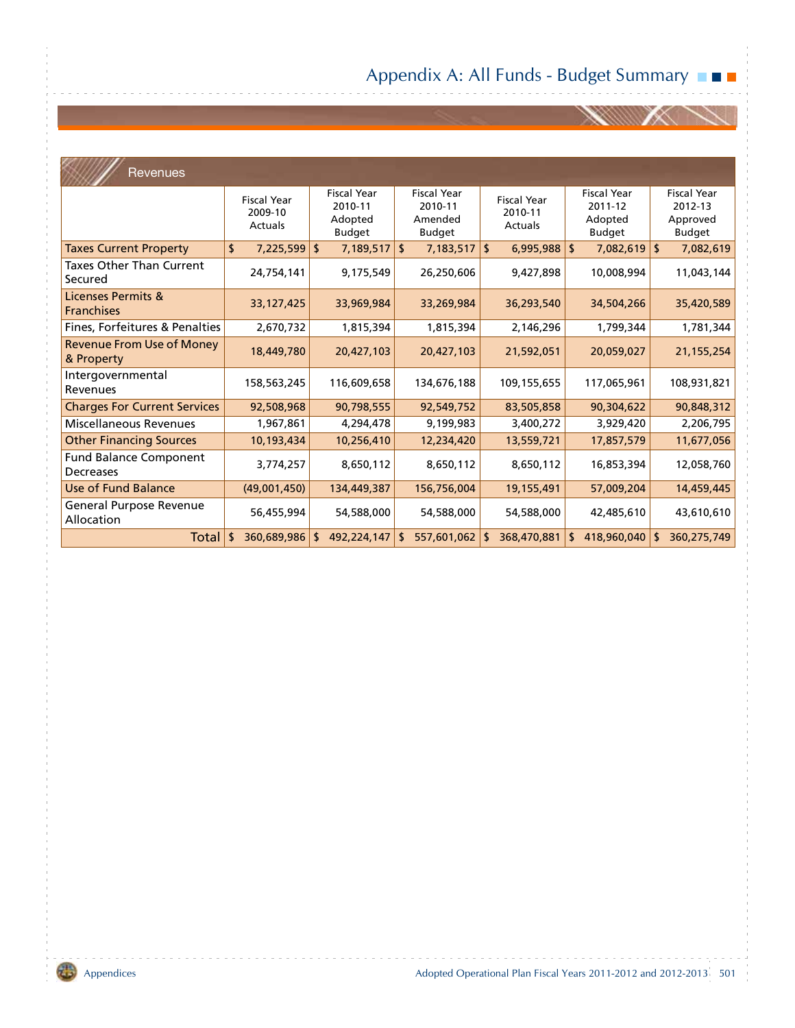# Appendix A: All Funds - Budget Summary

## Revenues

| | Fiscal Year 2009-10 Actuals | Fiscal Year 2010-11 Adopted Budget | Fiscal Year 2010-11 Amended Budget | Fiscal Year 2010-11 Actuals | Fiscal Year 2011-12 Adopted Budget | Fiscal Year 2012-13 Approved Budget |
|---|---|---|---|---|---|---|
| Taxes Current Property | $ 7,225,599 | $ 7,189,517 | $ 7,183,517 | $ 6,995,988 | $ 7,082,619 | $ 7,082,619 |
| Taxes Other Than Current Secured | 24,754,141 | 9,175,549 | 26,250,606 | 9,427,898 | 10,008,994 | 11,043,144 |
| Licenses Permits & Franchises | 33,127,425 | 33,969,984 | 33,269,984 | 36,293,540 | 34,504,266 | 35,420,589 |
| Fines, Forfeitures & Penalties | 2,670,732 | 1,815,394 | 1,815,394 | 2,146,296 | 1,799,344 | 1,781,344 |
| Revenue From Use of Money & Property | 18,449,780 | 20,427,103 | 20,427,103 | 21,592,051 | 20,059,027 | 21,155,254 |
| Intergovernmental Revenues | 158,563,245 | 116,609,658 | 134,676,188 | 109,155,655 | 117,065,961 | 108,931,821 |
| Charges For Current Services | 92,508,968 | 90,798,555 | 92,549,752 | 83,505,858 | 90,304,622 | 90,848,312 |
| Miscellaneous Revenues | 1,967,861 | 4,294,478 | 9,199,983 | 3,400,272 | 3,929,420 | 2,206,795 |
| Other Financing Sources | 10,193,434 | 10,256,410 | 12,234,420 | 13,559,721 | 17,857,579 | 11,677,056 |
| Fund Balance Component Decreases | 3,774,257 | 8,650,112 | 8,650,112 | 8,650,112 | 16,853,394 | 12,058,760 |
| Use of Fund Balance | (49,001,450) | 134,449,387 | 156,756,004 | 19,155,491 | 57,009,204 | 14,459,445 |
| General Purpose Revenue Allocation | 56,455,994 | 54,588,000 | 54,588,000 | 54,588,000 | 42,485,610 | 43,610,610 |
| Total | $ 360,689,986 | $ 492,224,147 | $ 557,601,062 | $ 368,470,881 | $ 418,960,040 | $ 360,275,749 |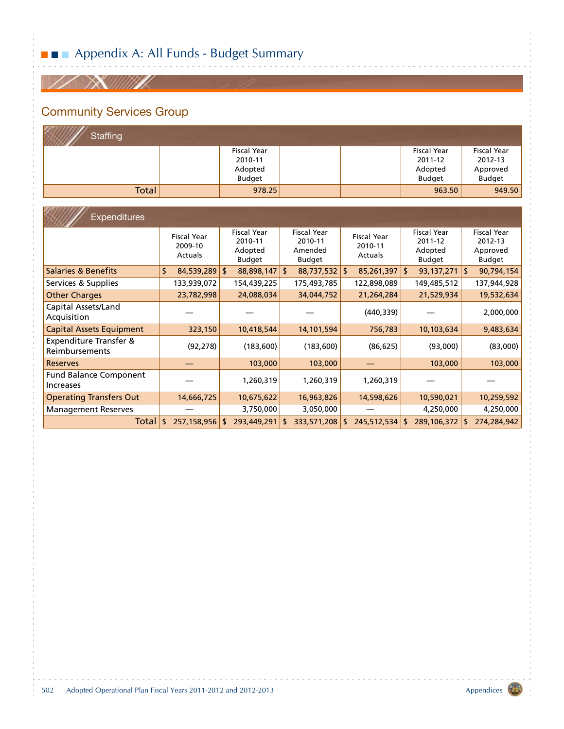# Appendix A: All Funds - Budget Summary

## Community Services Group

### Staffing

| | | Fiscal Year 2010-11 Adopted Budget | | | Fiscal Year 2011-12 Adopted Budget | Fiscal Year 2012-13 Approved Budget |
|---|---|---|---|---|---|---|
| Total | | 978.25 | | | 963.50 | 949.50 |

### Expenditures

| | Fiscal Year 2009-10 Actuals | Fiscal Year 2010-11 Adopted Budget | Fiscal Year 2010-11 Amended Budget | Fiscal Year 2010-11 Actuals | Fiscal Year 2011-12 Adopted Budget | Fiscal Year 2012-13 Approved Budget |
|---|---|---|---|---|---|---|
| Salaries & Benefits | $ 84,539,289 | $ 88,898,147 | $ 88,737,532 | $ 85,261,397 | $ 93,137,271 | $ 90,794,154 |
| Services & Supplies | 133,939,072 | 154,439,225 | 175,493,785 | 122,898,089 | 149,485,512 | 137,944,928 |
| Other Charges | 23,782,998 | 24,088,034 | 34,044,752 | 21,264,284 | 21,529,934 | 19,532,634 |
| Capital Assets/Land Acquisition | — | — | — | (440,339) | — | 2,000,000 |
| Capital Assets Equipment | 323,150 | 10,418,544 | 14,101,594 | 756,783 | 10,103,634 | 9,483,634 |
| Expenditure Transfer & Reimbursements | (92,278) | (183,600) | (183,600) | (86,625) | (93,000) | (83,000) |
| Reserves | — | 103,000 | 103,000 | — | 103,000 | 103,000 |
| Fund Balance Component Increases | — | 1,260,319 | 1,260,319 | 1,260,319 | — | — |
| Operating Transfers Out | 14,666,725 | 10,675,622 | 16,963,826 | 14,598,626 | 10,590,021 | 10,259,592 |
| Management Reserves | — | 3,750,000 | 3,050,000 | — | 4,250,000 | 4,250,000 |
| Total | $ 257,158,956 | $ 293,449,291 | $ 333,571,208 | $ 245,512,534 | $ 289,106,372 | $ 274,284,942 |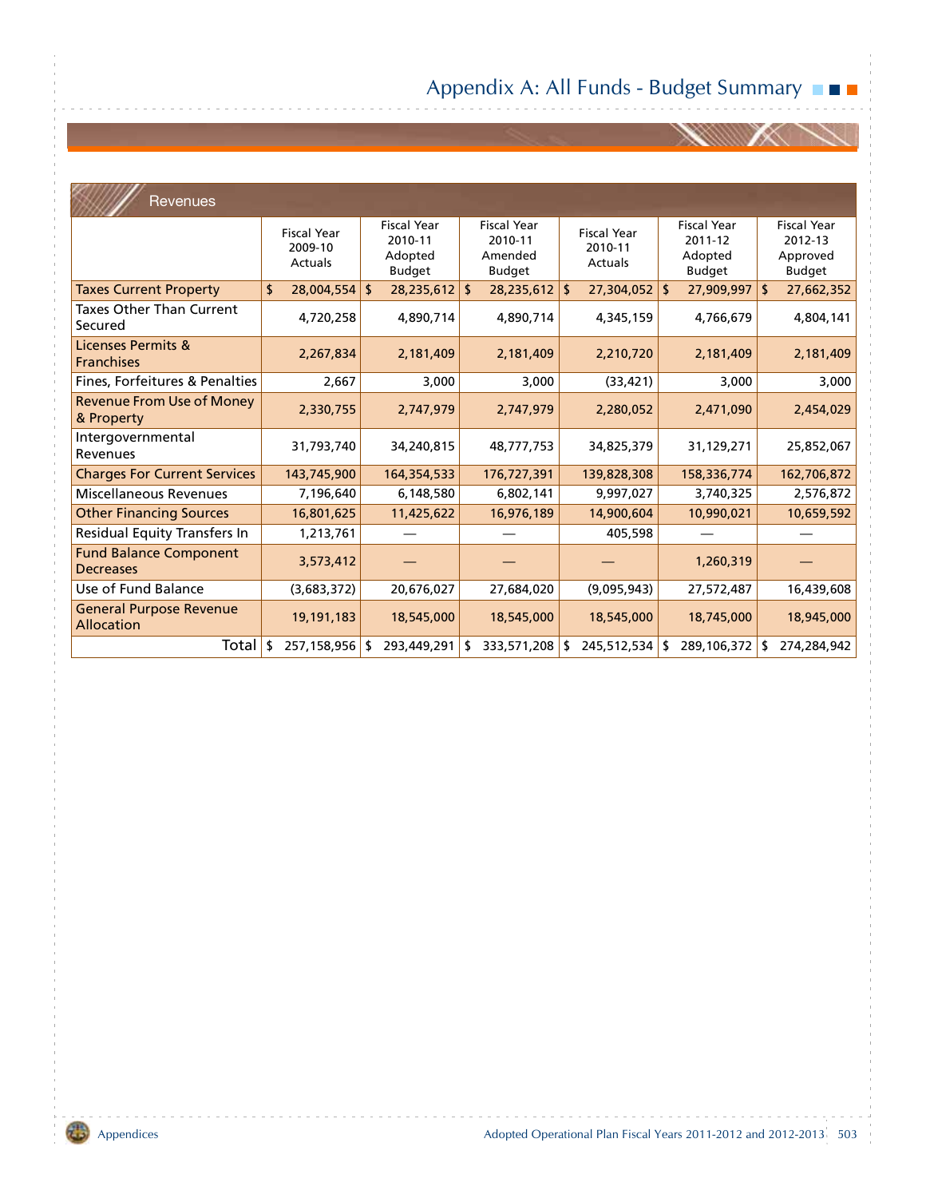# Appendix A: All Funds - Budget Summary

## Revenues

| | Fiscal Year 2009-10 Actuals | Fiscal Year 2010-11 Adopted Budget | Fiscal Year 2010-11 Amended Budget | Fiscal Year 2010-11 Actuals | Fiscal Year 2011-12 Adopted Budget | Fiscal Year 2012-13 Approved Budget |
|---|---|---|---|---|---|---|
| Taxes Current Property | $ 28,004,554 | $ 28,235,612 | $ 28,235,612 | $ 27,304,052 | $ 27,909,997 | $ 27,662,352 |
| Taxes Other Than Current Secured | 4,720,258 | 4,890,714 | 4,890,714 | 4,345,159 | 4,766,679 | 4,804,141 |
| Licenses Permits & Franchises | 2,267,834 | 2,181,409 | 2,181,409 | 2,210,720 | 2,181,409 | 2,181,409 |
| Fines, Forfeitures & Penalties | 2,667 | 3,000 | 3,000 | (33,421) | 3,000 | 3,000 |
| Revenue From Use of Money & Property | 2,330,755 | 2,747,979 | 2,747,979 | 2,280,052 | 2,471,090 | 2,454,029 |
| Intergovernmental Revenues | 31,793,740 | 34,240,815 | 48,777,753 | 34,825,379 | 31,129,271 | 25,852,067 |
| Charges For Current Services | 143,745,900 | 164,354,533 | 176,727,391 | 139,828,308 | 158,336,774 | 162,706,872 |
| Miscellaneous Revenues | 7,196,640 | 6,148,580 | 6,802,141 | 9,997,027 | 3,740,325 | 2,576,872 |
| Other Financing Sources | 16,801,625 | 11,425,622 | 16,976,189 | 14,900,604 | 10,990,021 | 10,659,592 |
| Residual Equity Transfers In | 1,213,761 | — | — | 405,598 | — | — |
| Fund Balance Component Decreases | 3,573,412 | — | — | — | 1,260,319 | — |
| Use of Fund Balance | (3,683,372) | 20,676,027 | 27,684,020 | (9,095,943) | 27,572,487 | 16,439,608 |
| General Purpose Revenue Allocation | 19,191,183 | 18,545,000 | 18,545,000 | 18,545,000 | 18,745,000 | 18,945,000 |
| Total | $ 257,158,956 | $ 293,449,291 | $ 333,571,208 | $ 245,512,534 | $ 289,106,372 | $ 274,284,942 |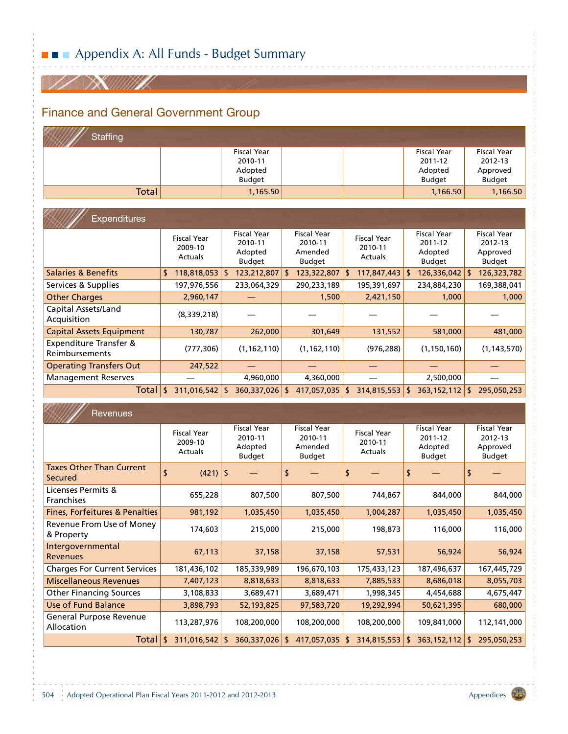# Appendix A: All Funds - Budget Summary

## Finance and General Government Group

### Staffing

| | | Fiscal Year 2010-11 Adopted Budget | | | Fiscal Year 2011-12 Adopted Budget | Fiscal Year 2012-13 Approved Budget |
|---|---|---|---|---|---|---|
| Total | | 1,165.50 | | | 1,166.50 | 1,166.50 |

### Expenditures

| | Fiscal Year 2009-10 Actuals | Fiscal Year 2010-11 Adopted Budget | Fiscal Year 2010-11 Amended Budget | Fiscal Year 2010-11 Actuals | Fiscal Year 2011-12 Adopted Budget | Fiscal Year 2012-13 Approved Budget |
|---|---|---|---|---|---|---|
| Salaries & Benefits | $ 118,818,053 | $ 123,212,807 | $ 123,322,807 | $ 117,847,443 | $ 126,336,042 | $ 126,323,782 |
| Services & Supplies | 197,976,556 | 233,064,329 | 290,233,189 | 195,391,697 | 234,884,230 | 169,388,041 |
| Other Charges | 2,960,147 | — | 1,500 | 2,421,150 | 1,000 | 1,000 |
| Capital Assets/Land Acquisition | (8,339,218) | — | — | — | — | — |
| Capital Assets Equipment | 130,787 | 262,000 | 301,649 | 131,552 | 581,000 | 481,000 |
| Expenditure Transfer & Reimbursements | (777,306) | (1,162,110) | (1,162,110) | (976,288) | (1,150,160) | (1,143,570) |
| Operating Transfers Out | 247,522 | — | — | — | — | — |
| Management Reserves | — | 4,960,000 | 4,360,000 | — | 2,500,000 | — |
| Total | $ 311,016,542 | $ 360,337,026 | $ 417,057,035 | $ 314,815,553 | $ 363,152,112 | $ 295,050,253 |

### Revenues

| | Fiscal Year 2009-10 Actuals | Fiscal Year 2010-11 Adopted Budget | Fiscal Year 2010-11 Amended Budget | Fiscal Year 2010-11 Actuals | Fiscal Year 2011-12 Adopted Budget | Fiscal Year 2012-13 Approved Budget |
|---|---|---|---|---|---|---|
| Taxes Other Than Current Secured | $ (421) | $ — | $ — | $ — | $ — | $ — |
| Licenses Permits & Franchises | 655,228 | 807,500 | 807,500 | 744,867 | 844,000 | 844,000 |
| Fines, Forfeitures & Penalties | 981,192 | 1,035,450 | 1,035,450 | 1,004,287 | 1,035,450 | 1,035,450 |
| Revenue From Use of Money & Property | 174,603 | 215,000 | 215,000 | 198,873 | 116,000 | 116,000 |
| Intergovernmental Revenues | 67,113 | 37,158 | 37,158 | 57,531 | 56,924 | 56,924 |
| Charges For Current Services | 181,436,102 | 185,339,989 | 196,670,103 | 175,433,123 | 187,496,637 | 167,445,729 |
| Miscellaneous Revenues | 7,407,123 | 8,818,633 | 8,818,633 | 7,885,533 | 8,686,018 | 8,055,703 |
| Other Financing Sources | 3,108,833 | 3,689,471 | 3,689,471 | 1,998,345 | 4,454,688 | 4,675,447 |
| Use of Fund Balance | 3,898,793 | 52,193,825 | 97,583,720 | 19,292,994 | 50,621,395 | 680,000 |
| General Purpose Revenue Allocation | 113,287,976 | 108,200,000 | 108,200,000 | 108,200,000 | 109,841,000 | 112,141,000 |
| Total | $ 311,016,542 | $ 360,337,026 | $ 417,057,035 | $ 314,815,553 | $ 363,152,112 | $ 295,050,253 |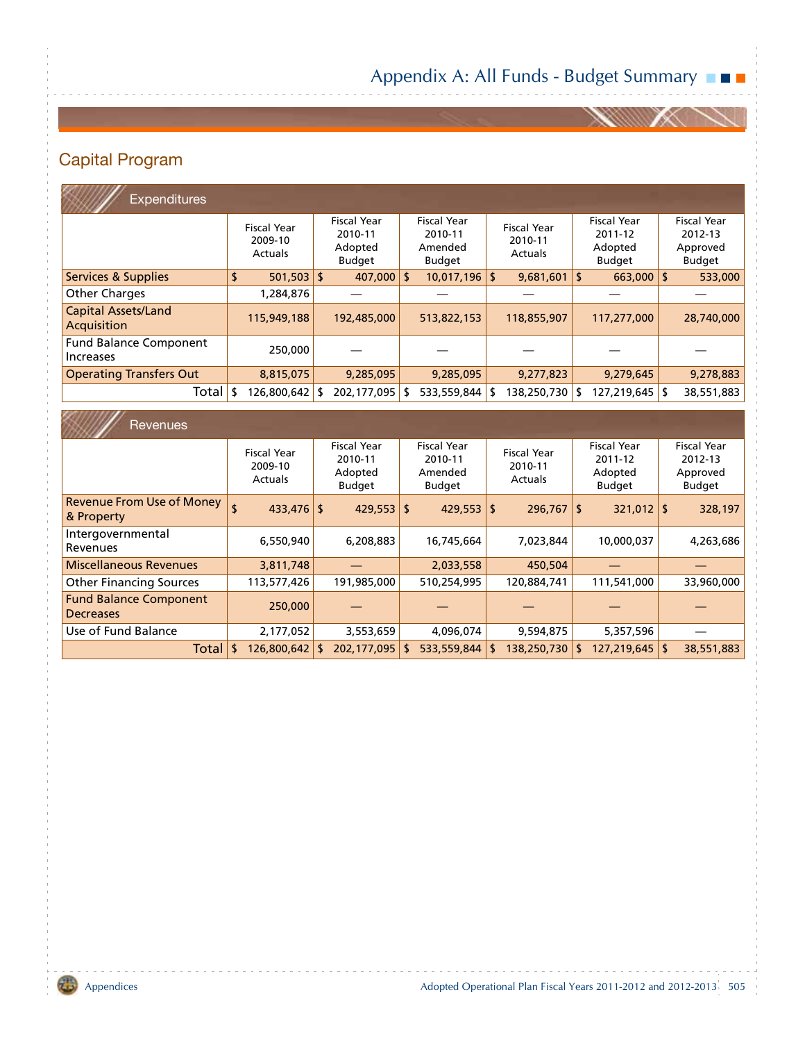## Capital Program

### Expenditures

| | Fiscal Year 2009-10 Actuals | Fiscal Year 2010-11 Adopted Budget | Fiscal Year 2010-11 Amended Budget | Fiscal Year 2010-11 Actuals | Fiscal Year 2011-12 Adopted Budget | Fiscal Year 2012-13 Approved Budget |
|---|---|---|---|---|---|---|
| Services & Supplies | $ 501,503 | $ 407,000 | $ 10,017,196 | $ 9,681,601 | $ 663,000 | $ 533,000 |
| Other Charges | 1,284,876 | — | — | — | — | — |
| Capital Assets/Land Acquisition | 115,949,188 | 192,485,000 | 513,822,153 | 118,855,907 | 117,277,000 | 28,740,000 |
| Fund Balance Component Increases | 250,000 | — | — | — | — | — |
| Operating Transfers Out | 8,815,075 | 9,285,095 | 9,285,095 | 9,277,823 | 9,279,645 | 9,278,883 |
| Total | $ 126,800,642 | $ 202,177,095 | $ 533,559,844 | $ 138,250,730 | $ 127,219,645 | $ 38,551,883 |

### Revenues

| | Fiscal Year 2009-10 Actuals | Fiscal Year 2010-11 Adopted Budget | Fiscal Year 2010-11 Amended Budget | Fiscal Year 2010-11 Actuals | Fiscal Year 2011-12 Adopted Budget | Fiscal Year 2012-13 Approved Budget |
|---|---|---|---|---|---|---|
| Revenue From Use of Money & Property | $ 433,476 | $ 429,553 | $ 429,553 | $ 296,767 | $ 321,012 | $ 328,197 |
| Intergovernmental Revenues | 6,550,940 | 6,208,883 | 16,745,664 | 7,023,844 | 10,000,037 | 4,263,686 |
| Miscellaneous Revenues | 3,811,748 | — | 2,033,558 | 450,504 | — | — |
| Other Financing Sources | 113,577,426 | 191,985,000 | 510,254,995 | 120,884,741 | 111,541,000 | 33,960,000 |
| Fund Balance Component Decreases | 250,000 | — | — | — | — | — |
| Use of Fund Balance | 2,177,052 | 3,553,659 | 4,096,074 | 9,594,875 | 5,357,596 | — |
| Total | $ 126,800,642 | $ 202,177,095 | $ 533,559,844 | $ 138,250,730 | $ 127,219,645 | $ 38,551,883 |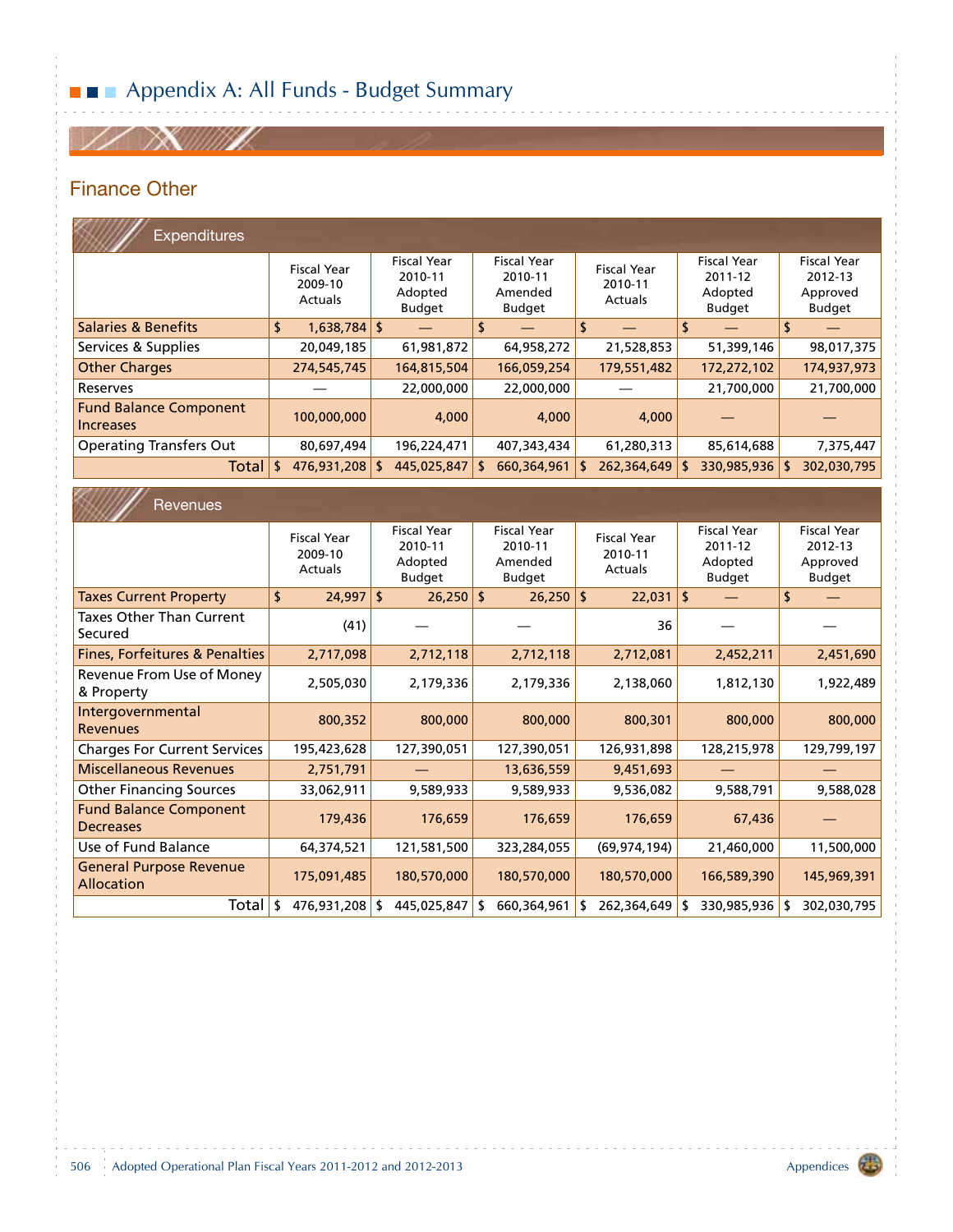# Appendix A: All Funds - Budget Summary

## Finance Other

### Expenditures

| | Fiscal Year 2009-10 Actuals | Fiscal Year 2010-11 Adopted Budget | Fiscal Year 2010-11 Amended Budget | Fiscal Year 2010-11 Actuals | Fiscal Year 2011-12 Adopted Budget | Fiscal Year 2012-13 Approved Budget |
|---|---|---|---|---|---|---|
| Salaries & Benefits | $ 1,638,784 | $ — | $ — | $ — | $ — | $ — |
| Services & Supplies | 20,049,185 | 61,981,872 | 64,958,272 | 21,528,853 | 51,399,146 | 98,017,375 |
| Other Charges | 274,545,745 | 164,815,504 | 166,059,254 | 179,551,482 | 172,272,102 | 174,937,973 |
| Reserves | — | 22,000,000 | 22,000,000 | — | 21,700,000 | 21,700,000 |
| Fund Balance Component Increases | 100,000,000 | 4,000 | 4,000 | 4,000 | — | — |
| Operating Transfers Out | 80,697,494 | 196,224,471 | 407,343,434 | 61,280,313 | 85,614,688 | 7,375,447 |
| Total | $ 476,931,208 | $ 445,025,847 | $ 660,364,961 | $ 262,364,649 | $ 330,985,936 | $ 302,030,795 |

### Revenues

| | Fiscal Year 2009-10 Actuals | Fiscal Year 2010-11 Adopted Budget | Fiscal Year 2010-11 Amended Budget | Fiscal Year 2010-11 Actuals | Fiscal Year 2011-12 Adopted Budget | Fiscal Year 2012-13 Approved Budget |
|---|---|---|---|---|---|---|
| Taxes Current Property | $ 24,997 | $ 26,250 | $ 26,250 | $ 22,031 | $ — | $ — |
| Taxes Other Than Current Secured | (41) | — | — | 36 | — | — |
| Fines, Forfeitures & Penalties | 2,717,098 | 2,712,118 | 2,712,118 | 2,712,081 | 2,452,211 | 2,451,690 |
| Revenue From Use of Money & Property | 2,505,030 | 2,179,336 | 2,179,336 | 2,138,060 | 1,812,130 | 1,922,489 |
| Intergovernmental Revenues | 800,352 | 800,000 | 800,000 | 800,301 | 800,000 | 800,000 |
| Charges For Current Services | 195,423,628 | 127,390,051 | 127,390,051 | 126,931,898 | 128,215,978 | 129,799,197 |
| Miscellaneous Revenues | 2,751,791 | — | 13,636,559 | 9,451,693 | — | — |
| Other Financing Sources | 33,062,911 | 9,589,933 | 9,589,933 | 9,536,082 | 9,588,791 | 9,588,028 |
| Fund Balance Component Decreases | 179,436 | 176,659 | 176,659 | 176,659 | 67,436 | — |
| Use of Fund Balance | 64,374,521 | 121,581,500 | 323,284,055 | (69,974,194) | 21,460,000 | 11,500,000 |
| General Purpose Revenue Allocation | 175,091,485 | 180,570,000 | 180,570,000 | 180,570,000 | 166,589,390 | 145,969,391 |
| Total | $ 476,931,208 | $ 445,025,847 | $ 660,364,961 | $ 262,364,649 | $ 330,985,936 | $ 302,030,795 |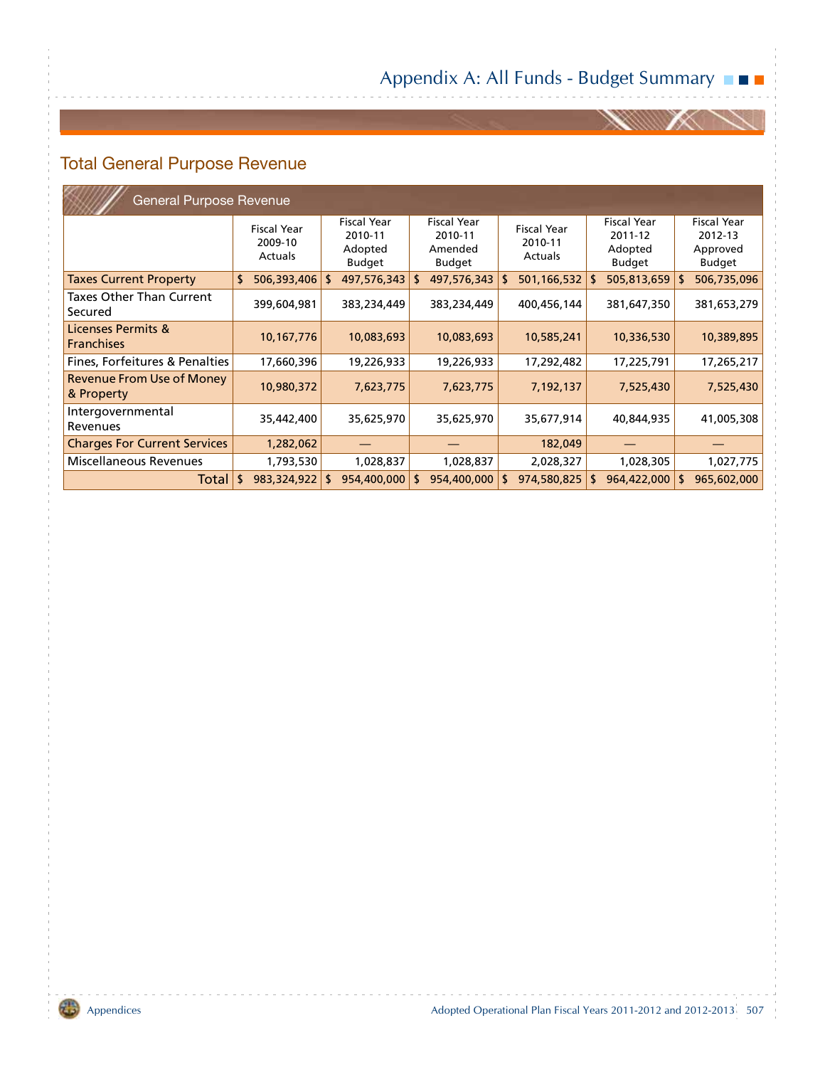## Total General Purpose Revenue

**General Purpose Revenue**

| | Fiscal Year 2009-10 Actuals | Fiscal Year 2010-11 Adopted Budget | Fiscal Year 2010-11 Amended Budget | Fiscal Year 2010-11 Actuals | Fiscal Year 2011-12 Adopted Budget | Fiscal Year 2012-13 Approved Budget |
|---|---|---|---|---|---|---|
| Taxes Current Property | $ 506,393,406 | $ 497,576,343 | $ 497,576,343 | $ 501,166,532 | $ 505,813,659 | $ 506,735,096 |
| Taxes Other Than Current Secured | 399,604,981 | 383,234,449 | 383,234,449 | 400,456,144 | 381,647,350 | 381,653,279 |
| Licenses Permits & Franchises | 10,167,776 | 10,083,693 | 10,083,693 | 10,585,241 | 10,336,530 | 10,389,895 |
| Fines, Forfeitures & Penalties | 17,660,396 | 19,226,933 | 19,226,933 | 17,292,482 | 17,225,791 | 17,265,217 |
| Revenue From Use of Money & Property | 10,980,372 | 7,623,775 | 7,623,775 | 7,192,137 | 7,525,430 | 7,525,430 |
| Intergovernmental Revenues | 35,442,400 | 35,625,970 | 35,625,970 | 35,677,914 | 40,844,935 | 41,005,308 |
| Charges For Current Services | 1,282,062 | — | — | 182,049 | — | — |
| Miscellaneous Revenues | 1,793,530 | 1,028,837 | 1,028,837 | 2,028,327 | 1,028,305 | 1,027,775 |
| Total | $ 983,324,922 | $ 954,400,000 | $ 954,400,000 | $ 974,580,825 | $ 964,422,000 | $ 965,602,000 |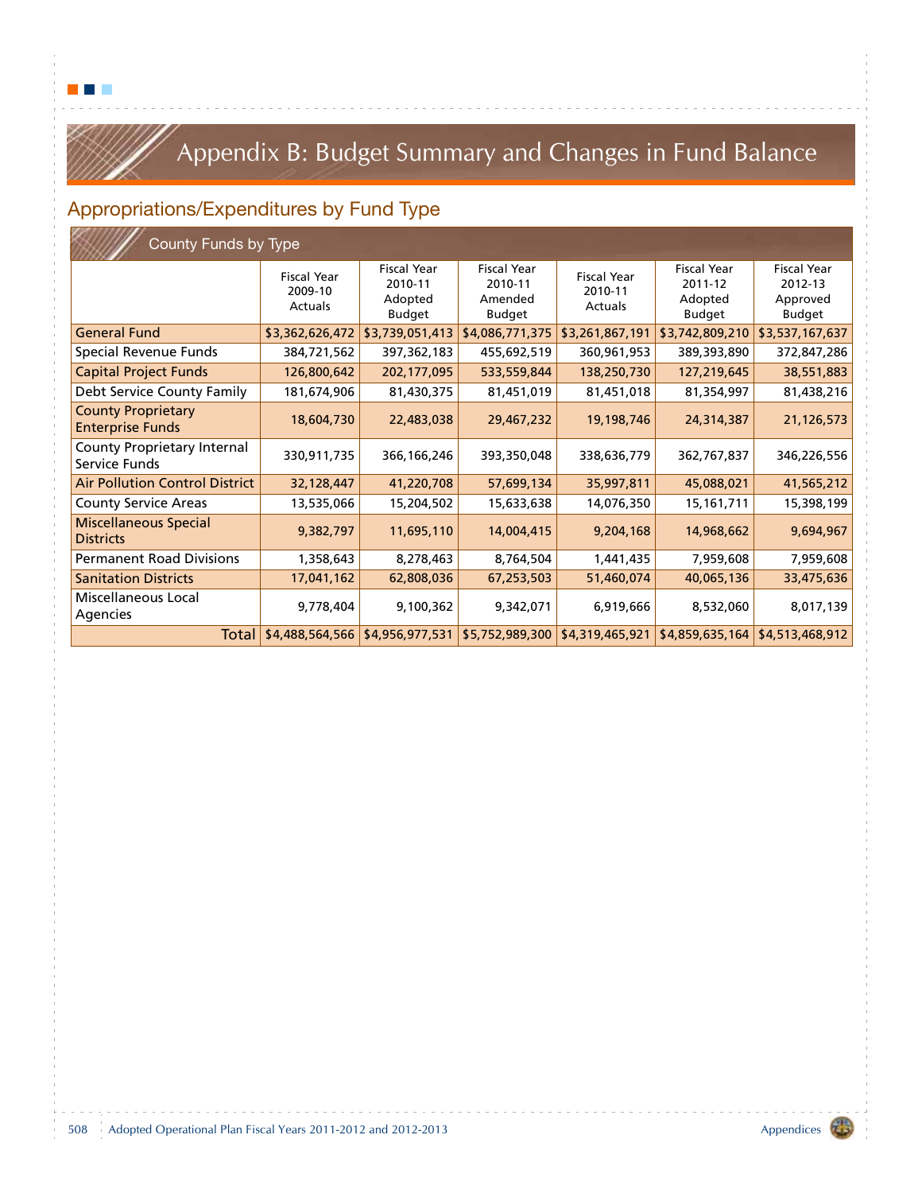# Appendix B: Budget Summary and Changes in Fund Balance

## Appropriations/Expenditures by Fund Type

| County Funds by Type | Fiscal Year 2009-10 Actuals | Fiscal Year 2010-11 Adopted Budget | Fiscal Year 2010-11 Amended Budget | Fiscal Year 2010-11 Actuals | Fiscal Year 2011-12 Adopted Budget | Fiscal Year 2012-13 Approved Budget |
|---|---|---|---|---|---|---|
| General Fund | $3,362,626,472 | $3,739,051,413 | $4,086,771,375 | $3,261,867,191 | $3,742,809,210 | $3,537,167,637 |
| Special Revenue Funds | 384,721,562 | 397,362,183 | 455,692,519 | 360,961,953 | 389,393,890 | 372,847,286 |
| Capital Project Funds | 126,800,642 | 202,177,095 | 533,559,844 | 138,250,730 | 127,219,645 | 38,551,883 |
| Debt Service County Family | 181,674,906 | 81,430,375 | 81,451,019 | 81,451,018 | 81,354,997 | 81,438,216 |
| County Proprietary Enterprise Funds | 18,604,730 | 22,483,038 | 29,467,232 | 19,198,746 | 24,314,387 | 21,126,573 |
| County Proprietary Internal Service Funds | 330,911,735 | 366,166,246 | 393,350,048 | 338,636,779 | 362,767,837 | 346,226,556 |
| Air Pollution Control District | 32,128,447 | 41,220,708 | 57,699,134 | 35,997,811 | 45,088,021 | 41,565,212 |
| County Service Areas | 13,535,066 | 15,204,502 | 15,633,638 | 14,076,350 | 15,161,711 | 15,398,199 |
| Miscellaneous Special Districts | 9,382,797 | 11,695,110 | 14,004,415 | 9,204,168 | 14,968,662 | 9,694,967 |
| Permanent Road Divisions | 1,358,643 | 8,278,463 | 8,764,504 | 1,441,435 | 7,959,608 | 7,959,608 |
| Sanitation Districts | 17,041,162 | 62,808,036 | 67,253,503 | 51,460,074 | 40,065,136 | 33,475,636 |
| Miscellaneous Local Agencies | 9,778,404 | 9,100,362 | 9,342,071 | 6,919,666 | 8,532,060 | 8,017,139 |
| Total | $4,488,564,566 | $4,956,977,531 | $5,752,989,300 | $4,319,465,921 | $4,859,635,164 | $4,513,468,912 |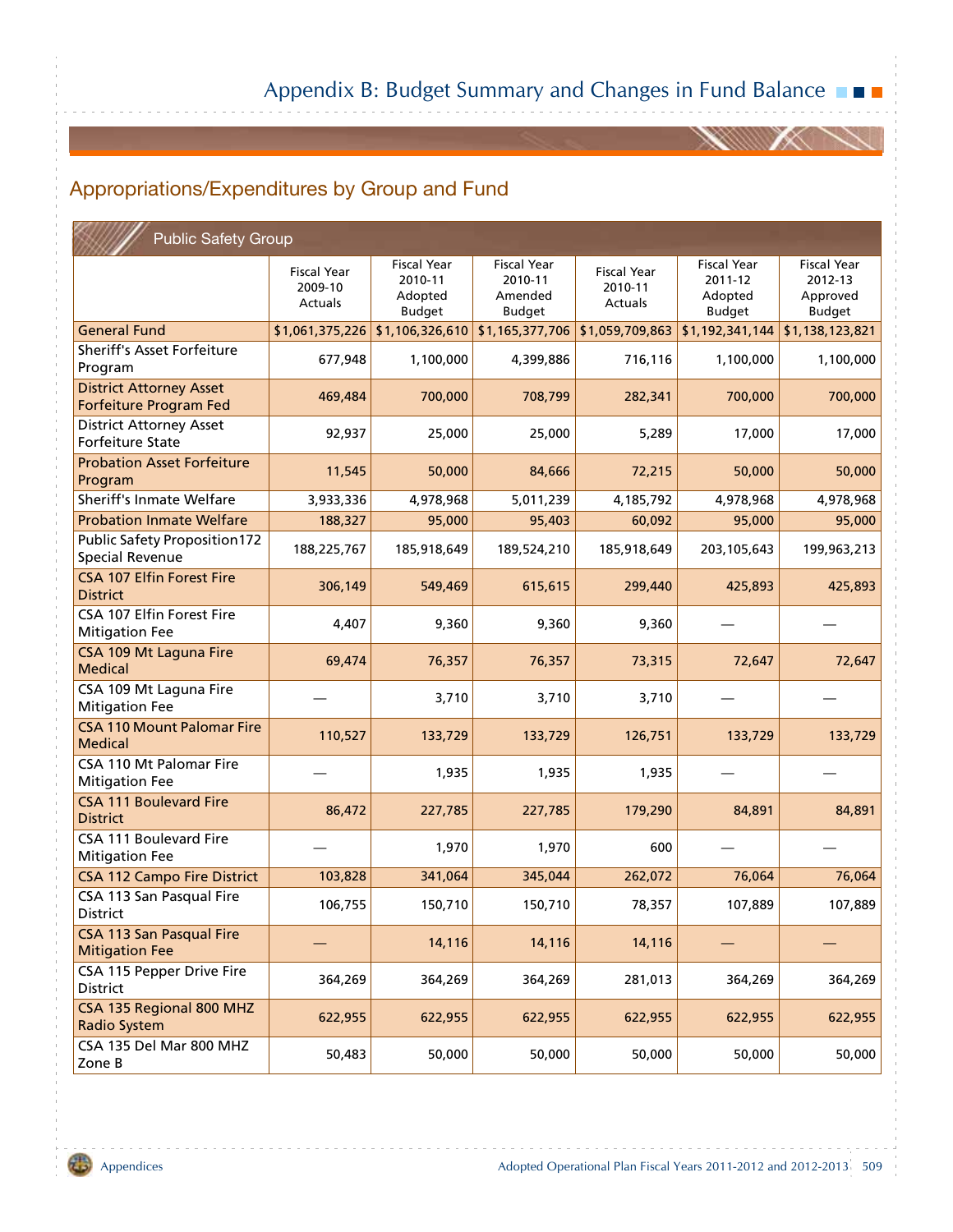## Appropriations/Expenditures by Group and Fund

| Public Safety Group | Fiscal Year 2009-10 Actuals | Fiscal Year 2010-11 Adopted Budget | Fiscal Year 2010-11 Amended Budget | Fiscal Year 2010-11 Actuals | Fiscal Year 2011-12 Adopted Budget | Fiscal Year 2012-13 Approved Budget |
|---|---|---|---|---|---|---|
| General Fund | $1,061,375,226 | $1,106,326,610 | $1,165,377,706 | $1,059,709,863 | $1,192,341,144 | $1,138,123,821 |
| Sheriff's Asset Forfeiture Program | 677,948 | 1,100,000 | 4,399,886 | 716,116 | 1,100,000 | 1,100,000 |
| District Attorney Asset Forfeiture Program Fed | 469,484 | 700,000 | 708,799 | 282,341 | 700,000 | 700,000 |
| District Attorney Asset Forfeiture State | 92,937 | 25,000 | 25,000 | 5,289 | 17,000 | 17,000 |
| Probation Asset Forfeiture Program | 11,545 | 50,000 | 84,666 | 72,215 | 50,000 | 50,000 |
| Sheriff's Inmate Welfare | 3,933,336 | 4,978,968 | 5,011,239 | 4,185,792 | 4,978,968 | 4,978,968 |
| Probation Inmate Welfare | 188,327 | 95,000 | 95,403 | 60,092 | 95,000 | 95,000 |
| Public Safety Proposition172 Special Revenue | 188,225,767 | 185,918,649 | 189,524,210 | 185,918,649 | 203,105,643 | 199,963,213 |
| CSA 107 Elfin Forest Fire District | 306,149 | 549,469 | 615,615 | 299,440 | 425,893 | 425,893 |
| CSA 107 Elfin Forest Fire Mitigation Fee | 4,407 | 9,360 | 9,360 | 9,360 | — | — |
| CSA 109 Mt Laguna Fire Medical | 69,474 | 76,357 | 76,357 | 73,315 | 72,647 | 72,647 |
| CSA 109 Mt Laguna Fire Mitigation Fee | — | 3,710 | 3,710 | 3,710 | — | — |
| CSA 110 Mount Palomar Fire Medical | 110,527 | 133,729 | 133,729 | 126,751 | 133,729 | 133,729 |
| CSA 110 Mt Palomar Fire Mitigation Fee | — | 1,935 | 1,935 | 1,935 | — | — |
| CSA 111 Boulevard Fire District | 86,472 | 227,785 | 227,785 | 179,290 | 84,891 | 84,891 |
| CSA 111 Boulevard Fire Mitigation Fee | — | 1,970 | 1,970 | 600 | — | — |
| CSA 112 Campo Fire District | 103,828 | 341,064 | 345,044 | 262,072 | 76,064 | 76,064 |
| CSA 113 San Pasqual Fire District | 106,755 | 150,710 | 150,710 | 78,357 | 107,889 | 107,889 |
| CSA 113 San Pasqual Fire Mitigation Fee | — | 14,116 | 14,116 | 14,116 | — | — |
| CSA 115 Pepper Drive Fire District | 364,269 | 364,269 | 364,269 | 281,013 | 364,269 | 364,269 |
| CSA 135 Regional 800 MHZ Radio System | 622,955 | 622,955 | 622,955 | 622,955 | 622,955 | 622,955 |
| CSA 135 Del Mar 800 MHZ Zone B | 50,483 | 50,000 | 50,000 | 50,000 | 50,000 | 50,000 |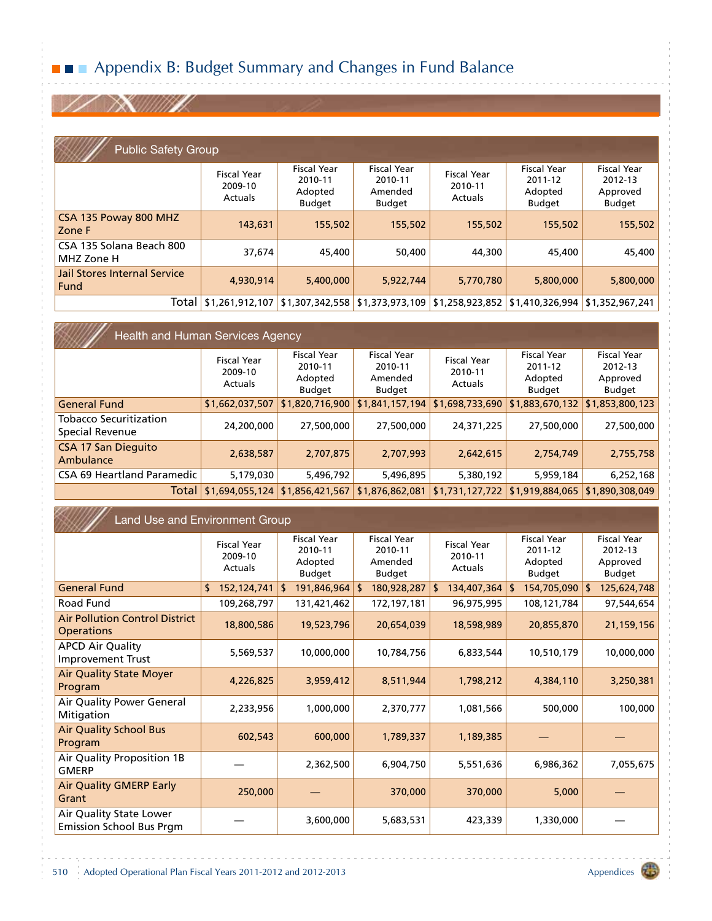# Appendix B: Budget Summary and Changes in Fund Balance

## Public Safety Group

| | Fiscal Year 2009-10 Actuals | Fiscal Year 2010-11 Adopted Budget | Fiscal Year 2010-11 Amended Budget | Fiscal Year 2010-11 Actuals | Fiscal Year 2011-12 Adopted Budget | Fiscal Year 2012-13 Approved Budget |
|---|---|---|---|---|---|---|
| CSA 135 Poway 800 MHZ Zone F | 143,631 | 155,502 | 155,502 | 155,502 | 155,502 | 155,502 |
| CSA 135 Solana Beach 800 MHZ Zone H | 37,674 | 45,400 | 50,400 | 44,300 | 45,400 | 45,400 |
| Jail Stores Internal Service Fund | 4,930,914 | 5,400,000 | 5,922,744 | 5,770,780 | 5,800,000 | 5,800,000 |
| Total | $1,261,912,107 | $1,307,342,558 | $1,373,973,109 | $1,258,923,852 | $1,410,326,994 | $1,352,967,241 |

## Health and Human Services Agency

| | Fiscal Year 2009-10 Actuals | Fiscal Year 2010-11 Adopted Budget | Fiscal Year 2010-11 Amended Budget | Fiscal Year 2010-11 Actuals | Fiscal Year 2011-12 Adopted Budget | Fiscal Year 2012-13 Approved Budget |
|---|---|---|---|---|---|---|
| General Fund | $1,662,037,507 | $1,820,716,900 | $1,841,157,194 | $1,698,733,690 | $1,883,670,132 | $1,853,800,123 |
| Tobacco Securitization Special Revenue | 24,200,000 | 27,500,000 | 27,500,000 | 24,371,225 | 27,500,000 | 27,500,000 |
| CSA 17 San Dieguito Ambulance | 2,638,587 | 2,707,875 | 2,707,993 | 2,642,615 | 2,754,749 | 2,755,758 |
| CSA 69 Heartland Paramedic | 5,179,030 | 5,496,792 | 5,496,895 | 5,380,192 | 5,959,184 | 6,252,168 |
| Total | $1,694,055,124 | $1,856,421,567 | $1,876,862,081 | $1,731,127,722 | $1,919,884,065 | $1,890,308,049 |

## Land Use and Environment Group

| | Fiscal Year 2009-10 Actuals | Fiscal Year 2010-11 Adopted Budget | Fiscal Year 2010-11 Amended Budget | Fiscal Year 2010-11 Actuals | Fiscal Year 2011-12 Adopted Budget | Fiscal Year 2012-13 Approved Budget |
|---|---|---|---|---|---|---|
| General Fund | $ 152,124,741 | $ 191,846,964 | $ 180,928,287 | $ 134,407,364 | $ 154,705,090 | $ 125,624,748 |
| Road Fund | 109,268,797 | 131,421,462 | 172,197,181 | 96,975,995 | 108,121,784 | 97,544,654 |
| Air Pollution Control District Operations | 18,800,586 | 19,523,796 | 20,654,039 | 18,598,989 | 20,855,870 | 21,159,156 |
| APCD Air Quality Improvement Trust | 5,569,537 | 10,000,000 | 10,784,756 | 6,833,544 | 10,510,179 | 10,000,000 |
| Air Quality State Moyer Program | 4,226,825 | 3,959,412 | 8,511,944 | 1,798,212 | 4,384,110 | 3,250,381 |
| Air Quality Power General Mitigation | 2,233,956 | 1,000,000 | 2,370,777 | 1,081,566 | 500,000 | 100,000 |
| Air Quality School Bus Program | 602,543 | 600,000 | 1,789,337 | 1,189,385 | — | — |
| Air Quality Proposition 1B GMERP | — | 2,362,500 | 6,904,750 | 5,551,636 | 6,986,362 | 7,055,675 |
| Air Quality GMERP Early Grant | 250,000 | — | 370,000 | 370,000 | 5,000 | — |
| Air Quality State Lower Emission School Bus Prgm | — | 3,600,000 | 5,683,531 | 423,339 | 1,330,000 | — |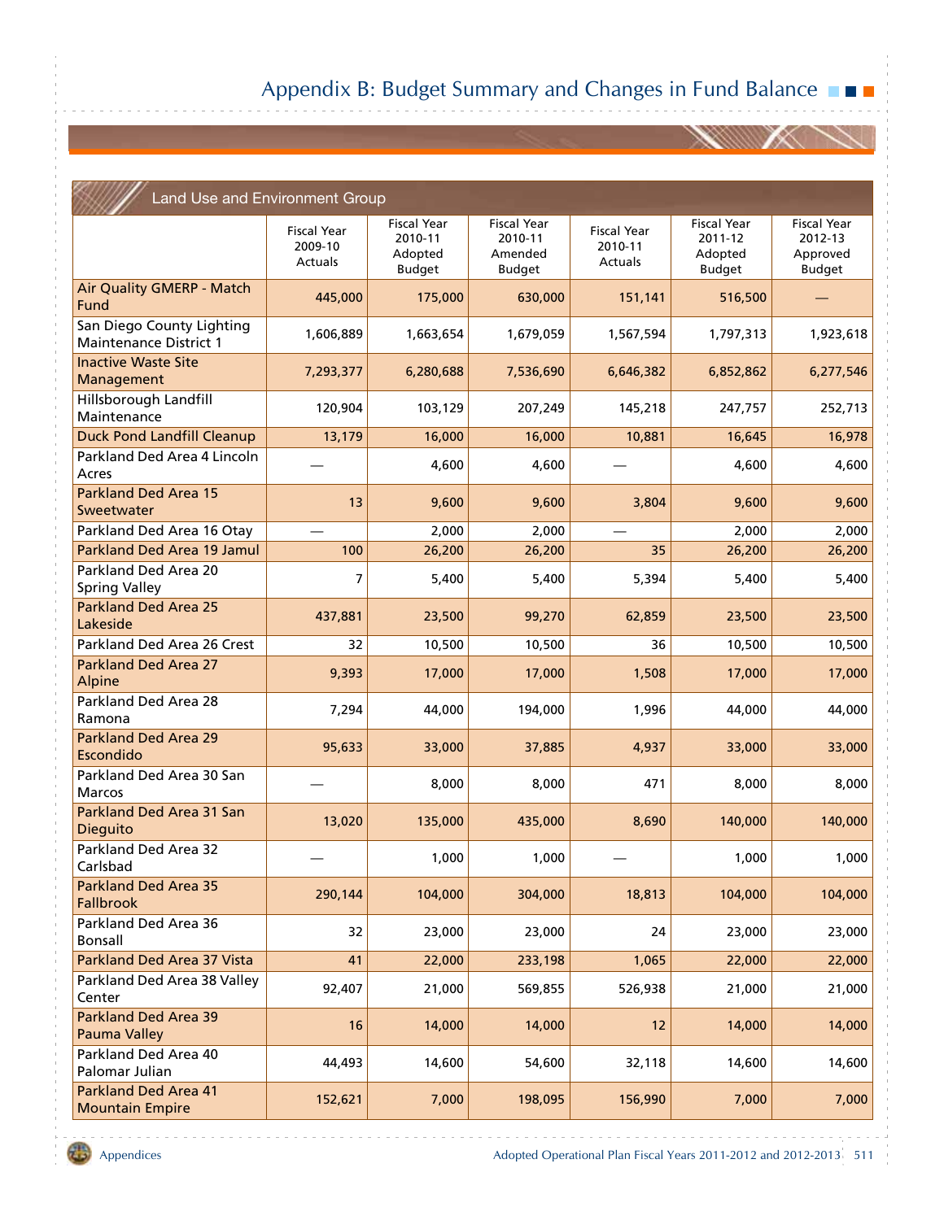## Land Use and Environment Group

| | Fiscal Year 2009-10 Actuals | Fiscal Year 2010-11 Adopted Budget | Fiscal Year 2010-11 Amended Budget | Fiscal Year 2010-11 Actuals | Fiscal Year 2011-12 Adopted Budget | Fiscal Year 2012-13 Approved Budget |
|---|---|---|---|---|---|---|
| Air Quality GMERP - Match Fund | 445,000 | 175,000 | 630,000 | 151,141 | 516,500 | — |
| San Diego County Lighting Maintenance District 1 | 1,606,889 | 1,663,654 | 1,679,059 | 1,567,594 | 1,797,313 | 1,923,618 |
| Inactive Waste Site Management | 7,293,377 | 6,280,688 | 7,536,690 | 6,646,382 | 6,852,862 | 6,277,546 |
| Hillsborough Landfill Maintenance | 120,904 | 103,129 | 207,249 | 145,218 | 247,757 | 252,713 |
| Duck Pond Landfill Cleanup | 13,179 | 16,000 | 16,000 | 10,881 | 16,645 | 16,978 |
| Parkland Ded Area 4 Lincoln Acres | — | 4,600 | 4,600 | — | 4,600 | 4,600 |
| Parkland Ded Area 15 Sweetwater | 13 | 9,600 | 9,600 | 3,804 | 9,600 | 9,600 |
| Parkland Ded Area 16 Otay | — | 2,000 | 2,000 | — | 2,000 | 2,000 |
| Parkland Ded Area 19 Jamul | 100 | 26,200 | 26,200 | 35 | 26,200 | 26,200 |
| Parkland Ded Area 20 Spring Valley | 7 | 5,400 | 5,400 | 5,394 | 5,400 | 5,400 |
| Parkland Ded Area 25 Lakeside | 437,881 | 23,500 | 99,270 | 62,859 | 23,500 | 23,500 |
| Parkland Ded Area 26 Crest | 32 | 10,500 | 10,500 | 36 | 10,500 | 10,500 |
| Parkland Ded Area 27 Alpine | 9,393 | 17,000 | 17,000 | 1,508 | 17,000 | 17,000 |
| Parkland Ded Area 28 Ramona | 7,294 | 44,000 | 194,000 | 1,996 | 44,000 | 44,000 |
| Parkland Ded Area 29 Escondido | 95,633 | 33,000 | 37,885 | 4,937 | 33,000 | 33,000 |
| Parkland Ded Area 30 San Marcos | — | 8,000 | 8,000 | 471 | 8,000 | 8,000 |
| Parkland Ded Area 31 San Dieguito | 13,020 | 135,000 | 435,000 | 8,690 | 140,000 | 140,000 |
| Parkland Ded Area 32 Carlsbad | — | 1,000 | 1,000 | — | 1,000 | 1,000 |
| Parkland Ded Area 35 Fallbrook | 290,144 | 104,000 | 304,000 | 18,813 | 104,000 | 104,000 |
| Parkland Ded Area 36 Bonsall | 32 | 23,000 | 23,000 | 24 | 23,000 | 23,000 |
| Parkland Ded Area 37 Vista | 41 | 22,000 | 233,198 | 1,065 | 22,000 | 22,000 |
| Parkland Ded Area 38 Valley Center | 92,407 | 21,000 | 569,855 | 526,938 | 21,000 | 21,000 |
| Parkland Ded Area 39 Pauma Valley | 16 | 14,000 | 14,000 | 12 | 14,000 | 14,000 |
| Parkland Ded Area 40 Palomar Julian | 44,493 | 14,600 | 54,600 | 32,118 | 14,600 | 14,600 |
| Parkland Ded Area 41 Mountain Empire | 152,621 | 7,000 | 198,095 | 156,990 | 7,000 | 7,000 |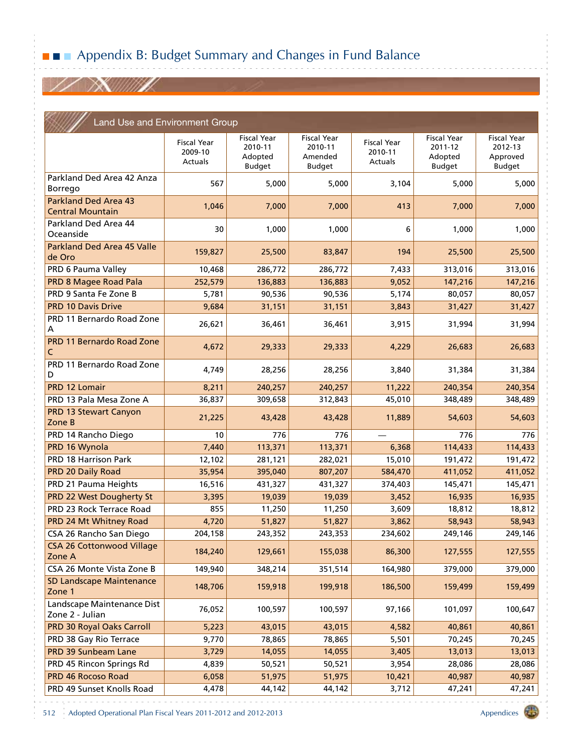# Appendix B: Budget Summary and Changes in Fund Balance

| Land Use and Environment Group | Fiscal Year 2009-10 Actuals | Fiscal Year 2010-11 Adopted Budget | Fiscal Year 2010-11 Amended Budget | Fiscal Year 2010-11 Actuals | Fiscal Year 2011-12 Adopted Budget | Fiscal Year 2012-13 Approved Budget |
|---|---|---|---|---|---|---|
| Parkland Ded Area 42 Anza Borrego | 567 | 5,000 | 5,000 | 3,104 | 5,000 | 5,000 |
| Parkland Ded Area 43 Central Mountain | 1,046 | 7,000 | 7,000 | 413 | 7,000 | 7,000 |
| Parkland Ded Area 44 Oceanside | 30 | 1,000 | 1,000 | 6 | 1,000 | 1,000 |
| Parkland Ded Area 45 Valle de Oro | 159,827 | 25,500 | 83,847 | 194 | 25,500 | 25,500 |
| PRD 6 Pauma Valley | 10,468 | 286,772 | 286,772 | 7,433 | 313,016 | 313,016 |
| PRD 8 Magee Road Pala | 252,579 | 136,883 | 136,883 | 9,052 | 147,216 | 147,216 |
| PRD 9 Santa Fe Zone B | 5,781 | 90,536 | 90,536 | 5,174 | 80,057 | 80,057 |
| PRD 10 Davis Drive | 9,684 | 31,151 | 31,151 | 3,843 | 31,427 | 31,427 |
| PRD 11 Bernardo Road Zone A | 26,621 | 36,461 | 36,461 | 3,915 | 31,994 | 31,994 |
| PRD 11 Bernardo Road Zone C | 4,672 | 29,333 | 29,333 | 4,229 | 26,683 | 26,683 |
| PRD 11 Bernardo Road Zone D | 4,749 | 28,256 | 28,256 | 3,840 | 31,384 | 31,384 |
| PRD 12 Lomair | 8,211 | 240,257 | 240,257 | 11,222 | 240,354 | 240,354 |
| PRD 13 Pala Mesa Zone A | 36,837 | 309,658 | 312,843 | 45,010 | 348,489 | 348,489 |
| PRD 13 Stewart Canyon Zone B | 21,225 | 43,428 | 43,428 | 11,889 | 54,603 | 54,603 |
| PRD 14 Rancho Diego | 10 | 776 | 776 | — | 776 | 776 |
| PRD 16 Wynola | 7,440 | 113,371 | 113,371 | 6,368 | 114,433 | 114,433 |
| PRD 18 Harrison Park | 12,102 | 281,121 | 282,021 | 15,010 | 191,472 | 191,472 |
| PRD 20 Daily Road | 35,954 | 395,040 | 807,207 | 584,470 | 411,052 | 411,052 |
| PRD 21 Pauma Heights | 16,516 | 431,327 | 431,327 | 374,403 | 145,471 | 145,471 |
| PRD 22 West Dougherty St | 3,395 | 19,039 | 19,039 | 3,452 | 16,935 | 16,935 |
| PRD 23 Rock Terrace Road | 855 | 11,250 | 11,250 | 3,609 | 18,812 | 18,812 |
| PRD 24 Mt Whitney Road | 4,720 | 51,827 | 51,827 | 3,862 | 58,943 | 58,943 |
| CSA 26 Rancho San Diego | 204,158 | 243,352 | 243,353 | 234,602 | 249,146 | 249,146 |
| CSA 26 Cottonwood Village Zone A | 184,240 | 129,661 | 155,038 | 86,300 | 127,555 | 127,555 |
| CSA 26 Monte Vista Zone B | 149,940 | 348,214 | 351,514 | 164,980 | 379,000 | 379,000 |
| SD Landscape Maintenance Zone 1 | 148,706 | 159,918 | 199,918 | 186,500 | 159,499 | 159,499 |
| Landscape Maintenance Dist Zone 2 - Julian | 76,052 | 100,597 | 100,597 | 97,166 | 101,097 | 100,647 |
| PRD 30 Royal Oaks Carroll | 5,223 | 43,015 | 43,015 | 4,582 | 40,861 | 40,861 |
| PRD 38 Gay Rio Terrace | 9,770 | 78,865 | 78,865 | 5,501 | 70,245 | 70,245 |
| PRD 39 Sunbeam Lane | 3,729 | 14,055 | 14,055 | 3,405 | 13,013 | 13,013 |
| PRD 45 Rincon Springs Rd | 4,839 | 50,521 | 50,521 | 3,954 | 28,086 | 28,086 |
| PRD 46 Rocoso Road | 6,058 | 51,975 | 51,975 | 10,421 | 40,987 | 40,987 |
| PRD 49 Sunset Knolls Road | 4,478 | 44,142 | 44,142 | 3,712 | 47,241 | 47,241 |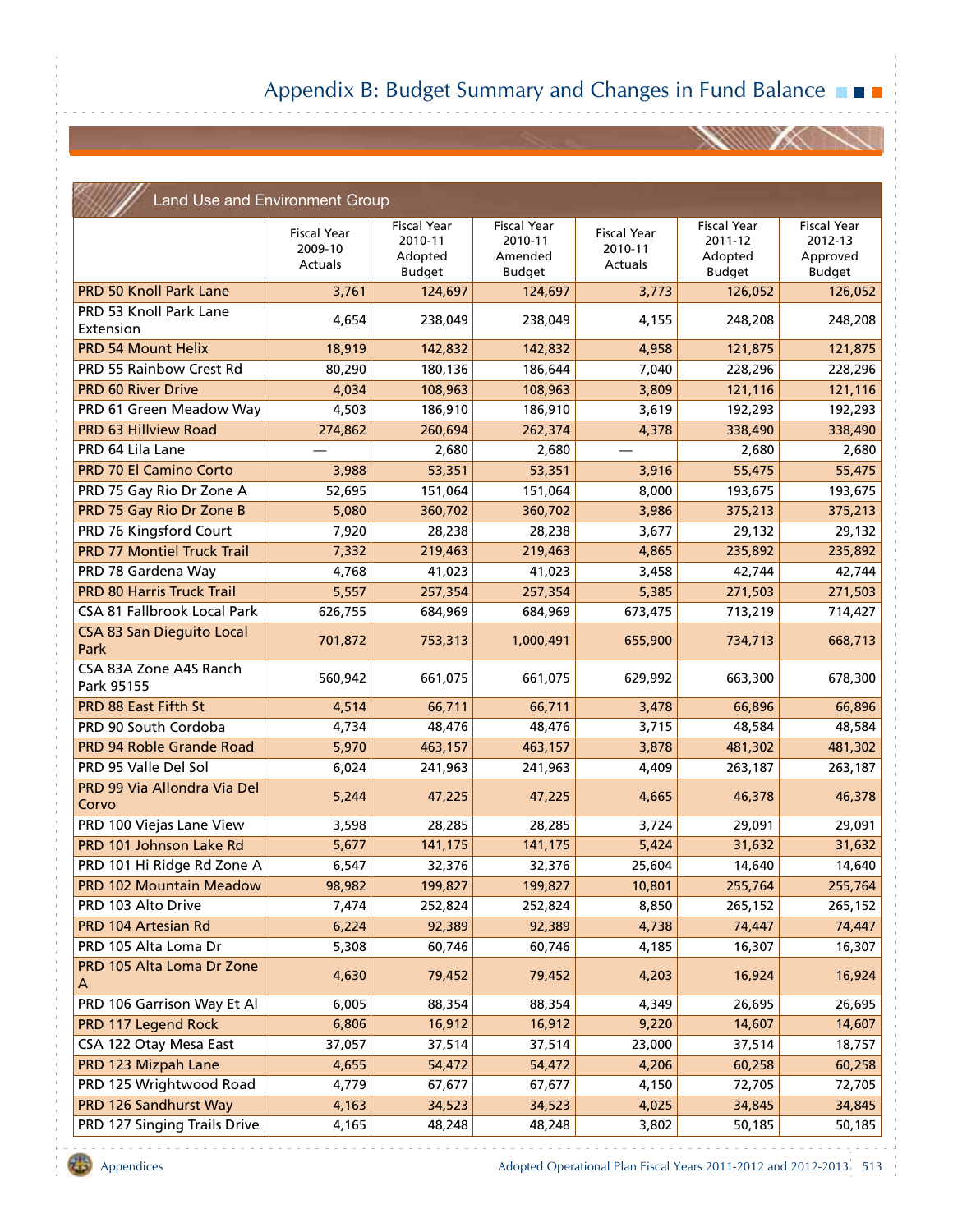## Land Use and Environment Group

| | Fiscal Year 2009-10 Actuals | Fiscal Year 2010-11 Adopted Budget | Fiscal Year 2010-11 Amended Budget | Fiscal Year 2010-11 Actuals | Fiscal Year 2011-12 Adopted Budget | Fiscal Year 2012-13 Approved Budget |
|---|---|---|---|---|---|---|
| PRD 50 Knoll Park Lane | 3,761 | 124,697 | 124,697 | 3,773 | 126,052 | 126,052 |
| PRD 53 Knoll Park Lane Extension | 4,654 | 238,049 | 238,049 | 4,155 | 248,208 | 248,208 |
| PRD 54 Mount Helix | 18,919 | 142,832 | 142,832 | 4,958 | 121,875 | 121,875 |
| PRD 55 Rainbow Crest Rd | 80,290 | 180,136 | 186,644 | 7,040 | 228,296 | 228,296 |
| PRD 60 River Drive | 4,034 | 108,963 | 108,963 | 3,809 | 121,116 | 121,116 |
| PRD 61 Green Meadow Way | 4,503 | 186,910 | 186,910 | 3,619 | 192,293 | 192,293 |
| PRD 63 Hillview Road | 274,862 | 260,694 | 262,374 | 4,378 | 338,490 | 338,490 |
| PRD 64 Lila Lane | — | 2,680 | 2,680 | — | 2,680 | 2,680 |
| PRD 70 El Camino Corto | 3,988 | 53,351 | 53,351 | 3,916 | 55,475 | 55,475 |
| PRD 75 Gay Rio Dr Zone A | 52,695 | 151,064 | 151,064 | 8,000 | 193,675 | 193,675 |
| PRD 75 Gay Rio Dr Zone B | 5,080 | 360,702 | 360,702 | 3,986 | 375,213 | 375,213 |
| PRD 76 Kingsford Court | 7,920 | 28,238 | 28,238 | 3,677 | 29,132 | 29,132 |
| PRD 77 Montiel Truck Trail | 7,332 | 219,463 | 219,463 | 4,865 | 235,892 | 235,892 |
| PRD 78 Gardena Way | 4,768 | 41,023 | 41,023 | 3,458 | 42,744 | 42,744 |
| PRD 80 Harris Truck Trail | 5,557 | 257,354 | 257,354 | 5,385 | 271,503 | 271,503 |
| CSA 81 Fallbrook Local Park | 626,755 | 684,969 | 684,969 | 673,475 | 713,219 | 714,427 |
| CSA 83 San Dieguito Local Park | 701,872 | 753,313 | 1,000,491 | 655,900 | 734,713 | 668,713 |
| CSA 83A Zone A4S Ranch Park 95155 | 560,942 | 661,075 | 661,075 | 629,992 | 663,300 | 678,300 |
| PRD 88 East Fifth St | 4,514 | 66,711 | 66,711 | 3,478 | 66,896 | 66,896 |
| PRD 90 South Cordoba | 4,734 | 48,476 | 48,476 | 3,715 | 48,584 | 48,584 |
| PRD 94 Roble Grande Road | 5,970 | 463,157 | 463,157 | 3,878 | 481,302 | 481,302 |
| PRD 95 Valle Del Sol | 6,024 | 241,963 | 241,963 | 4,409 | 263,187 | 263,187 |
| PRD 99 Via Allondra Via Del Corvo | 5,244 | 47,225 | 47,225 | 4,665 | 46,378 | 46,378 |
| PRD 100 Viejas Lane View | 3,598 | 28,285 | 28,285 | 3,724 | 29,091 | 29,091 |
| PRD 101 Johnson Lake Rd | 5,677 | 141,175 | 141,175 | 5,424 | 31,632 | 31,632 |
| PRD 101 Hi Ridge Rd Zone A | 6,547 | 32,376 | 32,376 | 25,604 | 14,640 | 14,640 |
| PRD 102 Mountain Meadow | 98,982 | 199,827 | 199,827 | 10,801 | 255,764 | 255,764 |
| PRD 103 Alto Drive | 7,474 | 252,824 | 252,824 | 8,850 | 265,152 | 265,152 |
| PRD 104 Artesian Rd | 6,224 | 92,389 | 92,389 | 4,738 | 74,447 | 74,447 |
| PRD 105 Alta Loma Dr | 5,308 | 60,746 | 60,746 | 4,185 | 16,307 | 16,307 |
| PRD 105 Alta Loma Dr Zone A | 4,630 | 79,452 | 79,452 | 4,203 | 16,924 | 16,924 |
| PRD 106 Garrison Way Et Al | 6,005 | 88,354 | 88,354 | 4,349 | 26,695 | 26,695 |
| PRD 117 Legend Rock | 6,806 | 16,912 | 16,912 | 9,220 | 14,607 | 14,607 |
| CSA 122 Otay Mesa East | 37,057 | 37,514 | 37,514 | 23,000 | 37,514 | 18,757 |
| PRD 123 Mizpah Lane | 4,655 | 54,472 | 54,472 | 4,206 | 60,258 | 60,258 |
| PRD 125 Wrightwood Road | 4,779 | 67,677 | 67,677 | 4,150 | 72,705 | 72,705 |
| PRD 126 Sandhurst Way | 4,163 | 34,523 | 34,523 | 4,025 | 34,845 | 34,845 |
| PRD 127 Singing Trails Drive | 4,165 | 48,248 | 48,248 | 3,802 | 50,185 | 50,185 |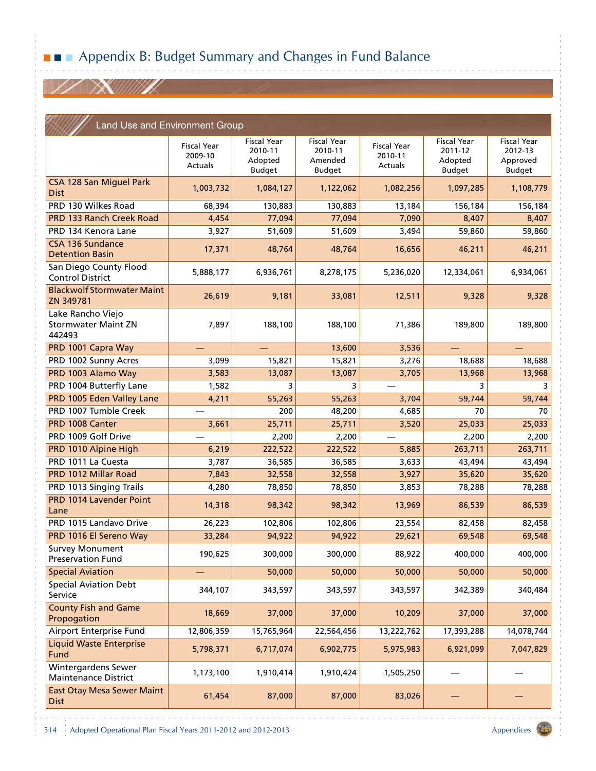# Appendix B: Budget Summary and Changes in Fund Balance

| Land Use and Environment Group | Fiscal Year 2009-10 Actuals | Fiscal Year 2010-11 Adopted Budget | Fiscal Year 2010-11 Amended Budget | Fiscal Year 2010-11 Actuals | Fiscal Year 2011-12 Adopted Budget | Fiscal Year 2012-13 Approved Budget |
|---|---|---|---|---|---|---|
| CSA 128 San Miguel Park Dist | 1,003,732 | 1,084,127 | 1,122,062 | 1,082,256 | 1,097,285 | 1,108,779 |
| PRD 130 Wilkes Road | 68,394 | 130,883 | 130,883 | 13,184 | 156,184 | 156,184 |
| PRD 133 Ranch Creek Road | 4,454 | 77,094 | 77,094 | 7,090 | 8,407 | 8,407 |
| PRD 134 Kenora Lane | 3,927 | 51,609 | 51,609 | 3,494 | 59,860 | 59,860 |
| CSA 136 Sundance Detention Basin | 17,371 | 48,764 | 48,764 | 16,656 | 46,211 | 46,211 |
| San Diego County Flood Control District | 5,888,177 | 6,936,761 | 8,278,175 | 5,236,020 | 12,334,061 | 6,934,061 |
| Blackwolf Stormwater Maint ZN 349781 | 26,619 | 9,181 | 33,081 | 12,511 | 9,328 | 9,328 |
| Lake Rancho Viejo Stormwater Maint ZN 442493 | 7,897 | 188,100 | 188,100 | 71,386 | 189,800 | 189,800 |
| PRD 1001 Capra Way | — | — | 13,600 | 3,536 | — | — |
| PRD 1002 Sunny Acres | 3,099 | 15,821 | 15,821 | 3,276 | 18,688 | 18,688 |
| PRD 1003 Alamo Way | 3,583 | 13,087 | 13,087 | 3,705 | 13,968 | 13,968 |
| PRD 1004 Butterfly Lane | 1,582 | 3 | 3 | — | 3 | 3 |
| PRD 1005 Eden Valley Lane | 4,211 | 55,263 | 55,263 | 3,704 | 59,744 | 59,744 |
| PRD 1007 Tumble Creek | — | 200 | 48,200 | 4,685 | 70 | 70 |
| PRD 1008 Canter | 3,661 | 25,711 | 25,711 | 3,520 | 25,033 | 25,033 |
| PRD 1009 Golf Drive | — | 2,200 | 2,200 | — | 2,200 | 2,200 |
| PRD 1010 Alpine High | 6,219 | 222,522 | 222,522 | 5,885 | 263,711 | 263,711 |
| PRD 1011 La Cuesta | 3,787 | 36,585 | 36,585 | 3,633 | 43,494 | 43,494 |
| PRD 1012 Millar Road | 7,843 | 32,558 | 32,558 | 3,927 | 35,620 | 35,620 |
| PRD 1013 Singing Trails | 4,280 | 78,850 | 78,850 | 3,853 | 78,288 | 78,288 |
| PRD 1014 Lavender Point Lane | 14,318 | 98,342 | 98,342 | 13,969 | 86,539 | 86,539 |
| PRD 1015 Landavo Drive | 26,223 | 102,806 | 102,806 | 23,554 | 82,458 | 82,458 |
| PRD 1016 El Sereno Way | 33,284 | 94,922 | 94,922 | 29,621 | 69,548 | 69,548 |
| Survey Monument Preservation Fund | 190,625 | 300,000 | 300,000 | 88,922 | 400,000 | 400,000 |
| Special Aviation | — | 50,000 | 50,000 | 50,000 | 50,000 | 50,000 |
| Special Aviation Debt Service | 344,107 | 343,597 | 343,597 | 343,597 | 342,389 | 340,484 |
| County Fish and Game Propogation | 18,669 | 37,000 | 37,000 | 10,209 | 37,000 | 37,000 |
| Airport Enterprise Fund | 12,806,359 | 15,765,964 | 22,564,456 | 13,222,762 | 17,393,288 | 14,078,744 |
| Liquid Waste Enterprise Fund | 5,798,371 | 6,717,074 | 6,902,775 | 5,975,983 | 6,921,099 | 7,047,829 |
| Wintergardens Sewer Maintenance District | 1,173,100 | 1,910,414 | 1,910,424 | 1,505,250 | — | — |
| East Otay Mesa Sewer Maint Dist | 61,454 | 87,000 | 87,000 | 83,026 | — | — |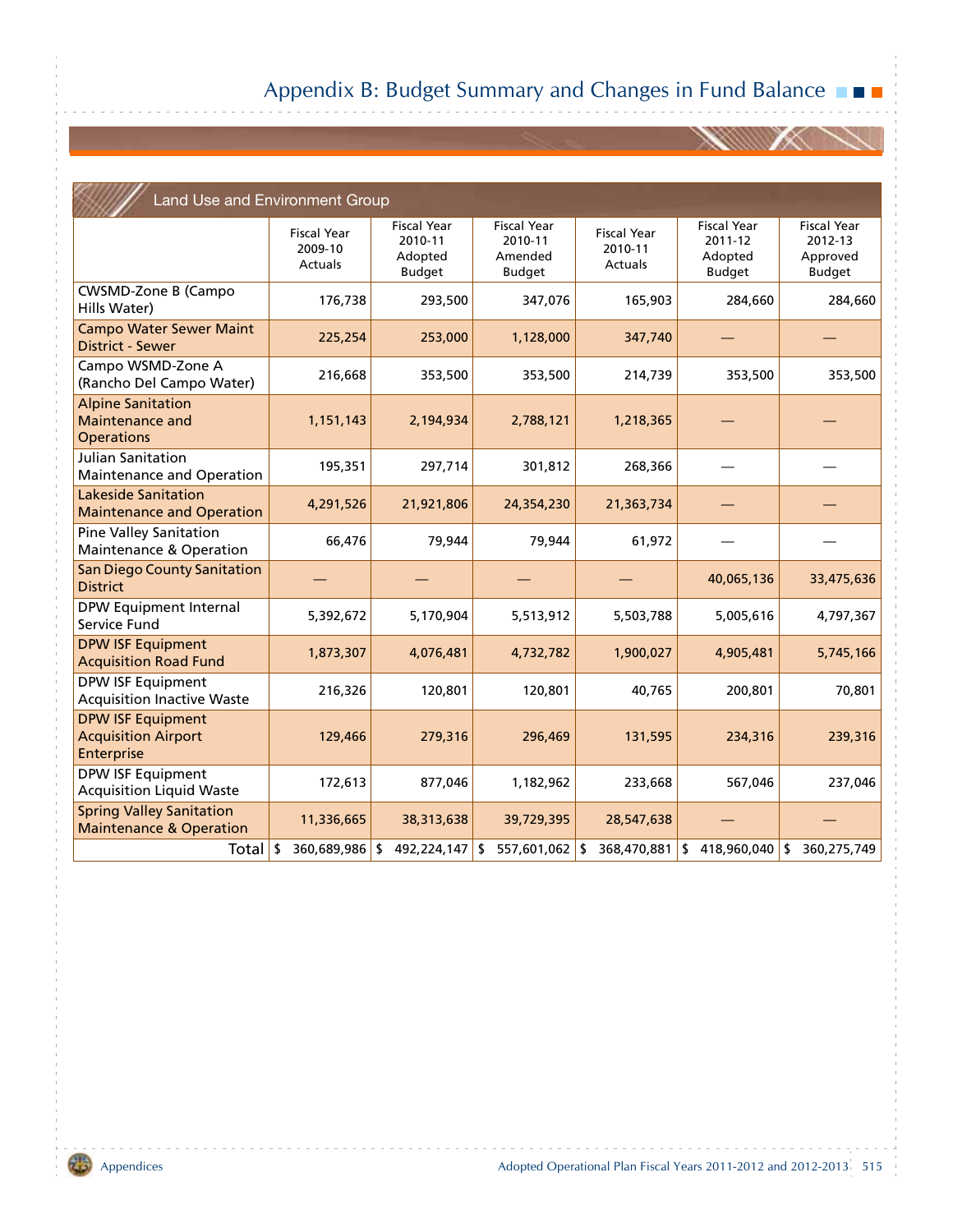# Appendix B: Budget Summary and Changes in Fund Balance

## Land Use and Environment Group

| | Fiscal Year 2009-10 Actuals | Fiscal Year 2010-11 Adopted Budget | Fiscal Year 2010-11 Amended Budget | Fiscal Year 2010-11 Actuals | Fiscal Year 2011-12 Adopted Budget | Fiscal Year 2012-13 Approved Budget |
|---|---|---|---|---|---|---|
| CWSMD-Zone B (Campo Hills Water) | 176,738 | 293,500 | 347,076 | 165,903 | 284,660 | 284,660 |
| Campo Water Sewer Maint District - Sewer | 225,254 | 253,000 | 1,128,000 | 347,740 | — | — |
| Campo WSMD-Zone A (Rancho Del Campo Water) | 216,668 | 353,500 | 353,500 | 214,739 | 353,500 | 353,500 |
| Alpine Sanitation Maintenance and Operations | 1,151,143 | 2,194,934 | 2,788,121 | 1,218,365 | — | — |
| Julian Sanitation Maintenance and Operation | 195,351 | 297,714 | 301,812 | 268,366 | — | — |
| Lakeside Sanitation Maintenance and Operation | 4,291,526 | 21,921,806 | 24,354,230 | 21,363,734 | — | — |
| Pine Valley Sanitation Maintenance & Operation | 66,476 | 79,944 | 79,944 | 61,972 | — | — |
| San Diego County Sanitation District | — | — | — | — | 40,065,136 | 33,475,636 |
| DPW Equipment Internal Service Fund | 5,392,672 | 5,170,904 | 5,513,912 | 5,503,788 | 5,005,616 | 4,797,367 |
| DPW ISF Equipment Acquisition Road Fund | 1,873,307 | 4,076,481 | 4,732,782 | 1,900,027 | 4,905,481 | 5,745,166 |
| DPW ISF Equipment Acquisition Inactive Waste | 216,326 | 120,801 | 120,801 | 40,765 | 200,801 | 70,801 |
| DPW ISF Equipment Acquisition Airport Enterprise | 129,466 | 279,316 | 296,469 | 131,595 | 234,316 | 239,316 |
| DPW ISF Equipment Acquisition Liquid Waste | 172,613 | 877,046 | 1,182,962 | 233,668 | 567,046 | 237,046 |
| Spring Valley Sanitation Maintenance & Operation | 11,336,665 | 38,313,638 | 39,729,395 | 28,547,638 | — | — |
| Total | $ 360,689,986 | $ 492,224,147 | $ 557,601,062 | $ 368,470,881 | $ 418,960,040 | $ 360,275,749 |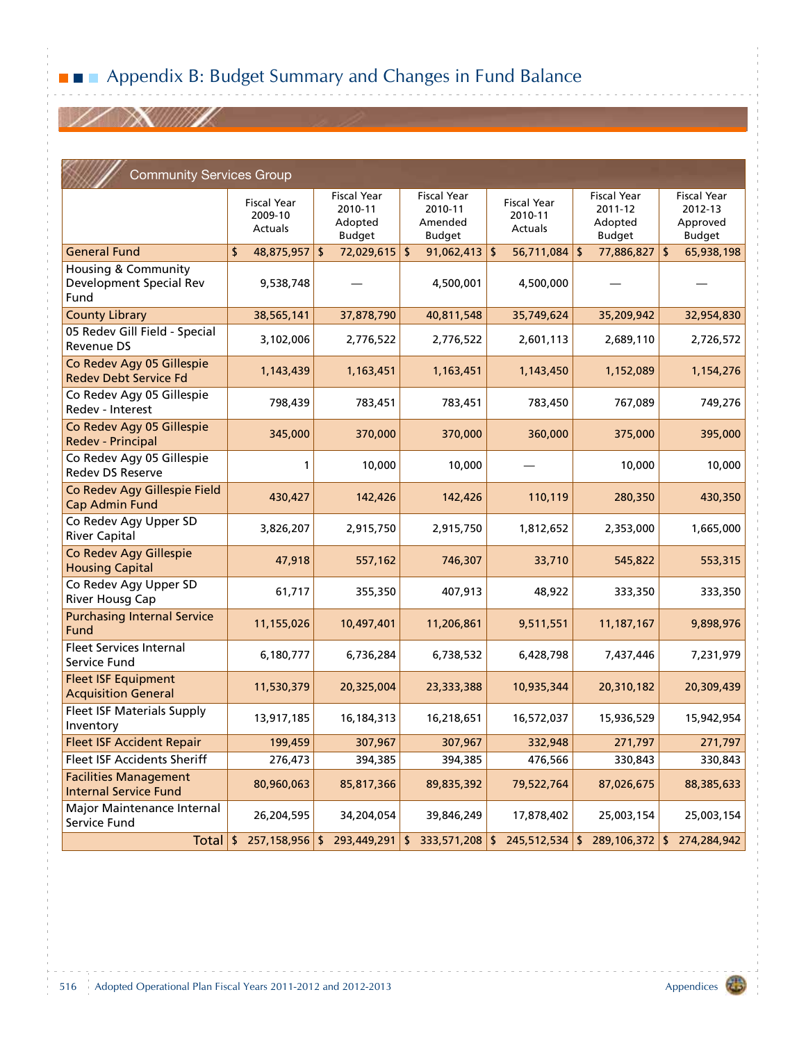# Appendix B: Budget Summary and Changes in Fund Balance

## Community Services Group

| | Fiscal Year 2009-10 Actuals | Fiscal Year 2010-11 Adopted Budget | Fiscal Year 2010-11 Amended Budget | Fiscal Year 2010-11 Actuals | Fiscal Year 2011-12 Adopted Budget | Fiscal Year 2012-13 Approved Budget |
|---|---|---|---|---|---|---|
| General Fund | $ 48,875,957 | $ 72,029,615 | $ 91,062,413 | $ 56,711,084 | $ 77,886,827 | $ 65,938,198 |
| Housing & Community Development Special Rev Fund | 9,538,748 | — | 4,500,001 | 4,500,000 | — | — |
| County Library | 38,565,141 | 37,878,790 | 40,811,548 | 35,749,624 | 35,209,942 | 32,954,830 |
| 05 Redev Gill Field - Special Revenue DS | 3,102,006 | 2,776,522 | 2,776,522 | 2,601,113 | 2,689,110 | 2,726,572 |
| Co Redev Agy 05 Gillespie Redev Debt Service Fd | 1,143,439 | 1,163,451 | 1,163,451 | 1,143,450 | 1,152,089 | 1,154,276 |
| Co Redev Agy 05 Gillespie Redev - Interest | 798,439 | 783,451 | 783,451 | 783,450 | 767,089 | 749,276 |
| Co Redev Agy 05 Gillespie Redev - Principal | 345,000 | 370,000 | 370,000 | 360,000 | 375,000 | 395,000 |
| Co Redev Agy 05 Gillespie Redev DS Reserve | 1 | 10,000 | 10,000 | — | 10,000 | 10,000 |
| Co Redev Agy Gillespie Field Cap Admin Fund | 430,427 | 142,426 | 142,426 | 110,119 | 280,350 | 430,350 |
| Co Redev Agy Upper SD River Capital | 3,826,207 | 2,915,750 | 2,915,750 | 1,812,652 | 2,353,000 | 1,665,000 |
| Co Redev Agy Gillespie Housing Capital | 47,918 | 557,162 | 746,307 | 33,710 | 545,822 | 553,315 |
| Co Redev Agy Upper SD River Housg Cap | 61,717 | 355,350 | 407,913 | 48,922 | 333,350 | 333,350 |
| Purchasing Internal Service Fund | 11,155,026 | 10,497,401 | 11,206,861 | 9,511,551 | 11,187,167 | 9,898,976 |
| Fleet Services Internal Service Fund | 6,180,777 | 6,736,284 | 6,738,532 | 6,428,798 | 7,437,446 | 7,231,979 |
| Fleet ISF Equipment Acquisition General | 11,530,379 | 20,325,004 | 23,333,388 | 10,935,344 | 20,310,182 | 20,309,439 |
| Fleet ISF Materials Supply Inventory | 13,917,185 | 16,184,313 | 16,218,651 | 16,572,037 | 15,936,529 | 15,942,954 |
| Fleet ISF Accident Repair | 199,459 | 307,967 | 307,967 | 332,948 | 271,797 | 271,797 |
| Fleet ISF Accidents Sheriff | 276,473 | 394,385 | 394,385 | 476,566 | 330,843 | 330,843 |
| Facilities Management Internal Service Fund | 80,960,063 | 85,817,366 | 89,835,392 | 79,522,764 | 87,026,675 | 88,385,633 |
| Major Maintenance Internal Service Fund | 26,204,595 | 34,204,054 | 39,846,249 | 17,878,402 | 25,003,154 | 25,003,154 |
| Total | $ 257,158,956 | $ 293,449,291 | $ 333,571,208 | $ 245,512,534 | $ 289,106,372 | $ 274,284,942 |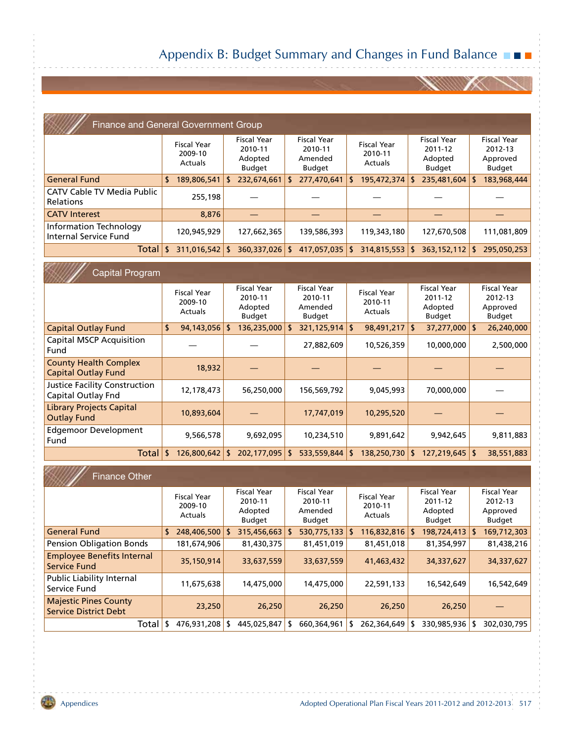# Appendix B: Budget Summary and Changes in Fund Balance

## Finance and General Government Group

| | Fiscal Year 2009-10 Actuals | Fiscal Year 2010-11 Adopted Budget | Fiscal Year 2010-11 Amended Budget | Fiscal Year 2010-11 Actuals | Fiscal Year 2011-12 Adopted Budget | Fiscal Year 2012-13 Approved Budget |
|---|---|---|---|---|---|---|
| General Fund | $ 189,806,541 | $ 232,674,661 | $ 277,470,641 | $ 195,472,374 | $ 235,481,604 | $ 183,968,444 |
| CATV Cable TV Media Public Relations | 255,198 | — | — | — | — | — |
| CATV Interest | 8,876 | — | — | — | — | — |
| Information Technology Internal Service Fund | 120,945,929 | 127,662,365 | 139,586,393 | 119,343,180 | 127,670,508 | 111,081,809 |
| Total | $ 311,016,542 | $ 360,337,026 | $ 417,057,035 | $ 314,815,553 | $ 363,152,112 | $ 295,050,253 |

## Capital Program

| | Fiscal Year 2009-10 Actuals | Fiscal Year 2010-11 Adopted Budget | Fiscal Year 2010-11 Amended Budget | Fiscal Year 2010-11 Actuals | Fiscal Year 2011-12 Adopted Budget | Fiscal Year 2012-13 Approved Budget |
|---|---|---|---|---|---|---|
| Capital Outlay Fund | $ 94,143,056 | $ 136,235,000 | $ 321,125,914 | $ 98,491,217 | $ 37,277,000 | $ 26,240,000 |
| Capital MSCP Acquisition Fund | — | — | 27,882,609 | 10,526,359 | 10,000,000 | 2,500,000 |
| County Health Complex Capital Outlay Fund | 18,932 | — | — | — | — | — |
| Justice Facility Construction Capital Outlay Fnd | 12,178,473 | 56,250,000 | 156,569,792 | 9,045,993 | 70,000,000 | — |
| Library Projects Capital Outlay Fund | 10,893,604 | — | 17,747,019 | 10,295,520 | — | — |
| Edgemoor Development Fund | 9,566,578 | 9,692,095 | 10,234,510 | 9,891,642 | 9,942,645 | 9,811,883 |
| Total | $ 126,800,642 | $ 202,177,095 | $ 533,559,844 | $ 138,250,730 | $ 127,219,645 | $ 38,551,883 |

## Finance Other

| | Fiscal Year 2009-10 Actuals | Fiscal Year 2010-11 Adopted Budget | Fiscal Year 2010-11 Amended Budget | Fiscal Year 2010-11 Actuals | Fiscal Year 2011-12 Adopted Budget | Fiscal Year 2012-13 Approved Budget |
|---|---|---|---|---|---|---|
| General Fund | $ 248,406,500 | $ 315,456,663 | $ 530,775,133 | $ 116,832,816 | $ 198,724,413 | $ 169,712,303 |
| Pension Obligation Bonds | 181,674,906 | 81,430,375 | 81,451,019 | 81,451,018 | 81,354,997 | 81,438,216 |
| Employee Benefits Internal Service Fund | 35,150,914 | 33,637,559 | 33,637,559 | 41,463,432 | 34,337,627 | 34,337,627 |
| Public Liability Internal Service Fund | 11,675,638 | 14,475,000 | 14,475,000 | 22,591,133 | 16,542,649 | 16,542,649 |
| Majestic Pines County Service District Debt | 23,250 | 26,250 | 26,250 | 26,250 | 26,250 | — |
| Total | $ 476,931,208 | $ 445,025,847 | $ 660,364,961 | $ 262,364,649 | $ 330,985,936 | $ 302,030,795 |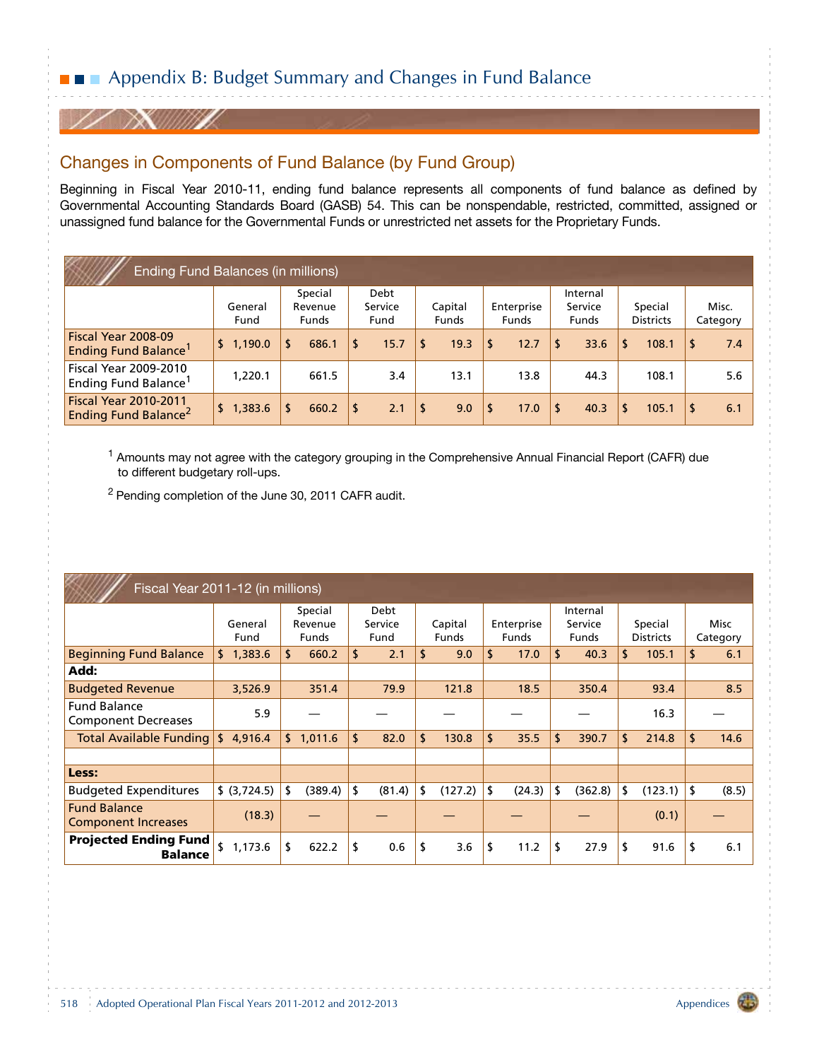# Appendix B: Budget Summary and Changes in Fund Balance

## Changes in Components of Fund Balance (by Fund Group)

Beginning in Fiscal Year 2010-11, ending fund balance represents all components of fund balance as defined by Governmental Accounting Standards Board (GASB) 54. This can be nonspendable, restricted, committed, assigned or unassigned fund balance for the Governmental Funds or unrestricted net assets for the Proprietary Funds.

| Ending Fund Balances (in millions) | General Fund | Special Revenue Funds | Debt Service Fund | Capital Funds | Enterprise Funds | Internal Service Funds | Special Districts | Misc. Category |
|---|---|---|---|---|---|---|---|---|
| Fiscal Year 2008-09 Ending Fund Balance[1] | $ 1,190.0 | $ 686.1 | $ 15.7 | $ 19.3 | $ 12.7 | $ 33.6 | $ 108.1 | $ 7.4 |
| Fiscal Year 2009-2010 Ending Fund Balance[1] | 1,220.1 | 661.5 | 3.4 | 13.1 | 13.8 | 44.3 | 108.1 | 5.6 |
| Fiscal Year 2010-2011 Ending Fund Balance[2] | $ 1,383.6 | $ 660.2 | $ 2.1 | $ 9.0 | $ 17.0 | $ 40.3 | $ 105.1 | $ 6.1 |

[1] Amounts may not agree with the category grouping in the Comprehensive Annual Financial Report (CAFR) due to different budgetary roll-ups.

[2] Pending completion of the June 30, 2011 CAFR audit.

| Fiscal Year 2011-12 (in millions) | General Fund | Special Revenue Funds | Debt Service Fund | Capital Funds | Enterprise Funds | Internal Service Funds | Special Districts | Misc Category |
|---|---|---|---|---|---|---|---|---|
| Beginning Fund Balance | $ 1,383.6 | $ 660.2 | $ 2.1 | $ 9.0 | $ 17.0 | $ 40.3 | $ 105.1 | $ 6.1 |
| **Add:** | | | | | | | | |
| Budgeted Revenue | 3,526.9 | 351.4 | 79.9 | 121.8 | 18.5 | 350.4 | 93.4 | 8.5 |
| Fund Balance Component Decreases | 5.9 | — | — | — | — | — | 16.3 | — |
| Total Available Funding | $ 4,916.4 | $ 1,011.6 | $ 82.0 | $ 130.8 | $ 35.5 | $ 390.7 | $ 214.8 | $ 14.6 |
| | | | | | | | | |
| **Less:** | | | | | | | | |
| Budgeted Expenditures | $ (3,724.5) | $ (389.4) | $ (81.4) | $ (127.2) | $ (24.3) | $ (362.8) | $ (123.1) | $ (8.5) |
| Fund Balance Component Increases | (18.3) | — | — | — | — | — | (0.1) | — |
| **Projected Ending Fund Balance** | $ 1,173.6 | $ 622.2 | $ 0.6 | $ 3.6 | $ 11.2 | $ 27.9 | $ 91.6 | $ 6.1 |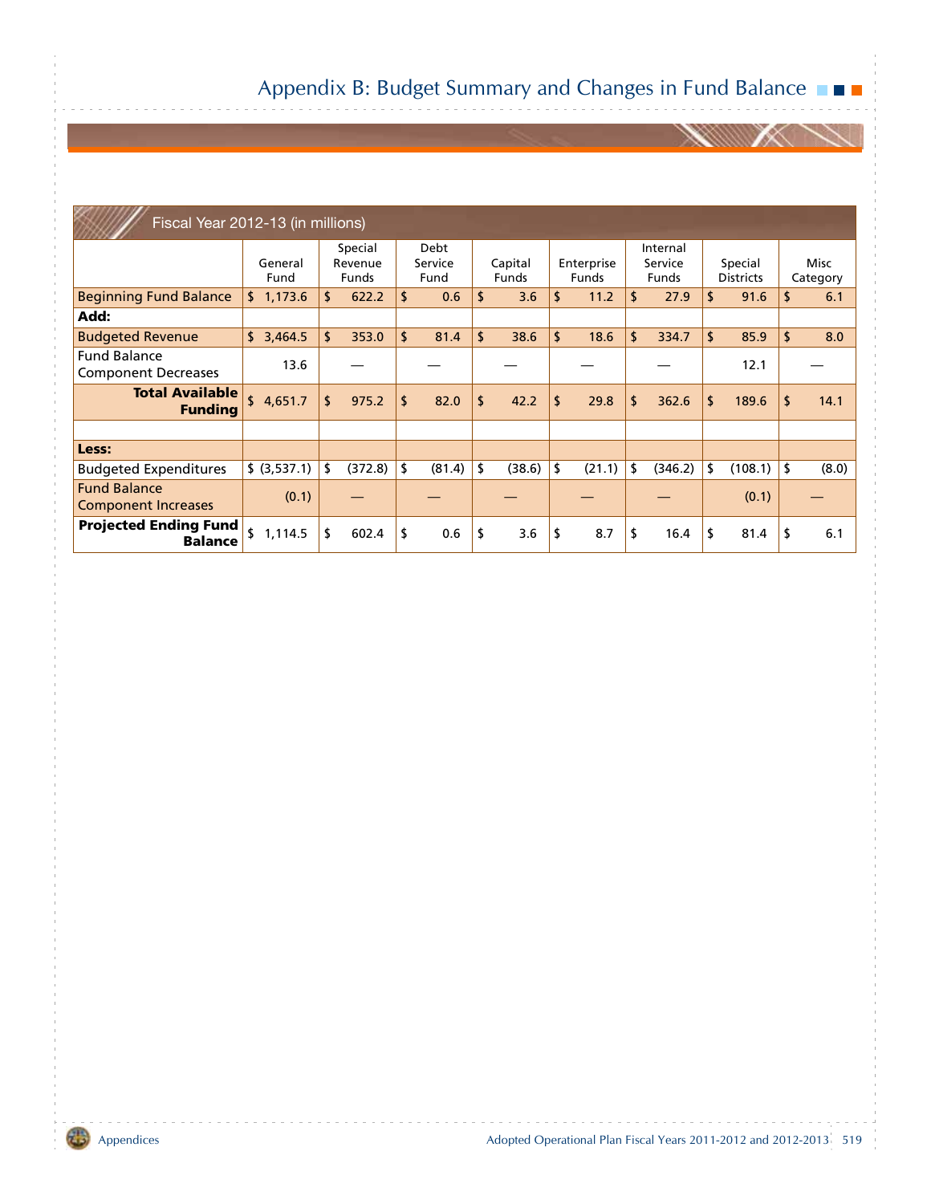# Appendix B: Budget Summary and Changes in Fund Balance

| Fiscal Year 2012-13 (in millions) | General Fund | Special Revenue Funds | Debt Service Fund | Capital Funds | Enterprise Funds | Internal Service Funds | Special Districts | Misc Category |
|---|---|---|---|---|---|---|---|---|
| Beginning Fund Balance | $ 1,173.6 | $ 622.2 | $ 0.6 | $ 3.6 | $ 11.2 | $ 27.9 | $ 91.6 | $ 6.1 |
| **Add:** | | | | | | | | |
| Budgeted Revenue | $ 3,464.5 | $ 353.0 | $ 81.4 | $ 38.6 | $ 18.6 | $ 334.7 | $ 85.9 | $ 8.0 |
| Fund Balance Component Decreases | 13.6 | — | — | — | — | — | 12.1 | — |
| **Total Available Funding** | $ 4,651.7 | $ 975.2 | $ 82.0 | $ 42.2 | $ 29.8 | $ 362.6 | $ 189.6 | $ 14.1 |
| | | | | | | | | |
| **Less:** | | | | | | | | |
| Budgeted Expenditures | $ (3,537.1) | $ (372.8) | $ (81.4) | $ (38.6) | $ (21.1) | $ (346.2) | $ (108.1) | $ (8.0) |
| Fund Balance Component Increases | (0.1) | — | — | — | — | — | (0.1) | — |
| **Projected Ending Fund Balance** | $ 1,114.5 | $ 602.4 | $ 0.6 | $ 3.6 | $ 8.7 | $ 16.4 | $ 81.4 | $ 6.1 |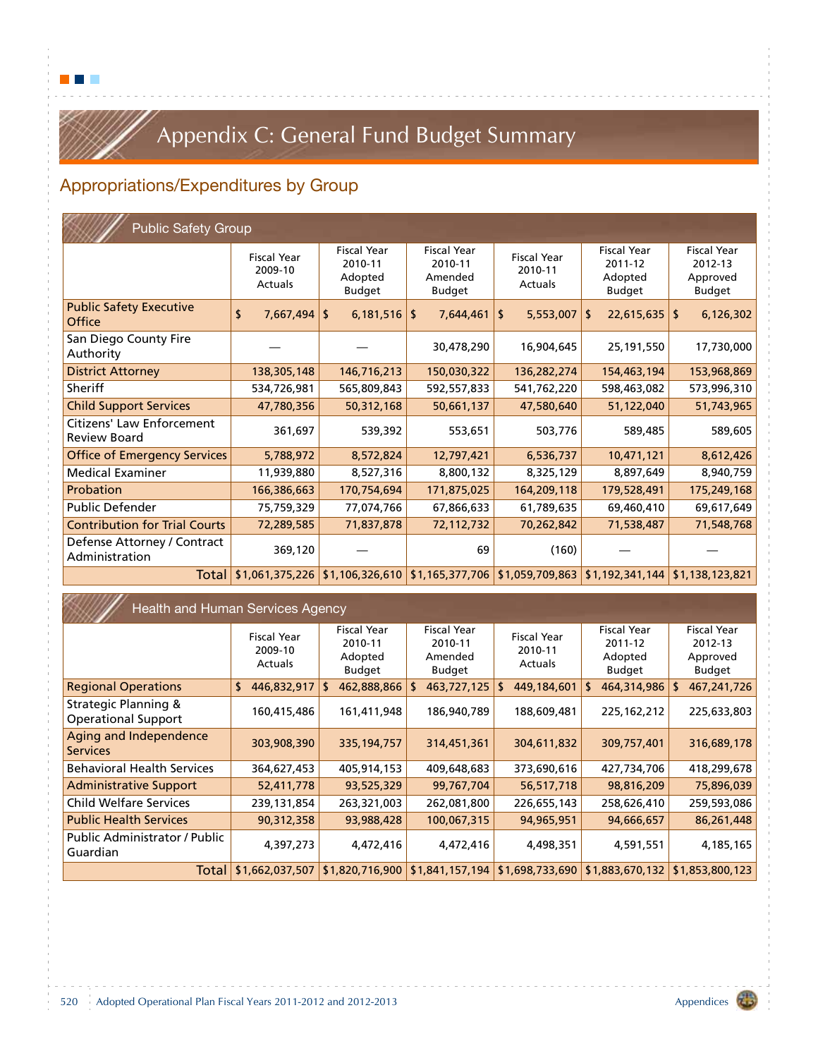# Appendix C: General Fund Budget Summary

## Appropriations/Expenditures by Group

### Public Safety Group

| | Fiscal Year 2009-10 Actuals | Fiscal Year 2010-11 Adopted Budget | Fiscal Year 2010-11 Amended Budget | Fiscal Year 2010-11 Actuals | Fiscal Year 2011-12 Adopted Budget | Fiscal Year 2012-13 Approved Budget |
|---|---|---|---|---|---|---|
| Public Safety Executive Office | $ 7,667,494 | $ 6,181,516 | $ 7,644,461 | $ 5,553,007 | $ 22,615,635 | $ 6,126,302 |
| San Diego County Fire Authority | — | — | 30,478,290 | 16,904,645 | 25,191,550 | 17,730,000 |
| District Attorney | 138,305,148 | 146,716,213 | 150,030,322 | 136,282,274 | 154,463,194 | 153,968,869 |
| Sheriff | 534,726,981 | 565,809,843 | 592,557,833 | 541,762,220 | 598,463,082 | 573,996,310 |
| Child Support Services | 47,780,356 | 50,312,168 | 50,661,137 | 47,580,640 | 51,122,040 | 51,743,965 |
| Citizens' Law Enforcement Review Board | 361,697 | 539,392 | 553,651 | 503,776 | 589,485 | 589,605 |
| Office of Emergency Services | 5,788,972 | 8,572,824 | 12,797,421 | 6,536,737 | 10,471,121 | 8,612,426 |
| Medical Examiner | 11,939,880 | 8,527,316 | 8,800,132 | 8,325,129 | 8,897,649 | 8,940,759 |
| Probation | 166,386,663 | 170,754,694 | 171,875,025 | 164,209,118 | 179,528,491 | 175,249,168 |
| Public Defender | 75,759,329 | 77,074,766 | 67,866,633 | 61,789,635 | 69,460,410 | 69,617,649 |
| Contribution for Trial Courts | 72,289,585 | 71,837,878 | 72,112,732 | 70,262,842 | 71,538,487 | 71,548,768 |
| Defense Attorney / Contract Administration | 369,120 | — | 69 | (160) | — | — |
| Total | $1,061,375,226 | $1,106,326,610 | $1,165,377,706 | $1,059,709,863 | $1,192,341,144 | $1,138,123,821 |

### Health and Human Services Agency

| | Fiscal Year 2009-10 Actuals | Fiscal Year 2010-11 Adopted Budget | Fiscal Year 2010-11 Amended Budget | Fiscal Year 2010-11 Actuals | Fiscal Year 2011-12 Adopted Budget | Fiscal Year 2012-13 Approved Budget |
|---|---|---|---|---|---|---|
| Regional Operations | $ 446,832,917 | $ 462,888,866 | $ 463,727,125 | $ 449,184,601 | $ 464,314,986 | $ 467,241,726 |
| Strategic Planning & Operational Support | 160,415,486 | 161,411,948 | 186,940,789 | 188,609,481 | 225,162,212 | 225,633,803 |
| Aging and Independence Services | 303,908,390 | 335,194,757 | 314,451,361 | 304,611,832 | 309,757,401 | 316,689,178 |
| Behavioral Health Services | 364,627,453 | 405,914,153 | 409,648,683 | 373,690,616 | 427,734,706 | 418,299,678 |
| Administrative Support | 52,411,778 | 93,525,329 | 99,767,704 | 56,517,718 | 98,816,209 | 75,896,039 |
| Child Welfare Services | 239,131,854 | 263,321,003 | 262,081,800 | 226,655,143 | 258,626,410 | 259,593,086 |
| Public Health Services | 90,312,358 | 93,988,428 | 100,067,315 | 94,965,951 | 94,666,657 | 86,261,448 |
| Public Administrator / Public Guardian | 4,397,273 | 4,472,416 | 4,472,416 | 4,498,351 | 4,591,551 | 4,185,165 |
| Total | $1,662,037,507 | $1,820,716,900 | $1,841,157,194 | $1,698,733,690 | $1,883,670,132 | $1,853,800,123 |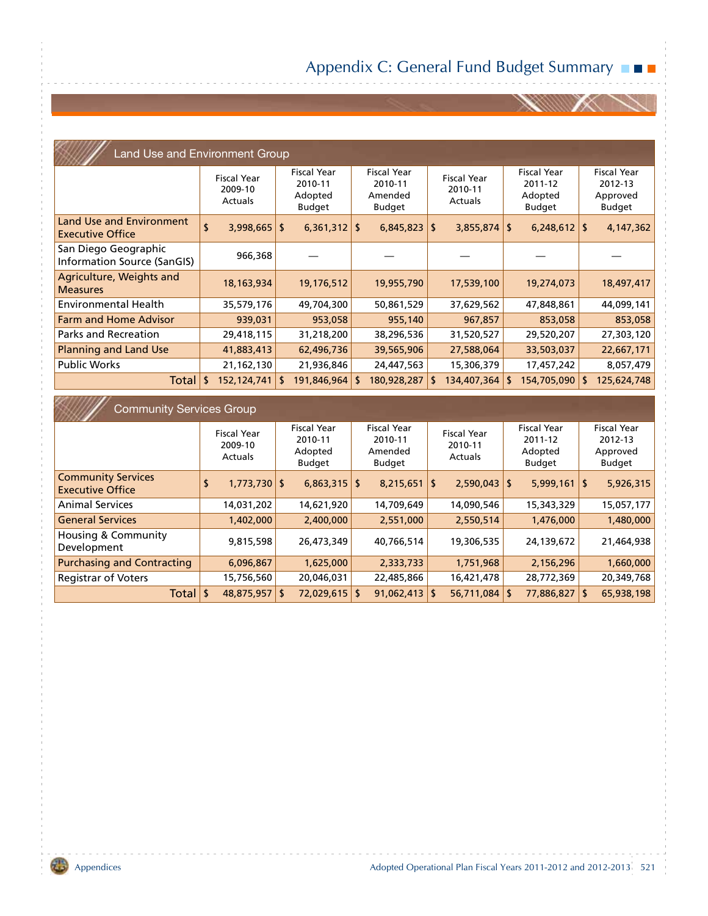# Appendix C: General Fund Budget Summary

## Land Use and Environment Group

| | Fiscal Year 2009-10 Actuals | Fiscal Year 2010-11 Adopted Budget | Fiscal Year 2010-11 Amended Budget | Fiscal Year 2010-11 Actuals | Fiscal Year 2011-12 Adopted Budget | Fiscal Year 2012-13 Approved Budget |
|---|---|---|---|---|---|---|
| Land Use and Environment Executive Office | $ 3,998,665 | $ 6,361,312 | $ 6,845,823 | $ 3,855,874 | $ 6,248,612 | $ 4,147,362 |
| San Diego Geographic Information Source (SanGIS) | 966,368 | — | — | — | — | — |
| Agriculture, Weights and Measures | 18,163,934 | 19,176,512 | 19,955,790 | 17,539,100 | 19,274,073 | 18,497,417 |
| Environmental Health | 35,579,176 | 49,704,300 | 50,861,529 | 37,629,562 | 47,848,861 | 44,099,141 |
| Farm and Home Advisor | 939,031 | 953,058 | 955,140 | 967,857 | 853,058 | 853,058 |
| Parks and Recreation | 29,418,115 | 31,218,200 | 38,296,536 | 31,520,527 | 29,520,207 | 27,303,120 |
| Planning and Land Use | 41,883,413 | 62,496,736 | 39,565,906 | 27,588,064 | 33,503,037 | 22,667,171 |
| Public Works | 21,162,130 | 21,936,846 | 24,447,563 | 15,306,379 | 17,457,242 | 8,057,479 |
| Total | $ 152,124,741 | $ 191,846,964 | $ 180,928,287 | $ 134,407,364 | $ 154,705,090 | $ 125,624,748 |

## Community Services Group

| | Fiscal Year 2009-10 Actuals | Fiscal Year 2010-11 Adopted Budget | Fiscal Year 2010-11 Amended Budget | Fiscal Year 2010-11 Actuals | Fiscal Year 2011-12 Adopted Budget | Fiscal Year 2012-13 Approved Budget |
|---|---|---|---|---|---|---|
| Community Services Executive Office | $ 1,773,730 | $ 6,863,315 | $ 8,215,651 | $ 2,590,043 | $ 5,999,161 | $ 5,926,315 |
| Animal Services | 14,031,202 | 14,621,920 | 14,709,649 | 14,090,546 | 15,343,329 | 15,057,177 |
| General Services | 1,402,000 | 2,400,000 | 2,551,000 | 2,550,514 | 1,476,000 | 1,480,000 |
| Housing & Community Development | 9,815,598 | 26,473,349 | 40,766,514 | 19,306,535 | 24,139,672 | 21,464,938 |
| Purchasing and Contracting | 6,096,867 | 1,625,000 | 2,333,733 | 1,751,968 | 2,156,296 | 1,660,000 |
| Registrar of Voters | 15,756,560 | 20,046,031 | 22,485,866 | 16,421,478 | 28,772,369 | 20,349,768 |
| Total | $ 48,875,957 | $ 72,029,615 | $ 91,062,413 | $ 56,711,084 | $ 77,886,827 | $ 65,938,198 |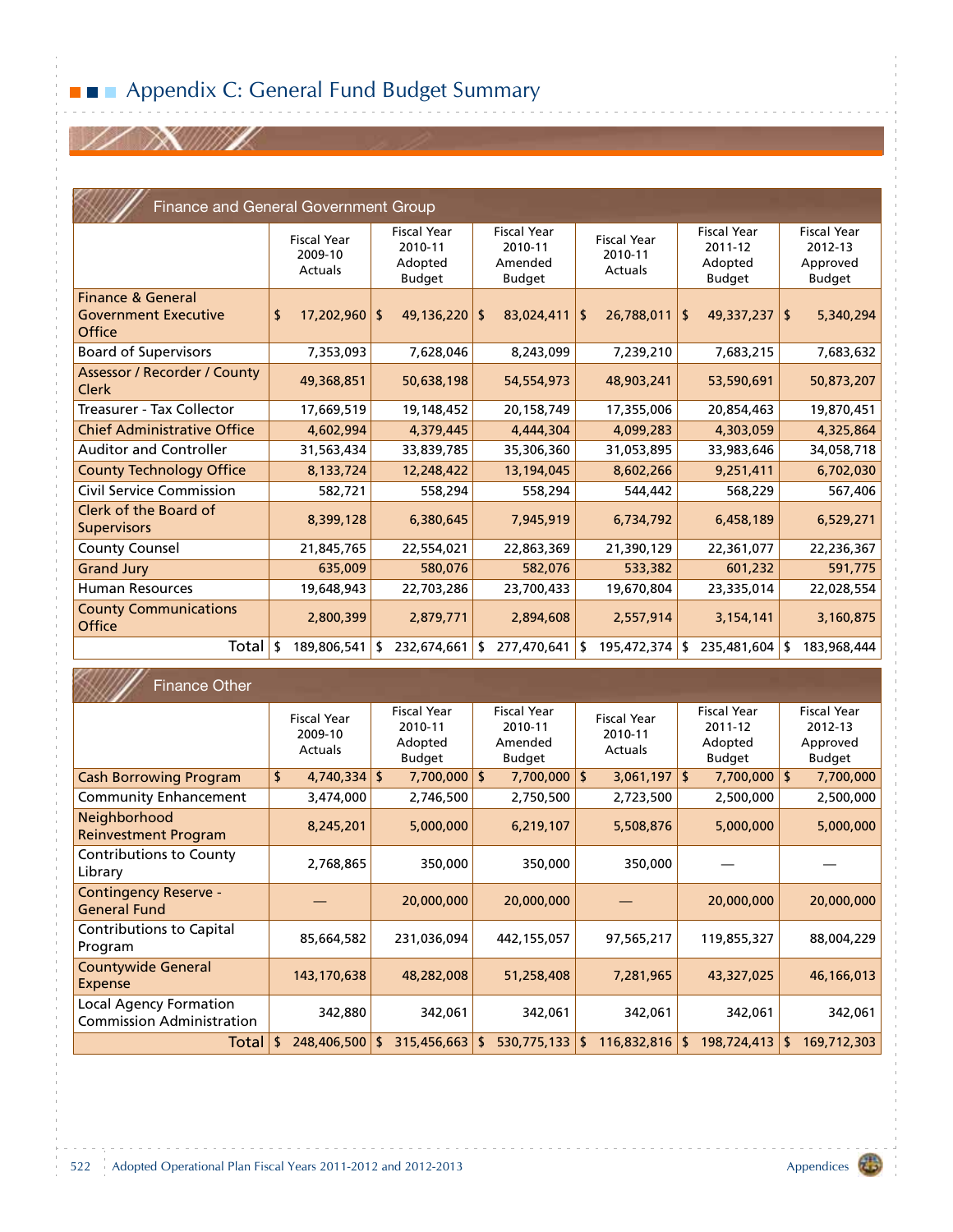# Appendix C: General Fund Budget Summary

## Finance and General Government Group

| | Fiscal Year 2009-10 Actuals | Fiscal Year 2010-11 Adopted Budget | Fiscal Year 2010-11 Amended Budget | Fiscal Year 2010-11 Actuals | Fiscal Year 2011-12 Adopted Budget | Fiscal Year 2012-13 Approved Budget |
|---|---|---|---|---|---|---|
| Finance & General Government Executive Office | $ 17,202,960 | $ 49,136,220 | $ 83,024,411 | $ 26,788,011 | $ 49,337,237 | $ 5,340,294 |
| Board of Supervisors | 7,353,093 | 7,628,046 | 8,243,099 | 7,239,210 | 7,683,215 | 7,683,632 |
| Assessor / Recorder / County Clerk | 49,368,851 | 50,638,198 | 54,554,973 | 48,903,241 | 53,590,691 | 50,873,207 |
| Treasurer - Tax Collector | 17,669,519 | 19,148,452 | 20,158,749 | 17,355,006 | 20,854,463 | 19,870,451 |
| Chief Administrative Office | 4,602,994 | 4,379,445 | 4,444,304 | 4,099,283 | 4,303,059 | 4,325,864 |
| Auditor and Controller | 31,563,434 | 33,839,785 | 35,306,360 | 31,053,895 | 33,983,646 | 34,058,718 |
| County Technology Office | 8,133,724 | 12,248,422 | 13,194,045 | 8,602,266 | 9,251,411 | 6,702,030 |
| Civil Service Commission | 582,721 | 558,294 | 558,294 | 544,442 | 568,229 | 567,406 |
| Clerk of the Board of Supervisors | 8,399,128 | 6,380,645 | 7,945,919 | 6,734,792 | 6,458,189 | 6,529,271 |
| County Counsel | 21,845,765 | 22,554,021 | 22,863,369 | 21,390,129 | 22,361,077 | 22,236,367 |
| Grand Jury | 635,009 | 580,076 | 582,076 | 533,382 | 601,232 | 591,775 |
| Human Resources | 19,648,943 | 22,703,286 | 23,700,433 | 19,670,804 | 23,335,014 | 22,028,554 |
| County Communications Office | 2,800,399 | 2,879,771 | 2,894,608 | 2,557,914 | 3,154,141 | 3,160,875 |
| Total | $ 189,806,541 | $ 232,674,661 | $ 277,470,641 | $ 195,472,374 | $ 235,481,604 | $ 183,968,444 |

## Finance Other

| | Fiscal Year 2009-10 Actuals | Fiscal Year 2010-11 Adopted Budget | Fiscal Year 2010-11 Amended Budget | Fiscal Year 2010-11 Actuals | Fiscal Year 2011-12 Adopted Budget | Fiscal Year 2012-13 Approved Budget |
|---|---|---|---|---|---|---|
| Cash Borrowing Program | $ 4,740,334 | $ 7,700,000 | $ 7,700,000 | $ 3,061,197 | $ 7,700,000 | $ 7,700,000 |
| Community Enhancement | 3,474,000 | 2,746,500 | 2,750,500 | 2,723,500 | 2,500,000 | 2,500,000 |
| Neighborhood Reinvestment Program | 8,245,201 | 5,000,000 | 6,219,107 | 5,508,876 | 5,000,000 | 5,000,000 |
| Contributions to County Library | 2,768,865 | 350,000 | 350,000 | 350,000 | — | — |
| Contingency Reserve - General Fund | — | 20,000,000 | 20,000,000 | — | 20,000,000 | 20,000,000 |
| Contributions to Capital Program | 85,664,582 | 231,036,094 | 442,155,057 | 97,565,217 | 119,855,327 | 88,004,229 |
| Countywide General Expense | 143,170,638 | 48,282,008 | 51,258,408 | 7,281,965 | 43,327,025 | 46,166,013 |
| Local Agency Formation Commission Administration | 342,880 | 342,061 | 342,061 | 342,061 | 342,061 | 342,061 |
| Total | $ 248,406,500 | $ 315,456,663 | $ 530,775,133 | $ 116,832,816 | $ 198,724,413 | $ 169,712,303 |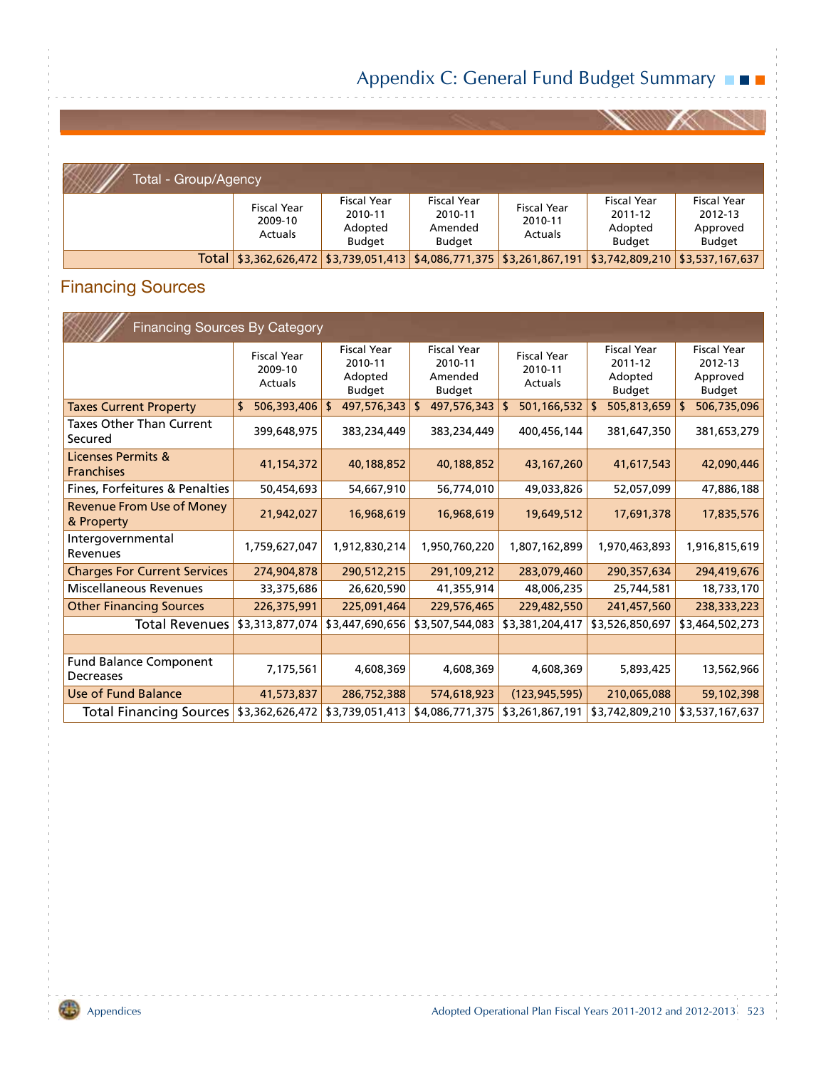# Appendix C: General Fund Budget Summary

| Total - Group/Agency | Fiscal Year 2009-10 Actuals | Fiscal Year 2010-11 Adopted Budget | Fiscal Year 2010-11 Amended Budget | Fiscal Year 2010-11 Actuals | Fiscal Year 2011-12 Adopted Budget | Fiscal Year 2012-13 Approved Budget |
|---|---|---|---|---|---|---|
| Total | $3,362,626,472 | $3,739,051,413 | $4,086,771,375 | $3,261,867,191 | $3,742,809,210 | $3,537,167,637 |

## Financing Sources

| Financing Sources By Category | Fiscal Year 2009-10 Actuals | Fiscal Year 2010-11 Adopted Budget | Fiscal Year 2010-11 Amended Budget | Fiscal Year 2010-11 Actuals | Fiscal Year 2011-12 Adopted Budget | Fiscal Year 2012-13 Approved Budget |
|---|---|---|---|---|---|---|
| Taxes Current Property | $ 506,393,406 | $ 497,576,343 | $ 497,576,343 | $ 501,166,532 | $ 505,813,659 | $ 506,735,096 |
| Taxes Other Than Current Secured | 399,648,975 | 383,234,449 | 383,234,449 | 400,456,144 | 381,647,350 | 381,653,279 |
| Licenses Permits & Franchises | 41,154,372 | 40,188,852 | 40,188,852 | 43,167,260 | 41,617,543 | 42,090,446 |
| Fines, Forfeitures & Penalties | 50,454,693 | 54,667,910 | 56,774,010 | 49,033,826 | 52,057,099 | 47,886,188 |
| Revenue From Use of Money & Property | 21,942,027 | 16,968,619 | 16,968,619 | 19,649,512 | 17,691,378 | 17,835,576 |
| Intergovernmental Revenues | 1,759,627,047 | 1,912,830,214 | 1,950,760,220 | 1,807,162,899 | 1,970,463,893 | 1,916,815,619 |
| Charges For Current Services | 274,904,878 | 290,512,215 | 291,109,212 | 283,079,460 | 290,357,634 | 294,419,676 |
| Miscellaneous Revenues | 33,375,686 | 26,620,590 | 41,355,914 | 48,006,235 | 25,744,581 | 18,733,170 |
| Other Financing Sources | 226,375,991 | 225,091,464 | 229,576,465 | 229,482,550 | 241,457,560 | 238,333,223 |
| Total Revenues | $3,313,877,074 | $3,447,690,656 | $3,507,544,083 | $3,381,204,417 | $3,526,850,697 | $3,464,502,273 |
| | | | | | | |
| Fund Balance Component Decreases | 7,175,561 | 4,608,369 | 4,608,369 | 4,608,369 | 5,893,425 | 13,562,966 |
| Use of Fund Balance | 41,573,837 | 286,752,388 | 574,618,923 | (123,945,595) | 210,065,088 | 59,102,398 |
| Total Financing Sources | $3,362,626,472 | $3,739,051,413 | $4,086,771,375 | $3,261,867,191 | $3,742,809,210 | $3,537,167,637 |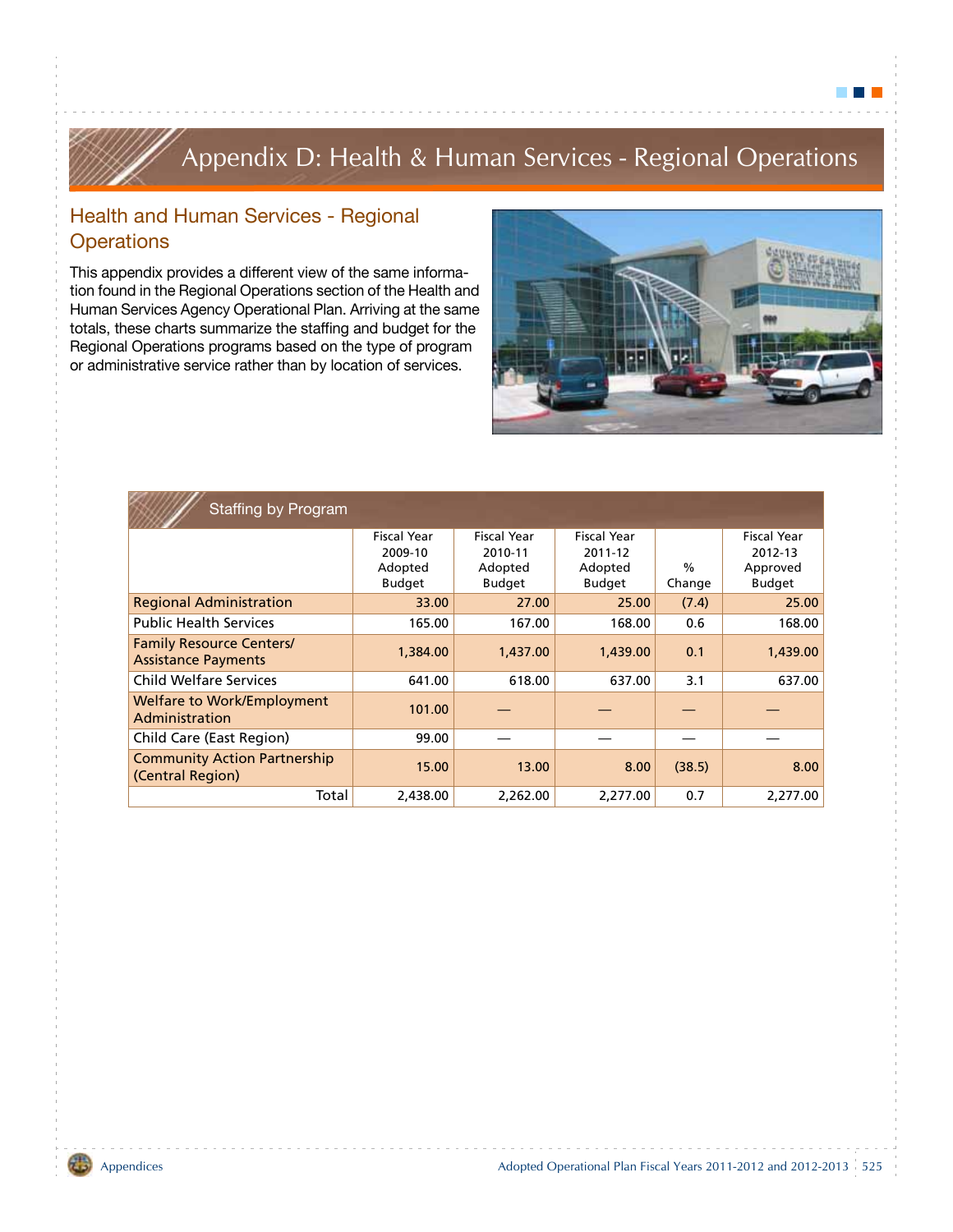# Appendix D: Health & Human Services - Regional Operations

## Health and Human Services - Regional Operations

This appendix provides a different view of the same information found in the Regional Operations section of the Health and Human Services Agency Operational Plan. Arriving at the same totals, these charts summarize the staffing and budget for the Regional Operations programs based on the type of program or administrative service rather than by location of services.

### Staffing by Program

| | Fiscal Year 2009-10 Adopted Budget | Fiscal Year 2010-11 Adopted Budget | Fiscal Year 2011-12 Adopted Budget | % Change | Fiscal Year 2012-13 Approved Budget |
|---|---|---|---|---|---|
| Regional Administration | 33.00 | 27.00 | 25.00 | (7.4) | 25.00 |
| Public Health Services | 165.00 | 167.00 | 168.00 | 0.6 | 168.00 |
| Family Resource Centers/ Assistance Payments | 1,384.00 | 1,437.00 | 1,439.00 | 0.1 | 1,439.00 |
| Child Welfare Services | 641.00 | 618.00 | 637.00 | 3.1 | 637.00 |
| Welfare to Work/Employment Administration | 101.00 | — | — | — | — |
| Child Care (East Region) | 99.00 | — | — | — | — |
| Community Action Partnership (Central Region) | 15.00 | 13.00 | 8.00 | (38.5) | 8.00 |
| Total | 2,438.00 | 2,262.00 | 2,277.00 | 0.7 | 2,277.00 |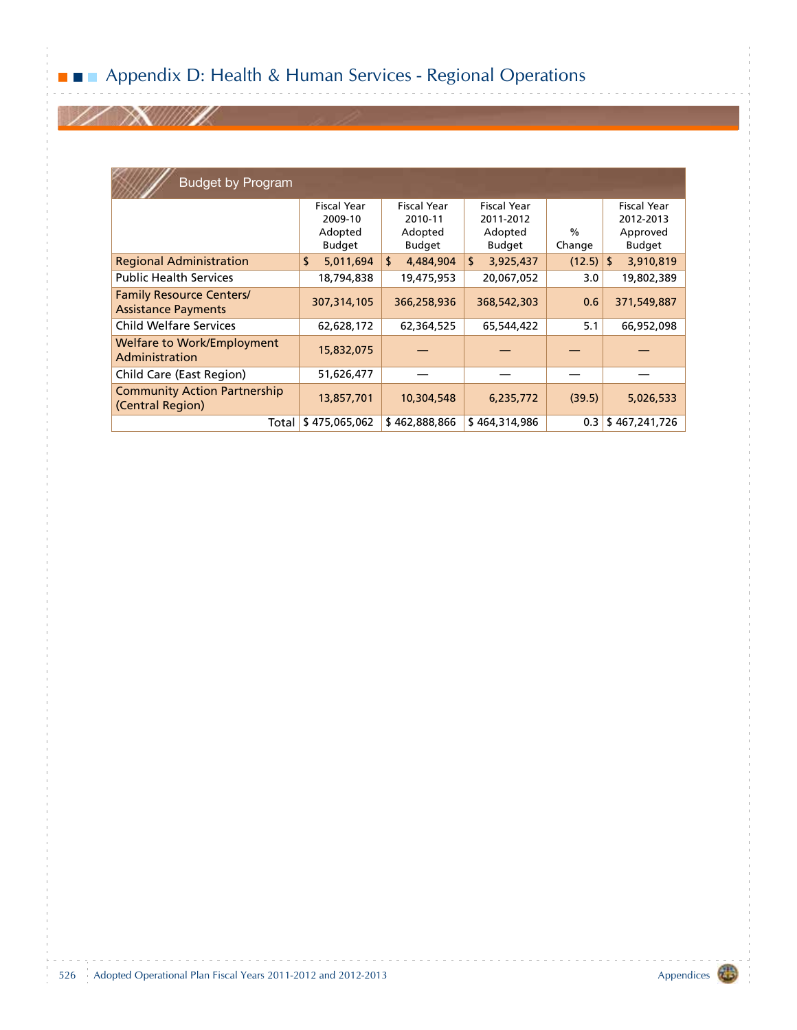# Appendix D: Health & Human Services - Regional Operations

## Budget by Program

| | Fiscal Year 2009-10 Adopted Budget | Fiscal Year 2010-11 Adopted Budget | Fiscal Year 2011-2012 Adopted Budget | % Change | Fiscal Year 2012-2013 Approved Budget |
|---|---|---|---|---|---|
| Regional Administration | $ 5,011,694 | $ 4,484,904 | $ 3,925,437 | (12.5) | $ 3,910,819 |
| Public Health Services | 18,794,838 | 19,475,953 | 20,067,052 | 3.0 | 19,802,389 |
| Family Resource Centers/ Assistance Payments | 307,314,105 | 366,258,936 | 368,542,303 | 0.6 | 371,549,887 |
| Child Welfare Services | 62,628,172 | 62,364,525 | 65,544,422 | 5.1 | 66,952,098 |
| Welfare to Work/Employment Administration | 15,832,075 | — | — | — | — |
| Child Care (East Region) | 51,626,477 | — | — | — | — |
| Community Action Partnership (Central Region) | 13,857,701 | 10,304,548 | 6,235,772 | (39.5) | 5,026,533 |
| Total | $ 475,065,062 | $ 462,888,866 | $ 464,314,986 | 0.3 | $ 467,241,726 |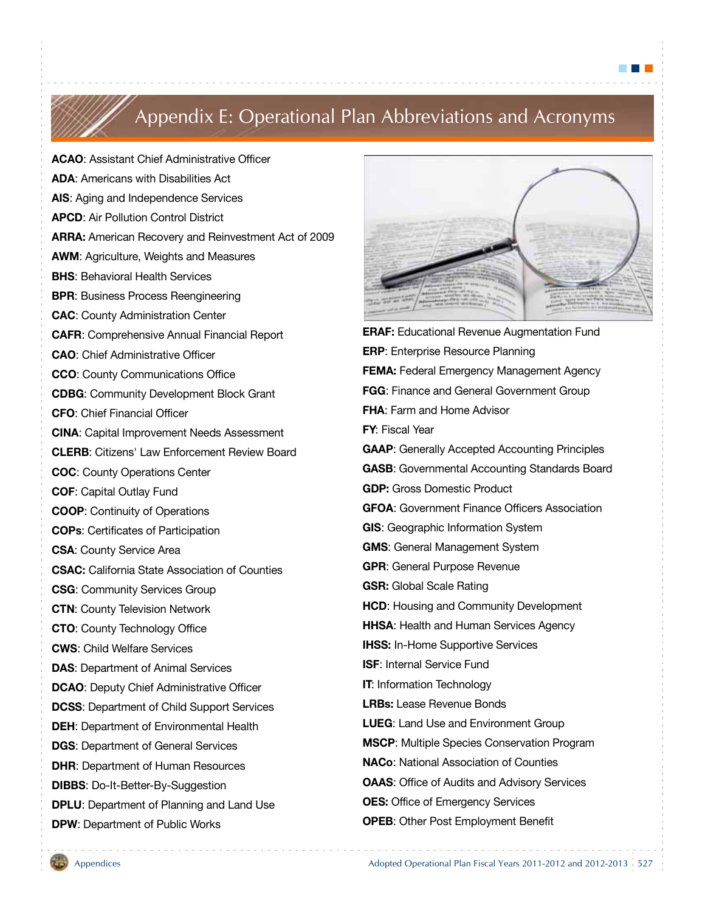# Appendix E: Operational Plan Abbreviations and Acronyms

**ACAO**: Assistant Chief Administrative Officer

**ADA**: Americans with Disabilities Act

**AIS**: Aging and Independence Services

**APCD**: Air Pollution Control District

**ARRA:** American Recovery and Reinvestment Act of 2009

**AWM**: Agriculture, Weights and Measures

**BHS**: Behavioral Health Services

**BPR**: Business Process Reengineering

**CAC**: County Administration Center

**CAFR**: Comprehensive Annual Financial Report

**CAO**: Chief Administrative Officer

**CCO**: County Communications Office

**CDBG**: Community Development Block Grant

**CFO**: Chief Financial Officer

**CINA**: Capital Improvement Needs Assessment

**CLERB**: Citizens' Law Enforcement Review Board

**COC**: County Operations Center

**COF**: Capital Outlay Fund

**COOP**: Continuity of Operations

**COPs**: Certificates of Participation

**CSA**: County Service Area

**CSAC:** California State Association of Counties

**CSG**: Community Services Group

**CTN**: County Television Network

**CTO**: County Technology Office

**CWS**: Child Welfare Services

**DAS**: Department of Animal Services

**DCAO**: Deputy Chief Administrative Officer

**DCSS**: Department of Child Support Services

**DEH**: Department of Environmental Health

**DGS**: Department of General Services

**DHR**: Department of Human Resources

**DIBBS**: Do-It-Better-By-Suggestion

**DPLU**: Department of Planning and Land Use

**DPW**: Department of Public Works

**ERAF:** Educational Revenue Augmentation Fund

**ERP**: Enterprise Resource Planning

**FEMA:** Federal Emergency Management Agency

**FGG**: Finance and General Government Group

**FHA**: Farm and Home Advisor

**FY**: Fiscal Year

**GAAP**: Generally Accepted Accounting Principles

**GASB**: Governmental Accounting Standards Board

**GDP:** Gross Domestic Product

**GFOA**: Government Finance Officers Association

**GIS**: Geographic Information System

**GMS**: General Management System

**GPR**: General Purpose Revenue

**GSR:** Global Scale Rating

**HCD**: Housing and Community Development

**HHSA**: Health and Human Services Agency

**IHSS:** In-Home Supportive Services

**ISF**: Internal Service Fund

**IT**: Information Technology

**LRBs:** Lease Revenue Bonds

**LUEG**: Land Use and Environment Group

**MSCP**: Multiple Species Conservation Program

**NACo**: National Association of Counties

**OAAS**: Office of Audits and Advisory Services

**OES:** Office of Emergency Services

**OPEB**: Other Post Employment Benefit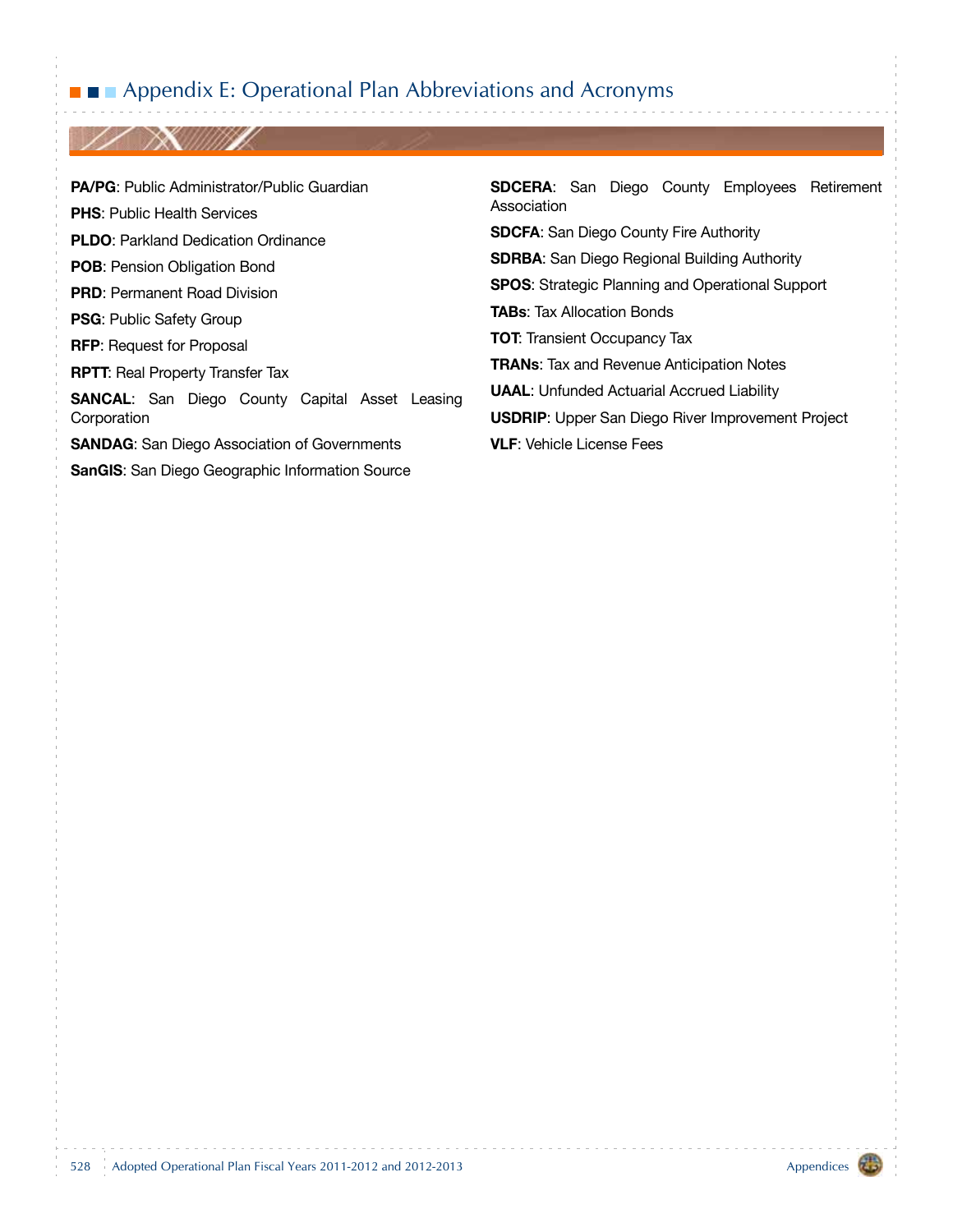# Appendix E: Operational Plan Abbreviations and Acronyms

**PA/PG**: Public Administrator/Public Guardian

**PHS**: Public Health Services

**PLDO**: Parkland Dedication Ordinance

**POB**: Pension Obligation Bond

**PRD**: Permanent Road Division

**PSG**: Public Safety Group

**RFP**: Request for Proposal

**RPTT**: Real Property Transfer Tax

**SANCAL**: San Diego County Capital Asset Leasing Corporation

**SANDAG**: San Diego Association of Governments

**SanGIS**: San Diego Geographic Information Source

**SDCERA**: San Diego County Employees Retirement Association

**SDCFA**: San Diego County Fire Authority

**SDRBA**: San Diego Regional Building Authority

**SPOS**: Strategic Planning and Operational Support

**TABs**: Tax Allocation Bonds

**TOT**: Transient Occupancy Tax

**TRANs**: Tax and Revenue Anticipation Notes

**UAAL**: Unfunded Actuarial Accrued Liability

**USDRIP**: Upper San Diego River Improvement Project

**VLF**: Vehicle License Fees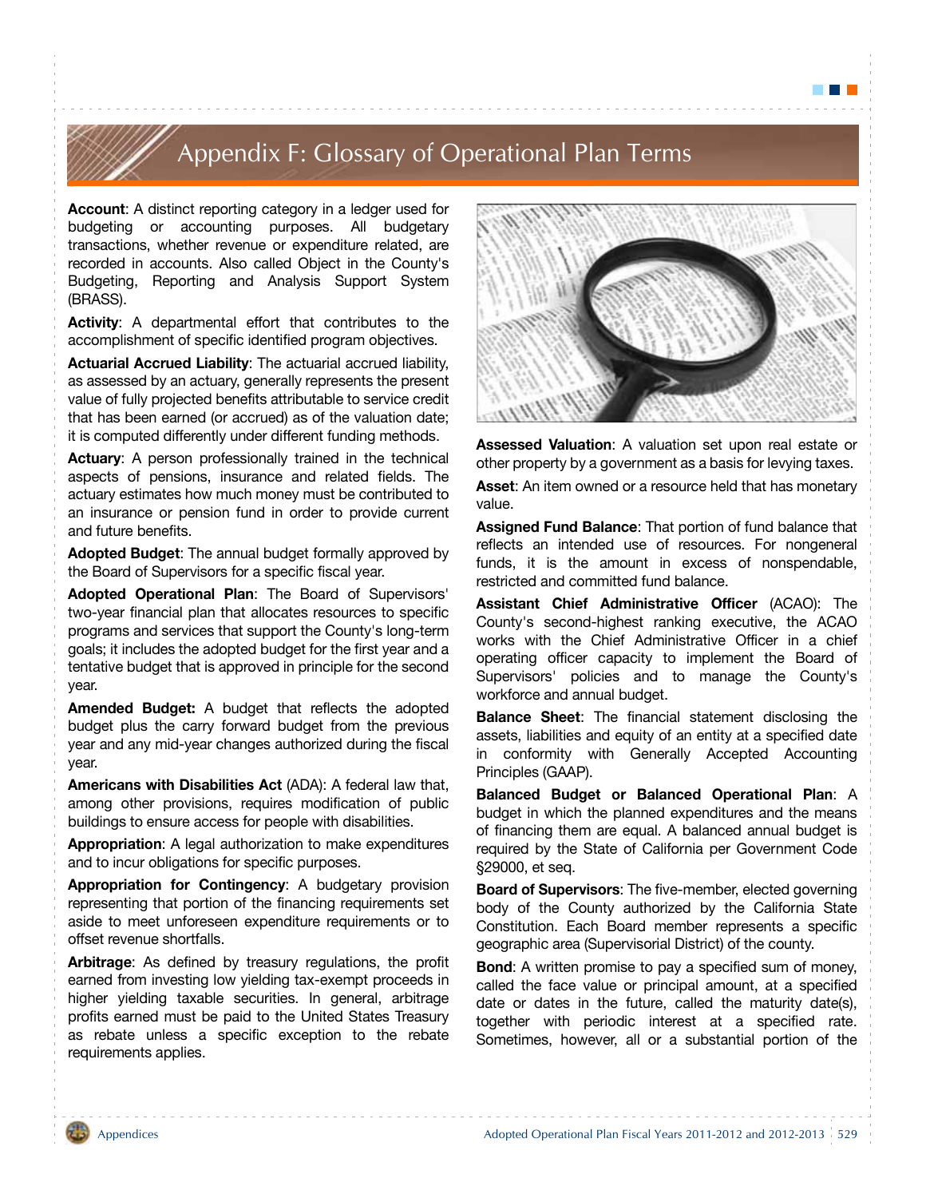# Appendix F: Glossary of Operational Plan Terms

**Account**: A distinct reporting category in a ledger used for budgeting or accounting purposes. All budgetary transactions, whether revenue or expenditure related, are recorded in accounts. Also called Object in the County's Budgeting, Reporting and Analysis Support System (BRASS).

**Activity**: A departmental effort that contributes to the accomplishment of specific identified program objectives.

**Actuarial Accrued Liability**: The actuarial accrued liability, as assessed by an actuary, generally represents the present value of fully projected benefits attributable to service credit that has been earned (or accrued) as of the valuation date; it is computed differently under different funding methods.

**Actuary**: A person professionally trained in the technical aspects of pensions, insurance and related fields. The actuary estimates how much money must be contributed to an insurance or pension fund in order to provide current and future benefits.

**Adopted Budget**: The annual budget formally approved by the Board of Supervisors for a specific fiscal year.

**Adopted Operational Plan**: The Board of Supervisors' two-year financial plan that allocates resources to specific programs and services that support the County's long-term goals; it includes the adopted budget for the first year and a tentative budget that is approved in principle for the second year.

**Amended Budget:** A budget that reflects the adopted budget plus the carry forward budget from the previous year and any mid-year changes authorized during the fiscal year.

**Americans with Disabilities Act** (ADA): A federal law that, among other provisions, requires modification of public buildings to ensure access for people with disabilities.

**Appropriation**: A legal authorization to make expenditures and to incur obligations for specific purposes.

**Appropriation for Contingency**: A budgetary provision representing that portion of the financing requirements set aside to meet unforeseen expenditure requirements or to offset revenue shortfalls.

**Arbitrage**: As defined by treasury regulations, the profit earned from investing low yielding tax-exempt proceeds in higher yielding taxable securities. In general, arbitrage profits earned must be paid to the United States Treasury as rebate unless a specific exception to the rebate requirements applies.

**Assessed Valuation**: A valuation set upon real estate or other property by a government as a basis for levying taxes.

**Asset**: An item owned or a resource held that has monetary value.

**Assigned Fund Balance**: That portion of fund balance that reflects an intended use of resources. For nongeneral funds, it is the amount in excess of nonspendable, restricted and committed fund balance.

**Assistant Chief Administrative Officer** (ACAO): The County's second-highest ranking executive, the ACAO works with the Chief Administrative Officer in a chief operating officer capacity to implement the Board of Supervisors' policies and to manage the County's workforce and annual budget.

**Balance Sheet**: The financial statement disclosing the assets, liabilities and equity of an entity at a specified date in conformity with Generally Accepted Accounting Principles (GAAP).

**Balanced Budget or Balanced Operational Plan**: A budget in which the planned expenditures and the means of financing them are equal. A balanced annual budget is required by the State of California per Government Code §29000, et seq.

**Board of Supervisors**: The five-member, elected governing body of the County authorized by the California State Constitution. Each Board member represents a specific geographic area (Supervisorial District) of the county.

**Bond**: A written promise to pay a specified sum of money, called the face value or principal amount, at a specified date or dates in the future, called the maturity date(s), together with periodic interest at a specified rate. Sometimes, however, all or a substantial portion of the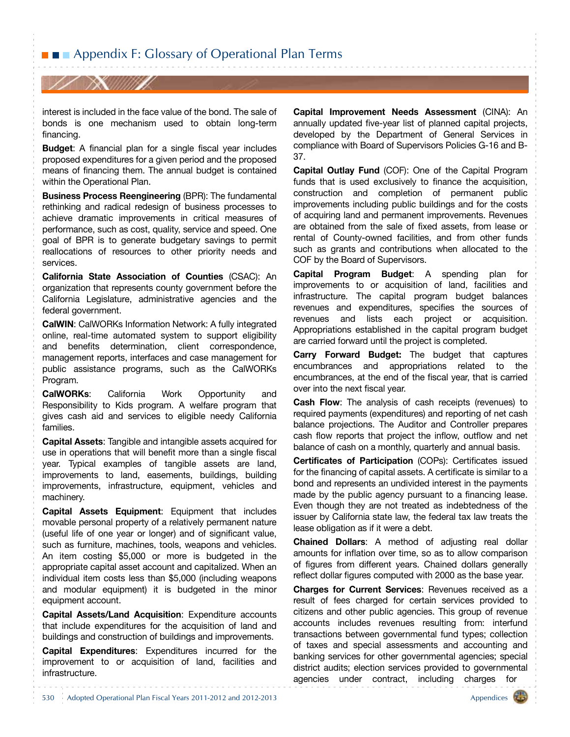interest is included in the face value of the bond. The sale of bonds is one mechanism used to obtain long-term financing.

**Budget**: A financial plan for a single fiscal year includes proposed expenditures for a given period and the proposed means of financing them. The annual budget is contained within the Operational Plan.

**Business Process Reengineering** (BPR): The fundamental rethinking and radical redesign of business processes to achieve dramatic improvements in critical measures of performance, such as cost, quality, service and speed. One goal of BPR is to generate budgetary savings to permit reallocations of resources to other priority needs and services.

**California State Association of Counties** (CSAC): An organization that represents county government before the California Legislature, administrative agencies and the federal government.

**CalWIN**: CalWORKs Information Network: A fully integrated online, real-time automated system to support eligibility and benefits determination, client correspondence, management reports, interfaces and case management for public assistance programs, such as the CalWORKs Program.

**CalWORKs**: California Work Opportunity and Responsibility to Kids program. A welfare program that gives cash aid and services to eligible needy California families.

**Capital Assets**: Tangible and intangible assets acquired for use in operations that will benefit more than a single fiscal year. Typical examples of tangible assets are land, improvements to land, easements, buildings, building improvements, infrastructure, equipment, vehicles and machinery.

**Capital Assets Equipment**: Equipment that includes movable personal property of a relatively permanent nature (useful life of one year or longer) and of significant value, such as furniture, machines, tools, weapons and vehicles. An item costing $5,000 or more is budgeted in the appropriate capital asset account and capitalized. When an individual item costs less than $5,000 (including weapons and modular equipment) it is budgeted in the minor equipment account.

**Capital Assets/Land Acquisition**: Expenditure accounts that include expenditures for the acquisition of land and buildings and construction of buildings and improvements.

**Capital Expenditures**: Expenditures incurred for the improvement to or acquisition of land, facilities and infrastructure.

**Capital Improvement Needs Assessment** (CINA): An annually updated five-year list of planned capital projects, developed by the Department of General Services in compliance with Board of Supervisors Policies G-16 and B-37.

**Capital Outlay Fund** (COF): One of the Capital Program funds that is used exclusively to finance the acquisition, construction and completion of permanent public improvements including public buildings and for the costs of acquiring land and permanent improvements. Revenues are obtained from the sale of fixed assets, from lease or rental of County-owned facilities, and from other funds such as grants and contributions when allocated to the COF by the Board of Supervisors.

**Capital Program Budget**: A spending plan for improvements to or acquisition of land, facilities and infrastructure. The capital program budget balances revenues and expenditures, specifies the sources of revenues and lists each project or acquisition. Appropriations established in the capital program budget are carried forward until the project is completed.

**Carry Forward Budget:** The budget that captures encumbrances and appropriations related to the encumbrances, at the end of the fiscal year, that is carried over into the next fiscal year.

**Cash Flow**: The analysis of cash receipts (revenues) to required payments (expenditures) and reporting of net cash balance projections. The Auditor and Controller prepares cash flow reports that project the inflow, outflow and net balance of cash on a monthly, quarterly and annual basis.

**Certificates of Participation** (COPs): Certificates issued for the financing of capital assets. A certificate is similar to a bond and represents an undivided interest in the payments made by the public agency pursuant to a financing lease. Even though they are not treated as indebtedness of the issuer by California state law, the federal tax law treats the lease obligation as if it were a debt.

**Chained Dollars**: A method of adjusting real dollar amounts for inflation over time, so as to allow comparison of figures from different years. Chained dollars generally reflect dollar figures computed with 2000 as the base year.

**Charges for Current Services**: Revenues received as a result of fees charged for certain services provided to citizens and other public agencies. This group of revenue accounts includes revenues resulting from: interfund transactions between governmental fund types; collection of taxes and special assessments and accounting and banking services for other governmental agencies; special district audits; election services provided to governmental agencies under contract, including charges for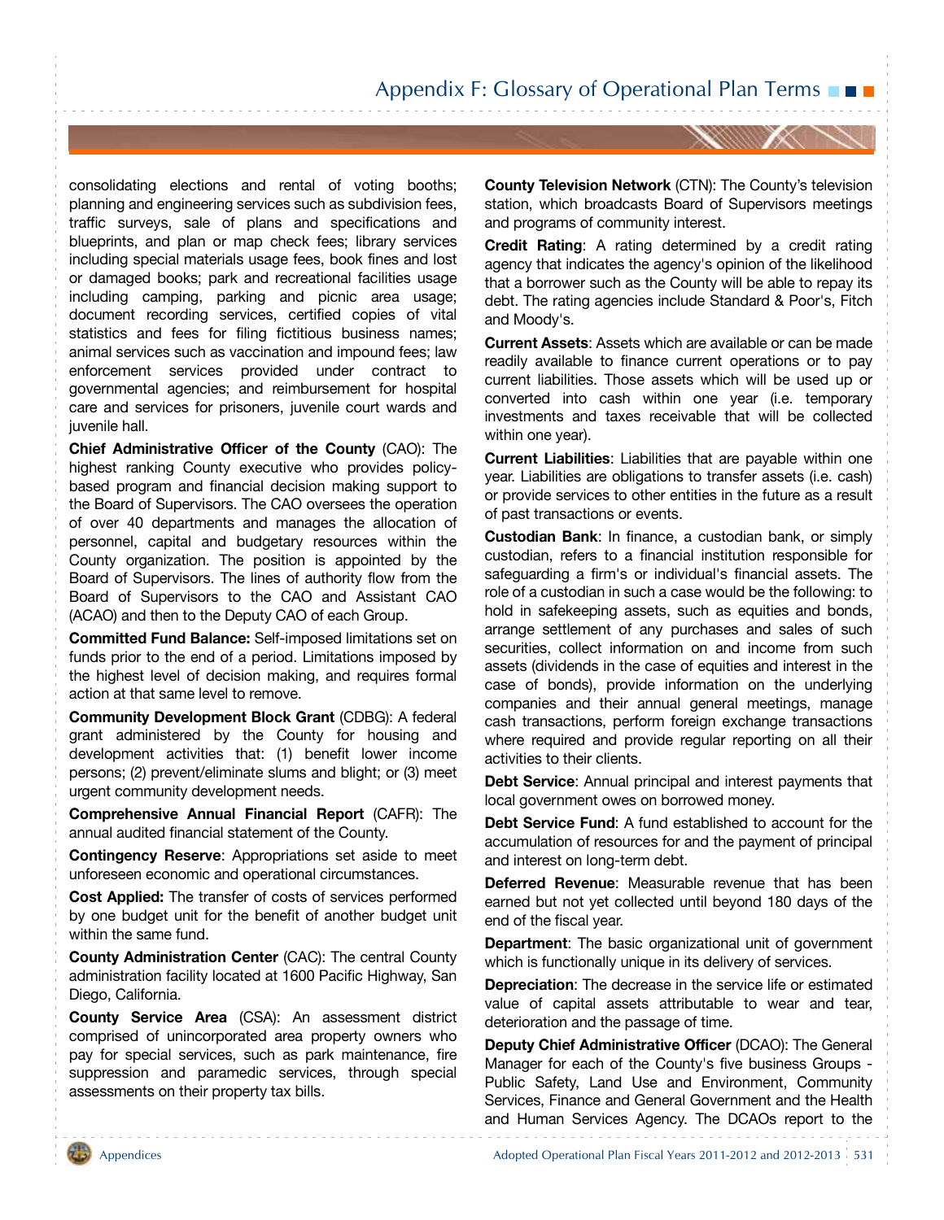consolidating elections and rental of voting booths; planning and engineering services such as subdivision fees, traffic surveys, sale of plans and specifications and blueprints, and plan or map check fees; library services including special materials usage fees, book fines and lost or damaged books; park and recreational facilities usage including camping, parking and picnic area usage; document recording services, certified copies of vital statistics and fees for filing fictitious business names; animal services such as vaccination and impound fees; law enforcement services provided under contract to governmental agencies; and reimbursement for hospital care and services for prisoners, juvenile court wards and juvenile hall.

**Chief Administrative Officer of the County** (CAO): The highest ranking County executive who provides policy-based program and financial decision making support to the Board of Supervisors. The CAO oversees the operation of over 40 departments and manages the allocation of personnel, capital and budgetary resources within the County organization. The position is appointed by the Board of Supervisors. The lines of authority flow from the Board of Supervisors to the CAO and Assistant CAO (ACAO) and then to the Deputy CAO of each Group.

**Committed Fund Balance:** Self-imposed limitations set on funds prior to the end of a period. Limitations imposed by the highest level of decision making, and requires formal action at that same level to remove.

**Community Development Block Grant** (CDBG): A federal grant administered by the County for housing and development activities that: (1) benefit lower income persons; (2) prevent/eliminate slums and blight; or (3) meet urgent community development needs.

**Comprehensive Annual Financial Report** (CAFR): The annual audited financial statement of the County.

**Contingency Reserve**: Appropriations set aside to meet unforeseen economic and operational circumstances.

**Cost Applied:** The transfer of costs of services performed by one budget unit for the benefit of another budget unit within the same fund.

**County Administration Center** (CAC): The central County administration facility located at 1600 Pacific Highway, San Diego, California.

**County Service Area** (CSA): An assessment district comprised of unincorporated area property owners who pay for special services, such as park maintenance, fire suppression and paramedic services, through special assessments on their property tax bills.

**County Television Network** (CTN): The County's television station, which broadcasts Board of Supervisors meetings and programs of community interest.

**Credit Rating**: A rating determined by a credit rating agency that indicates the agency's opinion of the likelihood that a borrower such as the County will be able to repay its debt. The rating agencies include Standard & Poor's, Fitch and Moody's.

**Current Assets**: Assets which are available or can be made readily available to finance current operations or to pay current liabilities. Those assets which will be used up or converted into cash within one year (i.e. temporary investments and taxes receivable that will be collected within one year).

**Current Liabilities**: Liabilities that are payable within one year. Liabilities are obligations to transfer assets (i.e. cash) or provide services to other entities in the future as a result of past transactions or events.

**Custodian Bank**: In finance, a custodian bank, or simply custodian, refers to a financial institution responsible for safeguarding a firm's or individual's financial assets. The role of a custodian in such a case would be the following: to hold in safekeeping assets, such as equities and bonds, arrange settlement of any purchases and sales of such securities, collect information on and income from such assets (dividends in the case of equities and interest in the case of bonds), provide information on the underlying companies and their annual general meetings, manage cash transactions, perform foreign exchange transactions where required and provide regular reporting on all their activities to their clients.

**Debt Service**: Annual principal and interest payments that local government owes on borrowed money.

**Debt Service Fund**: A fund established to account for the accumulation of resources for and the payment of principal and interest on long-term debt.

**Deferred Revenue**: Measurable revenue that has been earned but not yet collected until beyond 180 days of the end of the fiscal year.

**Department**: The basic organizational unit of government which is functionally unique in its delivery of services.

**Depreciation**: The decrease in the service life or estimated value of capital assets attributable to wear and tear, deterioration and the passage of time.

**Deputy Chief Administrative Officer** (DCAO): The General Manager for each of the County's five business Groups - Public Safety, Land Use and Environment, Community Services, Finance and General Government and the Health and Human Services Agency. The DCAOs report to the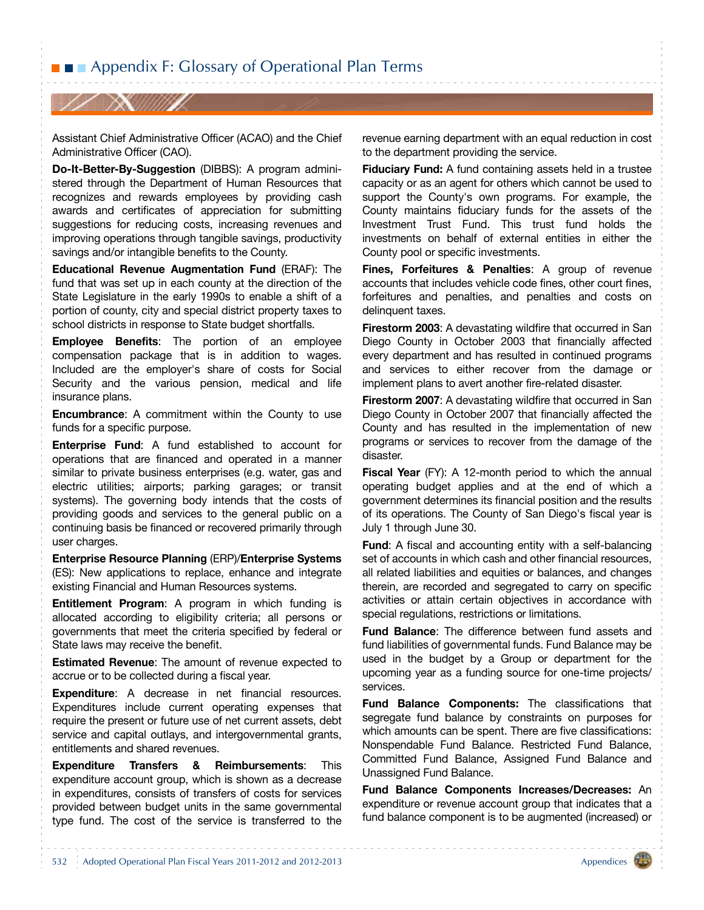## Appendix F: Glossary of Operational Plan Terms

Assistant Chief Administrative Officer (ACAO) and the Chief Administrative Officer (CAO).

**Do-It-Better-By-Suggestion** (DIBBS): A program administered through the Department of Human Resources that recognizes and rewards employees by providing cash awards and certificates of appreciation for submitting suggestions for reducing costs, increasing revenues and improving operations through tangible savings, productivity savings and/or intangible benefits to the County.

**Educational Revenue Augmentation Fund** (ERAF): The fund that was set up in each county at the direction of the State Legislature in the early 1990s to enable a shift of a portion of county, city and special district property taxes to school districts in response to State budget shortfalls.

**Employee Benefits**: The portion of an employee compensation package that is in addition to wages. Included are the employer's share of costs for Social Security and the various pension, medical and life insurance plans.

**Encumbrance**: A commitment within the County to use funds for a specific purpose.

**Enterprise Fund**: A fund established to account for operations that are financed and operated in a manner similar to private business enterprises (e.g. water, gas and electric utilities; airports; parking garages; or transit systems). The governing body intends that the costs of providing goods and services to the general public on a continuing basis be financed or recovered primarily through user charges.

**Enterprise Resource Planning** (ERP)/**Enterprise Systems** (ES): New applications to replace, enhance and integrate existing Financial and Human Resources systems.

**Entitlement Program**: A program in which funding is allocated according to eligibility criteria; all persons or governments that meet the criteria specified by federal or State laws may receive the benefit.

**Estimated Revenue**: The amount of revenue expected to accrue or to be collected during a fiscal year.

**Expenditure**: A decrease in net financial resources. Expenditures include current operating expenses that require the present or future use of net current assets, debt service and capital outlays, and intergovernmental grants, entitlements and shared revenues.

**Expenditure Transfers & Reimbursements**: This expenditure account group, which is shown as a decrease in expenditures, consists of transfers of costs for services provided between budget units in the same governmental type fund. The cost of the service is transferred to the revenue earning department with an equal reduction in cost to the department providing the service.

**Fiduciary Fund:** A fund containing assets held in a trustee capacity or as an agent for others which cannot be used to support the County's own programs. For example, the County maintains fiduciary funds for the assets of the Investment Trust Fund. This trust fund holds the investments on behalf of external entities in either the County pool or specific investments.

**Fines, Forfeitures & Penalties**: A group of revenue accounts that includes vehicle code fines, other court fines, forfeitures and penalties, and penalties and costs on delinquent taxes.

**Firestorm 2003**: A devastating wildfire that occurred in San Diego County in October 2003 that financially affected every department and has resulted in continued programs and services to either recover from the damage or implement plans to avert another fire-related disaster.

**Firestorm 2007**: A devastating wildfire that occurred in San Diego County in October 2007 that financially affected the County and has resulted in the implementation of new programs or services to recover from the damage of the disaster.

**Fiscal Year** (FY): A 12-month period to which the annual operating budget applies and at the end of which a government determines its financial position and the results of its operations. The County of San Diego's fiscal year is July 1 through June 30.

**Fund**: A fiscal and accounting entity with a self-balancing set of accounts in which cash and other financial resources, all related liabilities and equities or balances, and changes therein, are recorded and segregated to carry on specific activities or attain certain objectives in accordance with special regulations, restrictions or limitations.

**Fund Balance**: The difference between fund assets and fund liabilities of governmental funds. Fund Balance may be used in the budget by a Group or department for the upcoming year as a funding source for one-time projects/services.

**Fund Balance Components:** The classifications that segregate fund balance by constraints on purposes for which amounts can be spent. There are five classifications: Nonspendable Fund Balance. Restricted Fund Balance, Committed Fund Balance, Assigned Fund Balance and Unassigned Fund Balance.

**Fund Balance Components Increases/Decreases:** An expenditure or revenue account group that indicates that a fund balance component is to be augmented (increased) or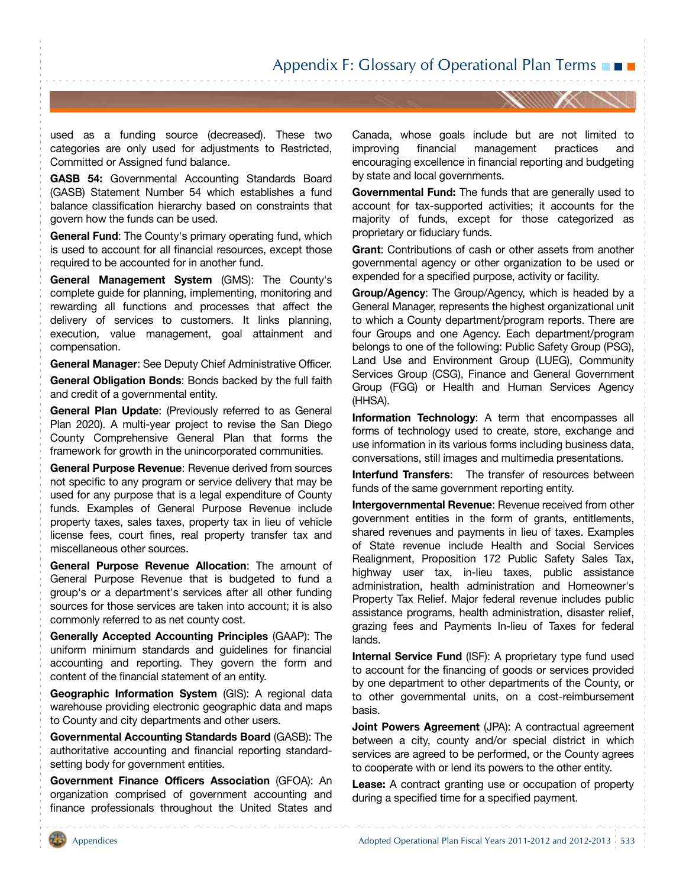used as a funding source (decreased). These two categories are only used for adjustments to Restricted, Committed or Assigned fund balance.

**GASB 54:** Governmental Accounting Standards Board (GASB) Statement Number 54 which establishes a fund balance classification hierarchy based on constraints that govern how the funds can be used.

**General Fund**: The County's primary operating fund, which is used to account for all financial resources, except those required to be accounted for in another fund.

**General Management System** (GMS): The County's complete guide for planning, implementing, monitoring and rewarding all functions and processes that affect the delivery of services to customers. It links planning, execution, value management, goal attainment and compensation.

**General Manager**: See Deputy Chief Administrative Officer.

**General Obligation Bonds**: Bonds backed by the full faith and credit of a governmental entity.

**General Plan Update**: (Previously referred to as General Plan 2020). A multi-year project to revise the San Diego County Comprehensive General Plan that forms the framework for growth in the unincorporated communities.

**General Purpose Revenue**: Revenue derived from sources not specific to any program or service delivery that may be used for any purpose that is a legal expenditure of County funds. Examples of General Purpose Revenue include property taxes, sales taxes, property tax in lieu of vehicle license fees, court fines, real property transfer tax and miscellaneous other sources.

**General Purpose Revenue Allocation**: The amount of General Purpose Revenue that is budgeted to fund a group's or a department's services after all other funding sources for those services are taken into account; it is also commonly referred to as net county cost.

**Generally Accepted Accounting Principles** (GAAP): The uniform minimum standards and guidelines for financial accounting and reporting. They govern the form and content of the financial statement of an entity.

**Geographic Information System** (GIS): A regional data warehouse providing electronic geographic data and maps to County and city departments and other users.

**Governmental Accounting Standards Board** (GASB): The authoritative accounting and financial reporting standard-setting body for government entities.

**Government Finance Officers Association** (GFOA): An organization comprised of government accounting and finance professionals throughout the United States and Canada, whose goals include but are not limited to improving financial management practices and encouraging excellence in financial reporting and budgeting by state and local governments.

**Governmental Fund:** The funds that are generally used to account for tax-supported activities; it accounts for the majority of funds, except for those categorized as proprietary or fiduciary funds.

**Grant**: Contributions of cash or other assets from another governmental agency or other organization to be used or expended for a specified purpose, activity or facility.

**Group/Agency**: The Group/Agency, which is headed by a General Manager, represents the highest organizational unit to which a County department/program reports. There are four Groups and one Agency. Each department/program belongs to one of the following: Public Safety Group (PSG), Land Use and Environment Group (LUEG), Community Services Group (CSG), Finance and General Government Group (FGG) or Health and Human Services Agency (HHSA).

**Information Technology**: A term that encompasses all forms of technology used to create, store, exchange and use information in its various forms including business data, conversations, still images and multimedia presentations.

**Interfund Transfers**: The transfer of resources between funds of the same government reporting entity.

**Intergovernmental Revenue**: Revenue received from other government entities in the form of grants, entitlements, shared revenues and payments in lieu of taxes. Examples of State revenue include Health and Social Services Realignment, Proposition 172 Public Safety Sales Tax, highway user tax, in-lieu taxes, public assistance administration, health administration and Homeowner's Property Tax Relief. Major federal revenue includes public assistance programs, health administration, disaster relief, grazing fees and Payments In-lieu of Taxes for federal lands.

**Internal Service Fund** (ISF): A proprietary type fund used to account for the financing of goods or services provided by one department to other departments of the County, or to other governmental units, on a cost-reimbursement basis.

**Joint Powers Agreement** (JPA): A contractual agreement between a city, county and/or special district in which services are agreed to be performed, or the County agrees to cooperate with or lend its powers to the other entity.

**Lease:** A contract granting use or occupation of property during a specified time for a specified payment.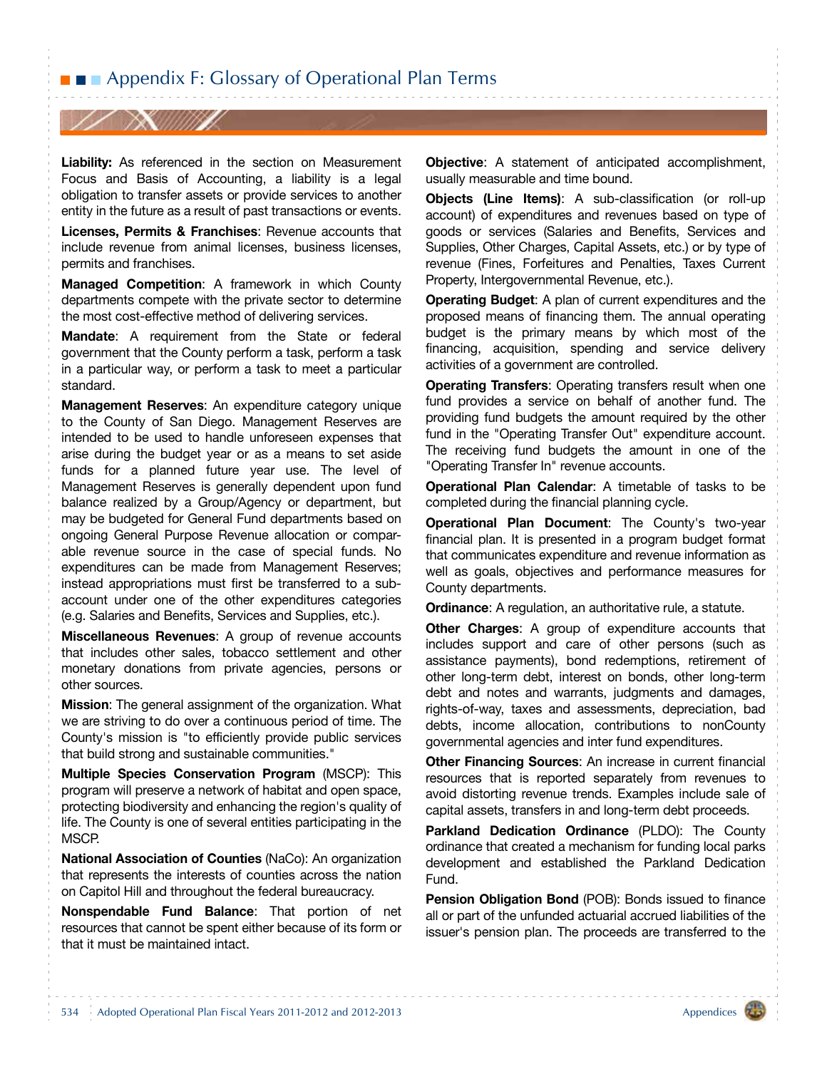# Appendix F: Glossary of Operational Plan Terms

**Liability:** As referenced in the section on Measurement Focus and Basis of Accounting, a liability is a legal obligation to transfer assets or provide services to another entity in the future as a result of past transactions or events.

**Licenses, Permits & Franchises**: Revenue accounts that include revenue from animal licenses, business licenses, permits and franchises.

**Managed Competition**: A framework in which County departments compete with the private sector to determine the most cost-effective method of delivering services.

**Mandate**: A requirement from the State or federal government that the County perform a task, perform a task in a particular way, or perform a task to meet a particular standard.

**Management Reserves**: An expenditure category unique to the County of San Diego. Management Reserves are intended to be used to handle unforeseen expenses that arise during the budget year or as a means to set aside funds for a planned future year use. The level of Management Reserves is generally dependent upon fund balance realized by a Group/Agency or department, but may be budgeted for General Fund departments based on ongoing General Purpose Revenue allocation or comparable revenue source in the case of special funds. No expenditures can be made from Management Reserves; instead appropriations must first be transferred to a sub-account under one of the other expenditures categories (e.g. Salaries and Benefits, Services and Supplies, etc.).

**Miscellaneous Revenues**: A group of revenue accounts that includes other sales, tobacco settlement and other monetary donations from private agencies, persons or other sources.

**Mission**: The general assignment of the organization. What we are striving to do over a continuous period of time. The County's mission is "to efficiently provide public services that build strong and sustainable communities."

**Multiple Species Conservation Program** (MSCP): This program will preserve a network of habitat and open space, protecting biodiversity and enhancing the region's quality of life. The County is one of several entities participating in the MSCP.

**National Association of Counties** (NaCo): An organization that represents the interests of counties across the nation on Capitol Hill and throughout the federal bureaucracy.

**Nonspendable Fund Balance**: That portion of net resources that cannot be spent either because of its form or that it must be maintained intact.

**Objective**: A statement of anticipated accomplishment, usually measurable and time bound.

**Objects (Line Items)**: A sub-classification (or roll-up account) of expenditures and revenues based on type of goods or services (Salaries and Benefits, Services and Supplies, Other Charges, Capital Assets, etc.) or by type of revenue (Fines, Forfeitures and Penalties, Taxes Current Property, Intergovernmental Revenue, etc.).

**Operating Budget**: A plan of current expenditures and the proposed means of financing them. The annual operating budget is the primary means by which most of the financing, acquisition, spending and service delivery activities of a government are controlled.

**Operating Transfers**: Operating transfers result when one fund provides a service on behalf of another fund. The providing fund budgets the amount required by the other fund in the "Operating Transfer Out" expenditure account. The receiving fund budgets the amount in one of the "Operating Transfer In" revenue accounts.

**Operational Plan Calendar**: A timetable of tasks to be completed during the financial planning cycle.

**Operational Plan Document**: The County's two-year financial plan. It is presented in a program budget format that communicates expenditure and revenue information as well as goals, objectives and performance measures for County departments.

**Ordinance**: A regulation, an authoritative rule, a statute.

**Other Charges**: A group of expenditure accounts that includes support and care of other persons (such as assistance payments), bond redemptions, retirement of other long-term debt, interest on bonds, other long-term debt and notes and warrants, judgments and damages, rights-of-way, taxes and assessments, depreciation, bad debts, income allocation, contributions to nonCounty governmental agencies and inter fund expenditures.

**Other Financing Sources**: An increase in current financial resources that is reported separately from revenues to avoid distorting revenue trends. Examples include sale of capital assets, transfers in and long-term debt proceeds.

**Parkland Dedication Ordinance** (PLDO): The County ordinance that created a mechanism for funding local parks development and established the Parkland Dedication Fund.

**Pension Obligation Bond** (POB): Bonds issued to finance all or part of the unfunded actuarial accrued liabilities of the issuer's pension plan. The proceeds are transferred to the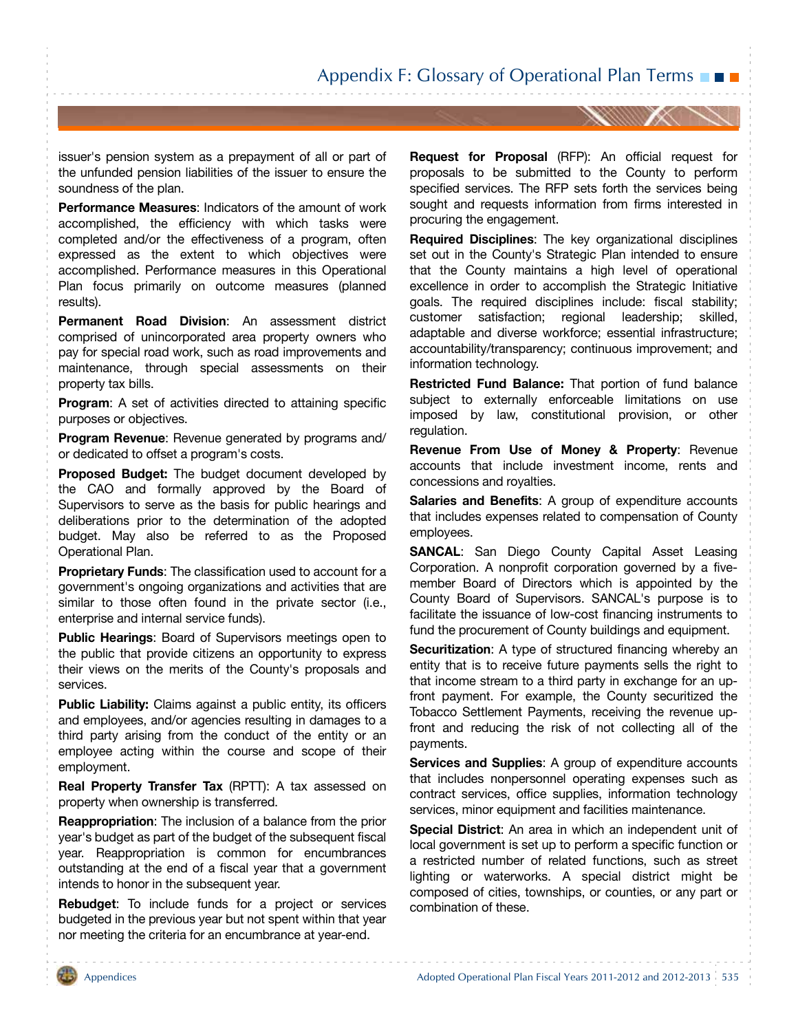issuer's pension system as a prepayment of all or part of the unfunded pension liabilities of the issuer to ensure the soundness of the plan.

**Performance Measures**: Indicators of the amount of work accomplished, the efficiency with which tasks were completed and/or the effectiveness of a program, often expressed as the extent to which objectives were accomplished. Performance measures in this Operational Plan focus primarily on outcome measures (planned results).

**Permanent Road Division**: An assessment district comprised of unincorporated area property owners who pay for special road work, such as road improvements and maintenance, through special assessments on their property tax bills.

**Program**: A set of activities directed to attaining specific purposes or objectives.

**Program Revenue**: Revenue generated by programs and/or dedicated to offset a program's costs.

**Proposed Budget:** The budget document developed by the CAO and formally approved by the Board of Supervisors to serve as the basis for public hearings and deliberations prior to the determination of the adopted budget. May also be referred to as the Proposed Operational Plan.

**Proprietary Funds**: The classification used to account for a government's ongoing organizations and activities that are similar to those often found in the private sector (i.e., enterprise and internal service funds).

**Public Hearings**: Board of Supervisors meetings open to the public that provide citizens an opportunity to express their views on the merits of the County's proposals and services.

**Public Liability:** Claims against a public entity, its officers and employees, and/or agencies resulting in damages to a third party arising from the conduct of the entity or an employee acting within the course and scope of their employment.

**Real Property Transfer Tax** (RPTT): A tax assessed on property when ownership is transferred.

**Reappropriation**: The inclusion of a balance from the prior year's budget as part of the budget of the subsequent fiscal year. Reappropriation is common for encumbrances outstanding at the end of a fiscal year that a government intends to honor in the subsequent year.

**Rebudget**: To include funds for a project or services budgeted in the previous year but not spent within that year nor meeting the criteria for an encumbrance at year-end.

**Request for Proposal** (RFP): An official request for proposals to be submitted to the County to perform specified services. The RFP sets forth the services being sought and requests information from firms interested in procuring the engagement.

**Required Disciplines**: The key organizational disciplines set out in the County's Strategic Plan intended to ensure that the County maintains a high level of operational excellence in order to accomplish the Strategic Initiative goals. The required disciplines include: fiscal stability; customer satisfaction; regional leadership; skilled, adaptable and diverse workforce; essential infrastructure; accountability/transparency; continuous improvement; and information technology.

**Restricted Fund Balance:** That portion of fund balance subject to externally enforceable limitations on use imposed by law, constitutional provision, or other regulation.

**Revenue From Use of Money & Property**: Revenue accounts that include investment income, rents and concessions and royalties.

**Salaries and Benefits**: A group of expenditure accounts that includes expenses related to compensation of County employees.

**SANCAL**: San Diego County Capital Asset Leasing Corporation. A nonprofit corporation governed by a five-member Board of Directors which is appointed by the County Board of Supervisors. SANCAL's purpose is to facilitate the issuance of low-cost financing instruments to fund the procurement of County buildings and equipment.

**Securitization**: A type of structured financing whereby an entity that is to receive future payments sells the right to that income stream to a third party in exchange for an up-front payment. For example, the County securitized the Tobacco Settlement Payments, receiving the revenue up-front and reducing the risk of not collecting all of the payments.

**Services and Supplies**: A group of expenditure accounts that includes nonpersonnel operating expenses such as contract services, office supplies, information technology services, minor equipment and facilities maintenance.

**Special District**: An area in which an independent unit of local government is set up to perform a specific function or a restricted number of related functions, such as street lighting or waterworks. A special district might be composed of cities, townships, or counties, or any part or combination of these.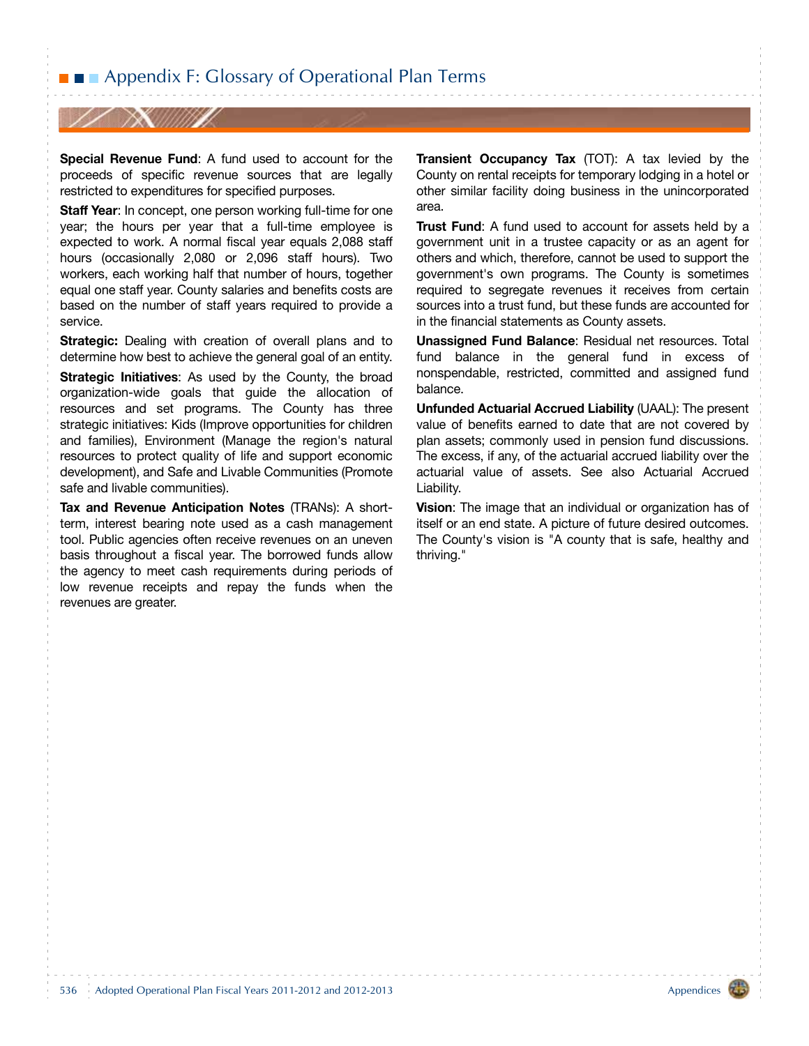# Appendix F: Glossary of Operational Plan Terms

**Special Revenue Fund**: A fund used to account for the proceeds of specific revenue sources that are legally restricted to expenditures for specified purposes.

**Staff Year**: In concept, one person working full-time for one year; the hours per year that a full-time employee is expected to work. A normal fiscal year equals 2,088 staff hours (occasionally 2,080 or 2,096 staff hours). Two workers, each working half that number of hours, together equal one staff year. County salaries and benefits costs are based on the number of staff years required to provide a service.

**Strategic:** Dealing with creation of overall plans and to determine how best to achieve the general goal of an entity.

**Strategic Initiatives**: As used by the County, the broad organization-wide goals that guide the allocation of resources and set programs. The County has three strategic initiatives: Kids (Improve opportunities for children and families), Environment (Manage the region's natural resources to protect quality of life and support economic development), and Safe and Livable Communities (Promote safe and livable communities).

**Tax and Revenue Anticipation Notes** (TRANs): A short-term, interest bearing note used as a cash management tool. Public agencies often receive revenues on an uneven basis throughout a fiscal year. The borrowed funds allow the agency to meet cash requirements during periods of low revenue receipts and repay the funds when the revenues are greater.

**Transient Occupancy Tax** (TOT): A tax levied by the County on rental receipts for temporary lodging in a hotel or other similar facility doing business in the unincorporated area.

**Trust Fund**: A fund used to account for assets held by a government unit in a trustee capacity or as an agent for others and which, therefore, cannot be used to support the government's own programs. The County is sometimes required to segregate revenues it receives from certain sources into a trust fund, but these funds are accounted for in the financial statements as County assets.

**Unassigned Fund Balance**: Residual net resources. Total fund balance in the general fund in excess of nonspendable, restricted, committed and assigned fund balance.

**Unfunded Actuarial Accrued Liability** (UAAL): The present value of benefits earned to date that are not covered by plan assets; commonly used in pension fund discussions. The excess, if any, of the actuarial accrued liability over the actuarial value of assets. See also Actuarial Accrued Liability.

**Vision**: The image that an individual or organization has of itself or an end state. A picture of future desired outcomes. The County's vision is "A county that is safe, healthy and thriving."